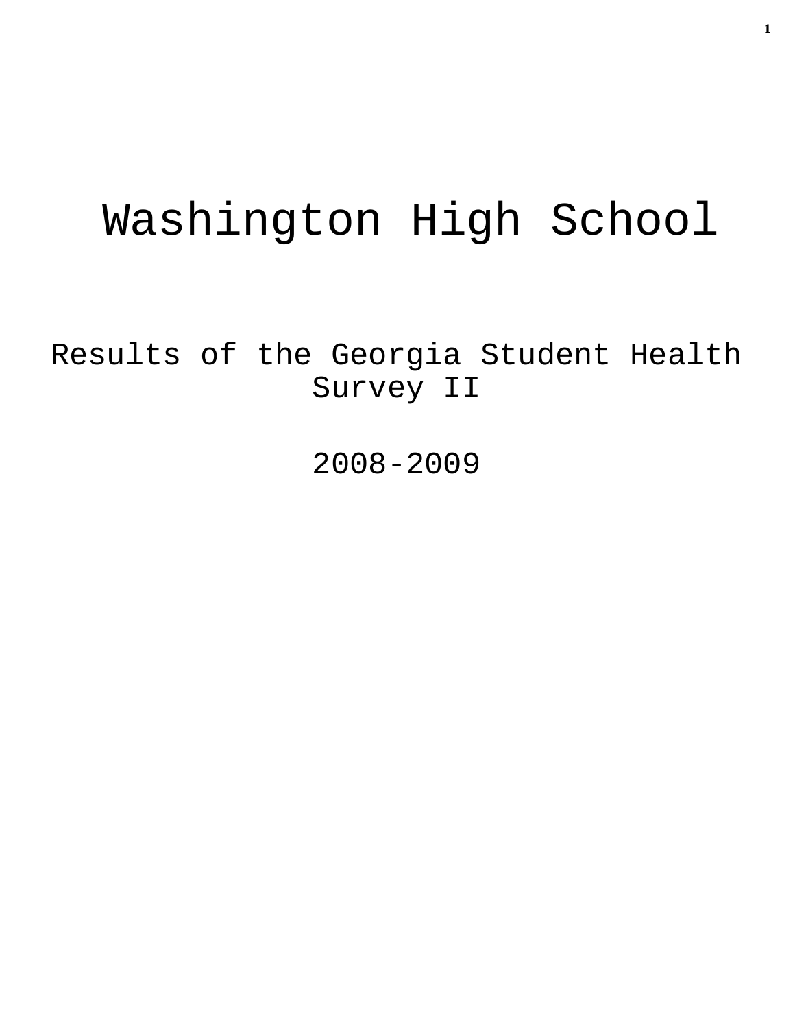# Washington High School

## Results of the Georgia Student Health Survey II

## 2008-2009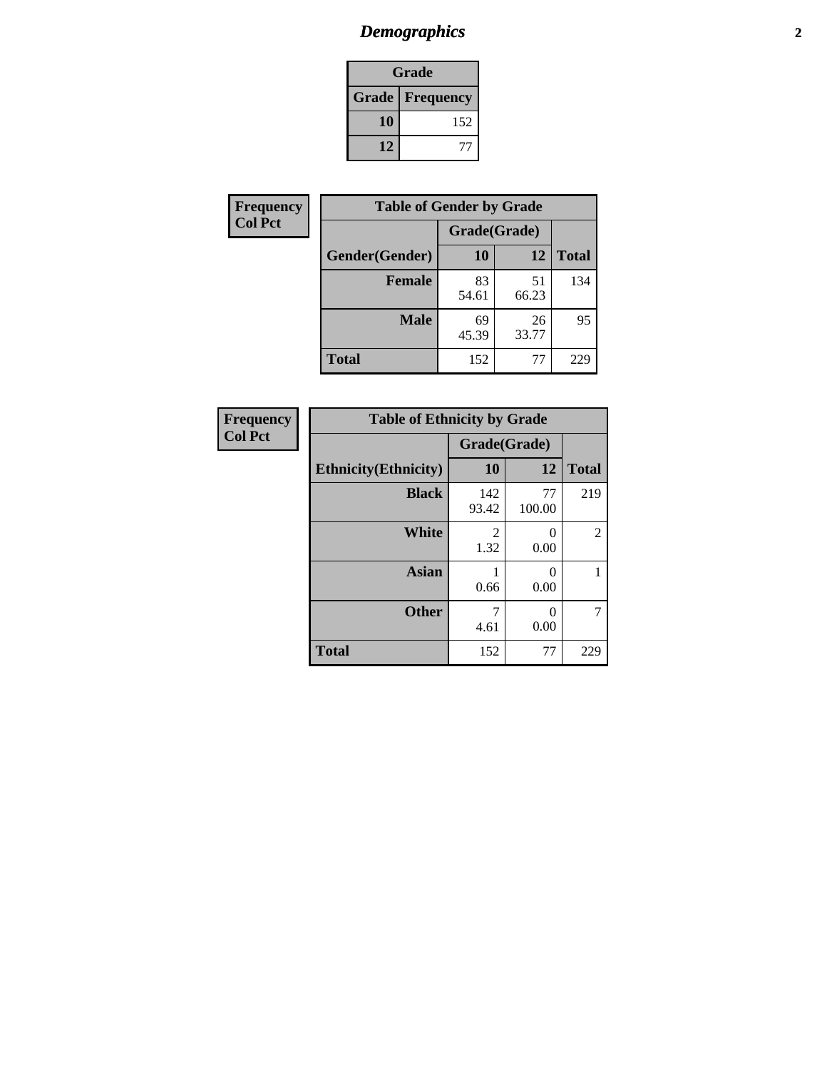# Demographics

| Grade | |
|---|---|
| **Grade** | **Frequency** |
| **10** | 152 |
| **12** | 77 |

**Frequency**
**Col Pct**

| Table of Gender by Grade | | | |
|---|---|---|---|
| | Grade(Grade) | | |
| **Gender(Gender)** | **10** | **12** | **Total** |
| **Female** | 83<br>54.61 | 51<br>66.23 | 134 |
| **Male** | 69<br>45.39 | 26<br>33.77 | 95 |
| **Total** | 152 | 77 | 229 |

**Frequency**
**Col Pct**

| Table of Ethnicity by Grade | | | |
|---|---|---|---|
| | Grade(Grade) | | |
| **Ethnicity(Ethnicity)** | **10** | **12** | **Total** |
| **Black** | 142<br>93.42 | 77<br>100.00 | 219 |
| **White** | 2<br>1.32 | 0<br>0.00 | 2 |
| **Asian** | 1<br>0.66 | 0<br>0.00 | 1 |
| **Other** | 7<br>4.61 | 0<br>0.00 | 7 |
| **Total** | 152 | 77 | 229 |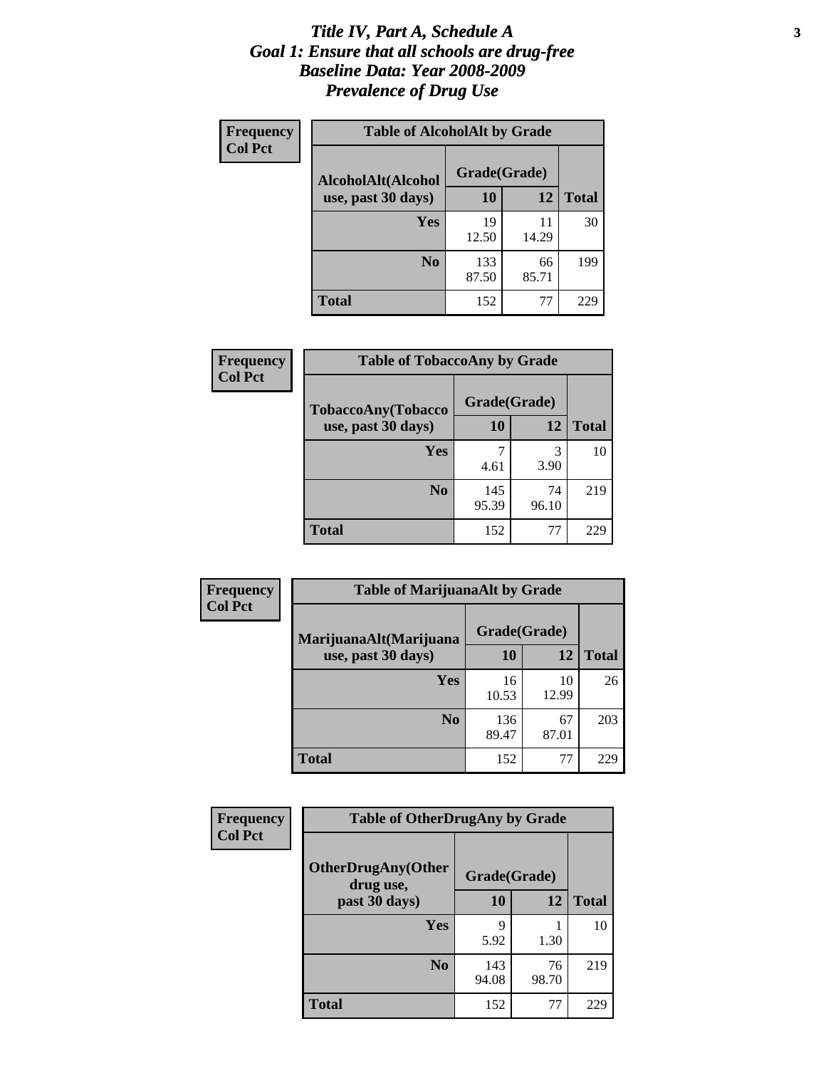# *Title IV, Part A, Schedule A*
# *Goal 1: Ensure that all schools are drug-free*
# *Baseline Data: Year 2008-2009*
# *Prevalence of Drug Use*

**Frequency**
**Col Pct**

| Table of AlcoholAlt by Grade | | | |
|---|---|---|---|
| AlcoholAlt(Alcohol use, past 30 days) | Grade(Grade) | | |
| | 10 | 12 | Total |
| Yes | 19<br>12.50 | 11<br>14.29 | 30 |
| No | 133<br>87.50 | 66<br>85.71 | 199 |
| Total | 152 | 77 | 229 |

**Frequency**
**Col Pct**

| Table of TobaccoAny by Grade | | | |
|---|---|---|---|
| TobaccoAny(Tobacco use, past 30 days) | Grade(Grade) | | |
| | 10 | 12 | Total |
| Yes | 7<br>4.61 | 3<br>3.90 | 10 |
| No | 145<br>95.39 | 74<br>96.10 | 219 |
| Total | 152 | 77 | 229 |

**Frequency**
**Col Pct**

| Table of MarijuanaAlt by Grade | | | |
|---|---|---|---|
| MarijuanaAlt(Marijuana use, past 30 days) | Grade(Grade) | | |
| | 10 | 12 | Total |
| Yes | 16<br>10.53 | 10<br>12.99 | 26 |
| No | 136<br>89.47 | 67<br>87.01 | 203 |
| Total | 152 | 77 | 229 |

**Frequency**
**Col Pct**

| Table of OtherDrugAny by Grade | | | |
|---|---|---|---|
| OtherDrugAny(Other drug use, past 30 days) | Grade(Grade) | | |
| | 10 | 12 | Total |
| Yes | 9<br>5.92 | 1<br>1.30 | 10 |
| No | 143<br>94.08 | 76<br>98.70 | 219 |
| Total | 152 | 77 | 229 |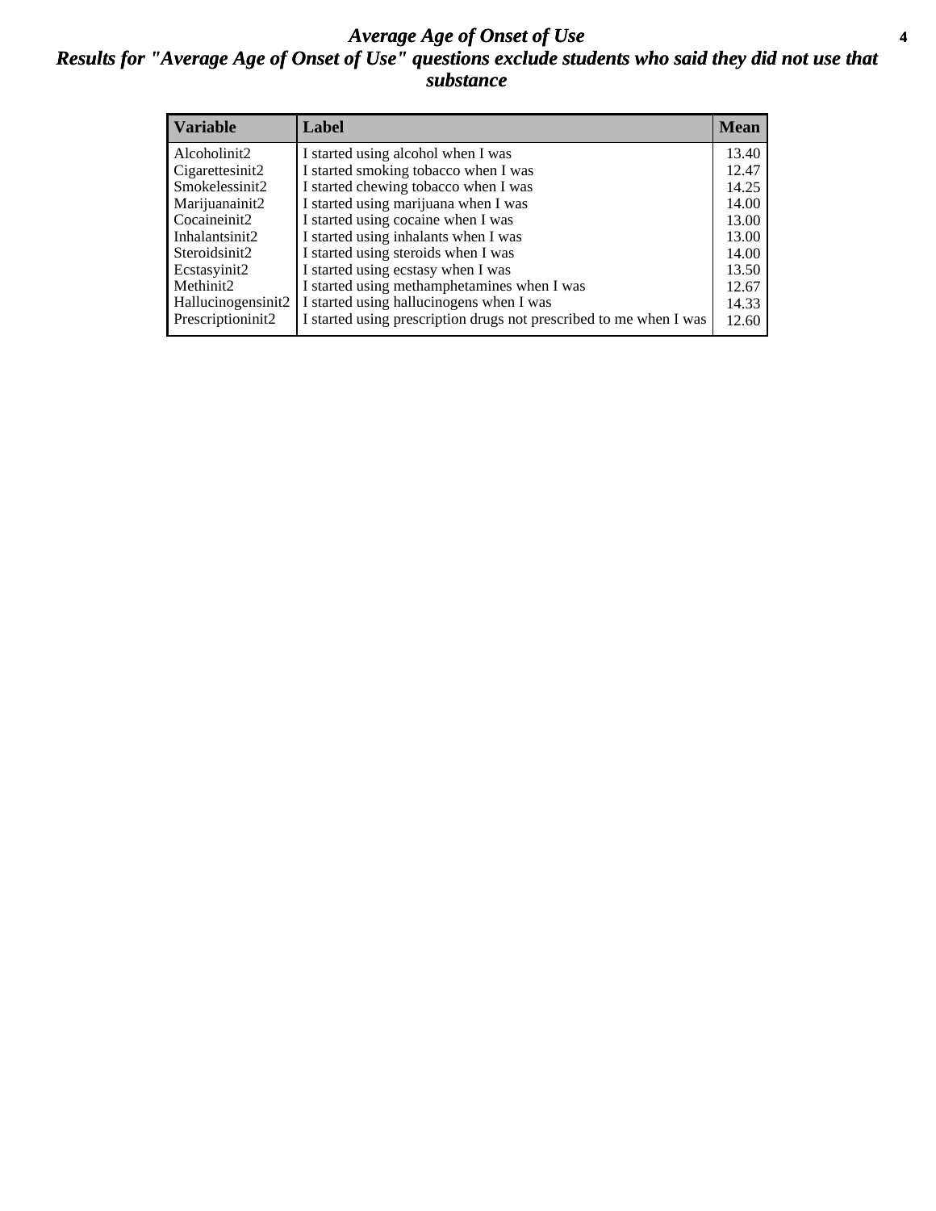# *Average Age of Onset of Use*

## *Results for "Average Age of Onset of Use" questions exclude students who said they did not use that substance*

| Variable | Label | Mean |
|---|---|---|
| Alcoholinit2 | I started using alcohol when I was | 13.40 |
| Cigarettesinit2 | I started smoking tobacco when I was | 12.47 |
| Smokelessinit2 | I started chewing tobacco when I was | 14.25 |
| Marijuanainit2 | I started using marijuana when I was | 14.00 |
| Cocaineinit2 | I started using cocaine when I was | 13.00 |
| Inhalantsinit2 | I started using inhalants when I was | 13.00 |
| Steroidsinit2 | I started using steroids when I was | 14.00 |
| Ecstasyinit2 | I started using ecstasy when I was | 13.50 |
| Methinit2 | I started using methamphetamines when I was | 12.67 |
| Hallucinogensinit2 | I started using hallucinogens when I was | 14.33 |
| Prescriptioninit2 | I started using prescription drugs not prescribed to me when I was | 12.60 |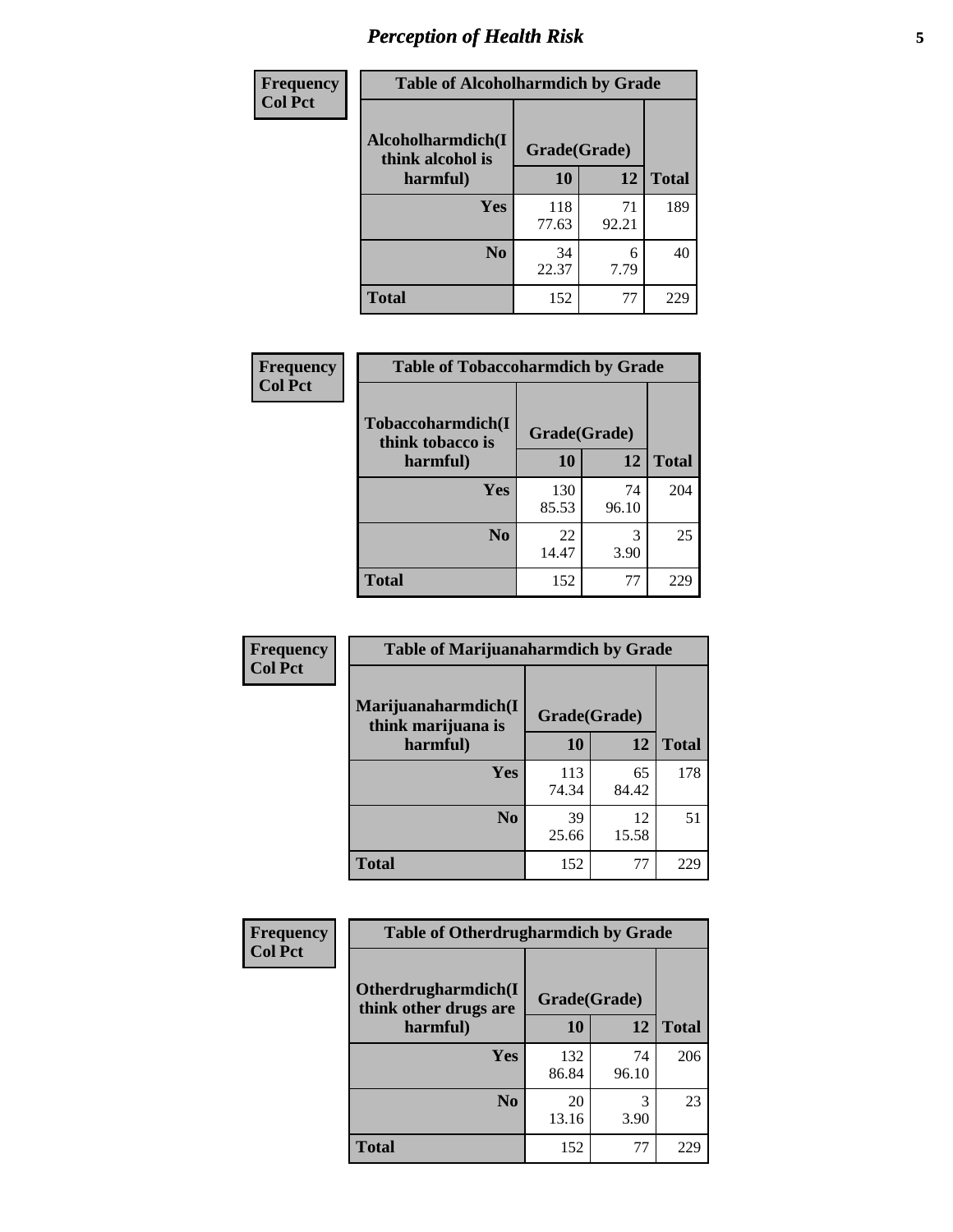## Perception of Health Risk

**Frequency / Col Pct**

**Table of Alcoholharmdich by Grade**

| Alcoholharmdich(I think alcohol is harmful) | Grade(Grade) 10 | 12 | Total |
|---|---|---|---|
| Yes | 118<br>77.63 | 71<br>92.21 | 189 |
| No | 34<br>22.37 | 6<br>7.79 | 40 |
| Total | 152 | 77 | 229 |

**Frequency / Col Pct**

**Table of Tobaccoharmdich by Grade**

| Tobaccoharmdich(I think tobacco is harmful) | Grade(Grade) 10 | 12 | Total |
|---|---|---|---|
| Yes | 130<br>85.53 | 74<br>96.10 | 204 |
| No | 22<br>14.47 | 3<br>3.90 | 25 |
| Total | 152 | 77 | 229 |

**Frequency / Col Pct**

**Table of Marijuanaharmdich by Grade**

| Marijuanaharmdich(I think marijuana is harmful) | Grade(Grade) 10 | 12 | Total |
|---|---|---|---|
| Yes | 113<br>74.34 | 65<br>84.42 | 178 |
| No | 39<br>25.66 | 12<br>15.58 | 51 |
| Total | 152 | 77 | 229 |

**Frequency / Col Pct**

**Table of Otherdrugharmdich by Grade**

| Otherdrugharmdich(I think other drugs are harmful) | Grade(Grade) 10 | 12 | Total |
|---|---|---|---|
| Yes | 132<br>86.84 | 74<br>96.10 | 206 |
| No | 20<br>13.16 | 3<br>3.90 | 23 |
| Total | 152 | 77 | 229 |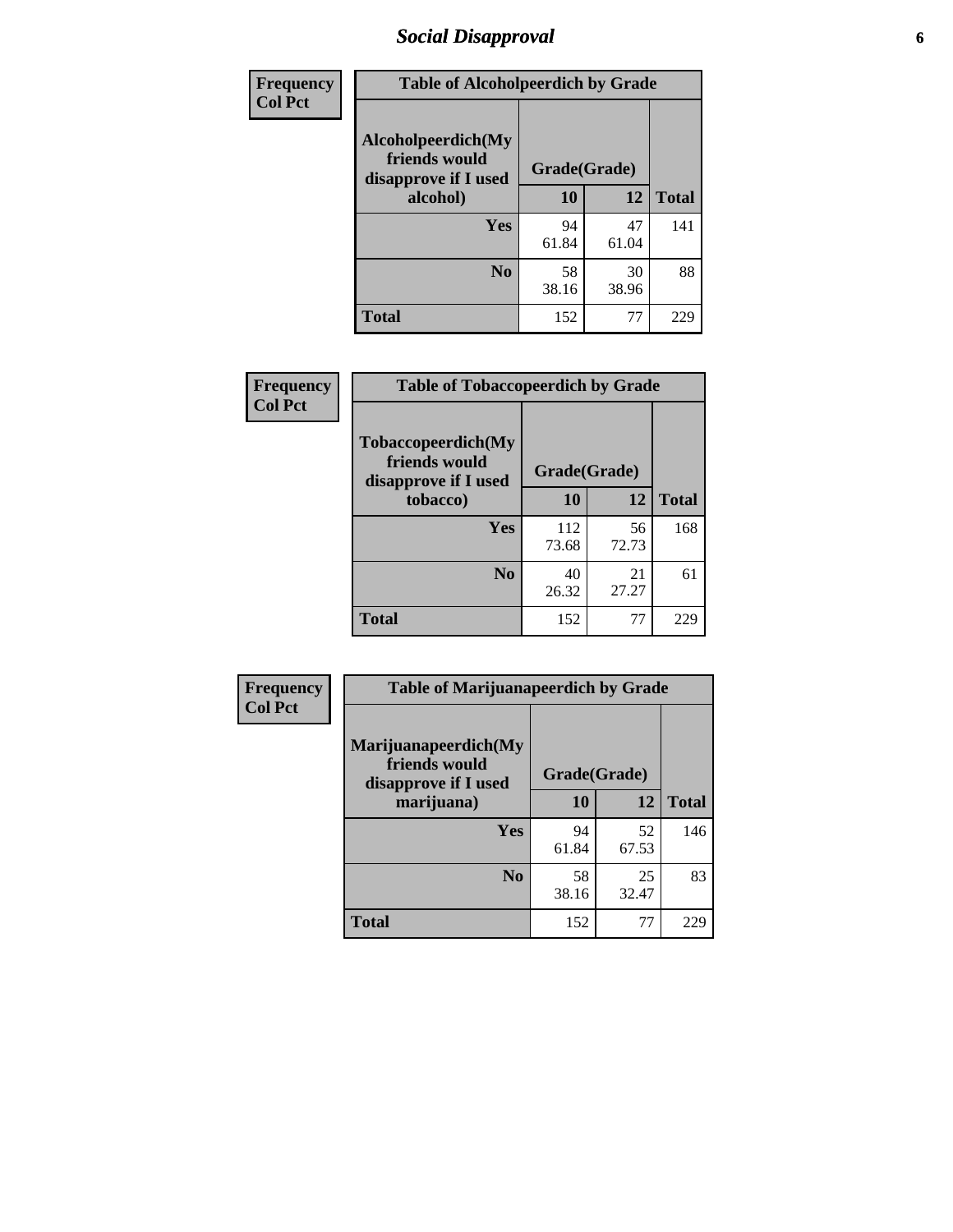# Social Disapproval

| Frequency<br>Col Pct |
|---|

**Table of Alcoholpeerdich by Grade**

| Alcoholpeerdich(My friends would disapprove if I used alcohol) | Grade(Grade) | | |
|---|---|---|---|
| | 10 | 12 | Total |
| Yes | 94<br>61.84 | 47<br>61.04 | 141 |
| No | 58<br>38.16 | 30<br>38.96 | 88 |
| Total | 152 | 77 | 229 |

| Frequency<br>Col Pct |
|---|

**Table of Tobaccopeerdich by Grade**

| Tobaccopeerdich(My friends would disapprove if I used tobacco) | Grade(Grade) | | |
|---|---|---|---|
| | 10 | 12 | Total |
| Yes | 112<br>73.68 | 56<br>72.73 | 168 |
| No | 40<br>26.32 | 21<br>27.27 | 61 |
| Total | 152 | 77 | 229 |

| Frequency<br>Col Pct |
|---|

**Table of Marijuanapeerdich by Grade**

| Marijuanapeerdich(My friends would disapprove if I used marijuana) | Grade(Grade) | | |
|---|---|---|---|
| | 10 | 12 | Total |
| Yes | 94<br>61.84 | 52<br>67.53 | 146 |
| No | 58<br>38.16 | 25<br>32.47 | 83 |
| Total | 152 | 77 | 229 |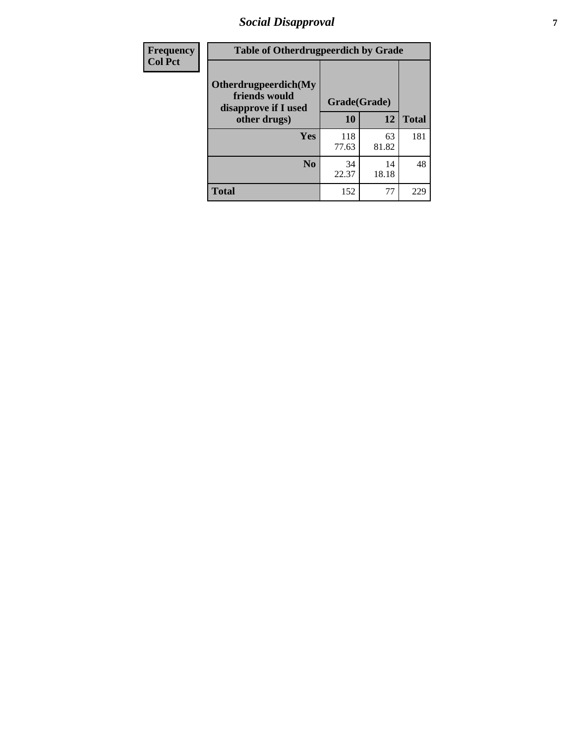# Social Disapproval

| Frequency<br>Col Pct | | | |
|---|---|---|---|
| **Table of Otherdrugpeerdich by Grade** | | | |
| **Otherdrugpeerdich(My friends would disapprove if I used other drugs)** | **Grade(Grade)** | | |
| | **10** | **12** | **Total** |
| **Yes** | 118<br>77.63 | 63<br>81.82 | 181 |
| **No** | 34<br>22.37 | 14<br>18.18 | 48 |
| **Total** | 152 | 77 | 229 |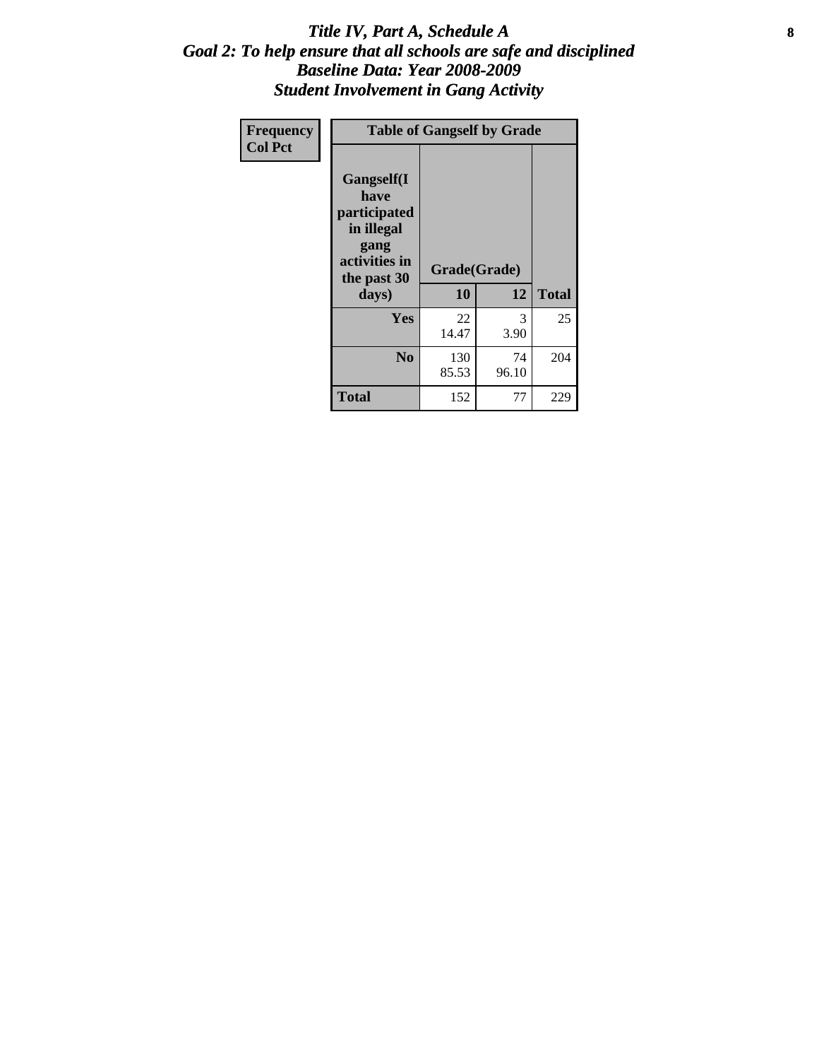# *Title IV, Part A, Schedule A*
## *Goal 2: To help ensure that all schools are safe and disciplined*
## *Baseline Data: Year 2008-2009*
## *Student Involvement in Gang Activity*

| Frequency<br>Col Pct | Table of Gangself by Grade | | |
|---|---|---|---|
| Gangself(I have participated in illegal gang activities in the past 30 days) | Grade(Grade) | | |
| | 10 | 12 | Total |
| Yes | 22<br>14.47 | 3<br>3.90 | 25 |
| No | 130<br>85.53 | 74<br>96.10 | 204 |
| Total | 152 | 77 | 229 |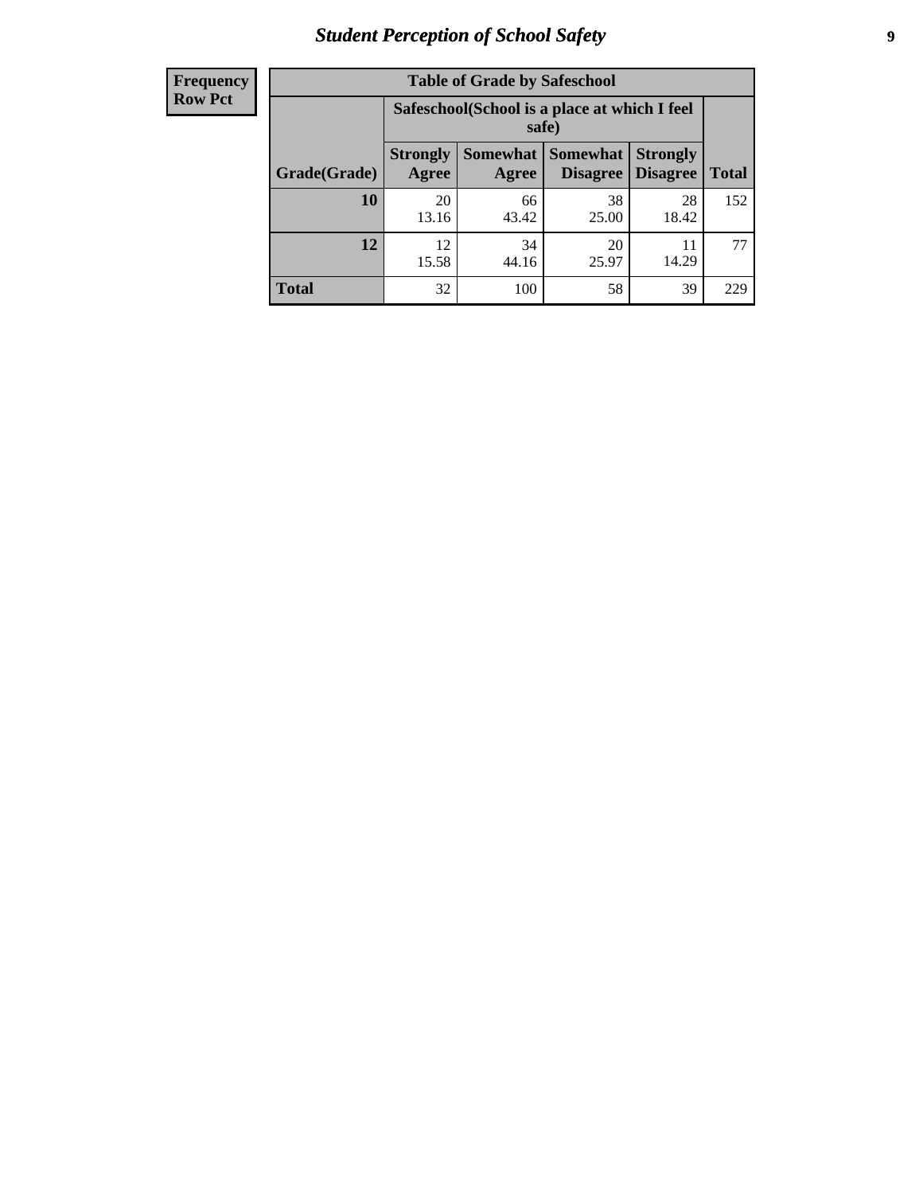| Frequency<br>Row Pct |
|---|

| Table of Grade by Safeschool | | | | | |
|---|---|---|---|---|---|
| | Safeschool(School is a place at which I feel safe) | | | | |
| Grade(Grade) | Strongly Agree | Somewhat Agree | Somewhat Disagree | Strongly Disagree | Total |
| 10 | 20<br>13.16 | 66<br>43.42 | 38<br>25.00 | 28<br>18.42 | 152 |
| 12 | 12<br>15.58 | 34<br>44.16 | 20<br>25.97 | 11<br>14.29 | 77 |
| Total | 32 | 100 | 58 | 39 | 229 |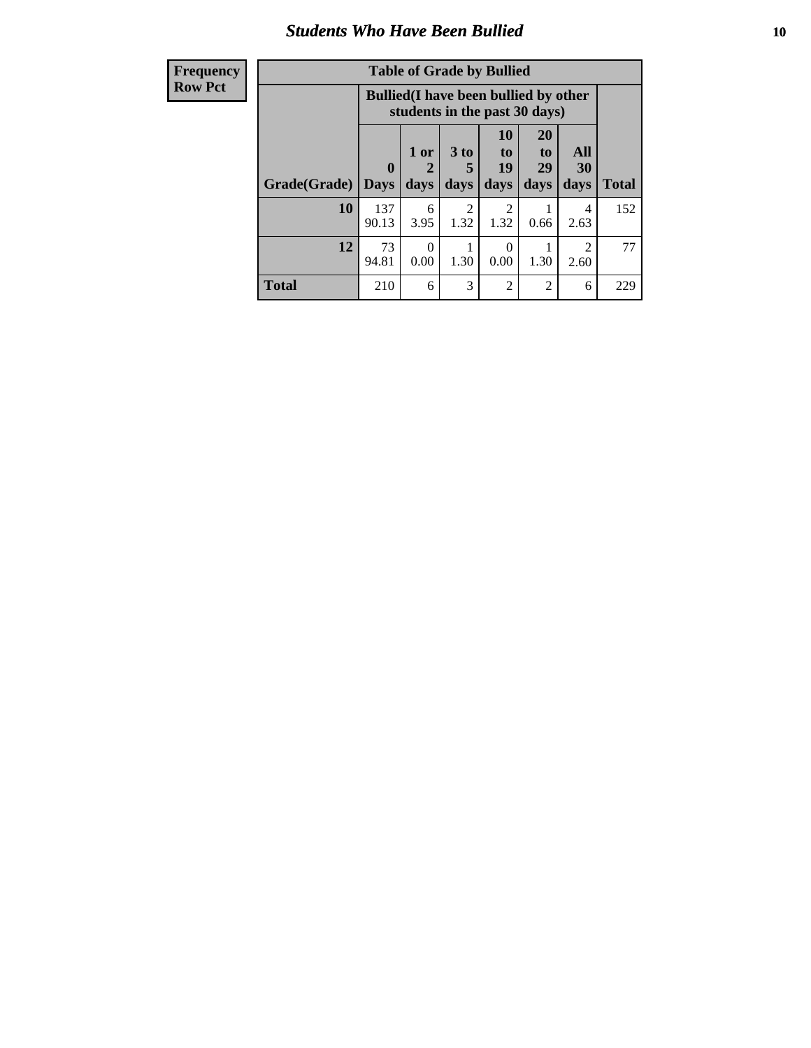# Students Who Have Been Bullied

| Frequency<br>Row Pct |
|---|

**Table of Grade by Bullied**

| Grade(Grade) | Bullied(I have been bullied by other students in the past 30 days) | | | | | | Total |
|---|---|---|---|---|---|---|---|
| | 0 Days | 1 or 2 days | 3 to 5 days | 10 to 19 days | 20 to 29 days | All 30 days | |
| **10** | 137<br>90.13 | 6<br>3.95 | 2<br>1.32 | 2<br>1.32 | 1<br>0.66 | 4<br>2.63 | 152 |
| **12** | 73<br>94.81 | 0<br>0.00 | 1<br>1.30 | 0<br>0.00 | 1<br>1.30 | 2<br>2.60 | 77 |
| **Total** | 210 | 6 | 3 | 2 | 2 | 6 | 229 |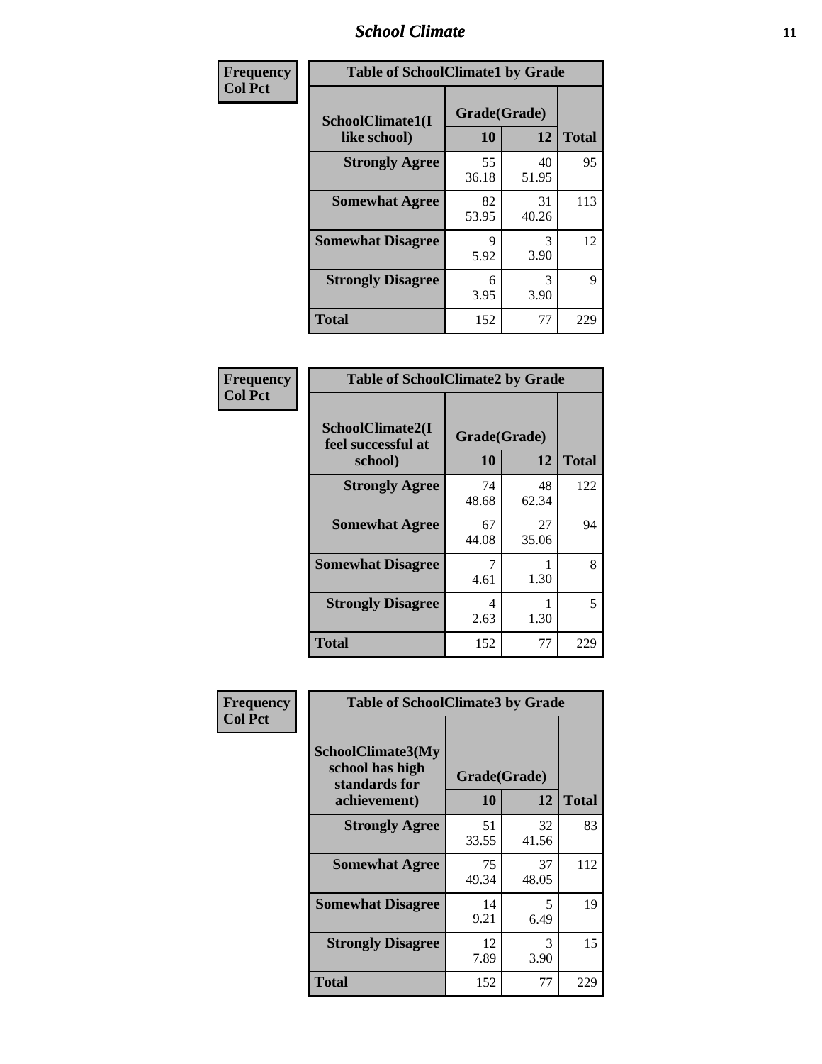| Frequency<br>Col Pct | Table of SchoolClimate1 by Grade | | |
|---|---|---|---|
| SchoolClimate1(I like school) | Grade(Grade) | | Total |
| | 10 | 12 | |
| Strongly Agree | 55<br>36.18 | 40<br>51.95 | 95 |
| Somewhat Agree | 82<br>53.95 | 31<br>40.26 | 113 |
| Somewhat Disagree | 9<br>5.92 | 3<br>3.90 | 12 |
| Strongly Disagree | 6<br>3.95 | 3<br>3.90 | 9 |
| Total | 152 | 77 | 229 |

| Frequency<br>Col Pct | Table of SchoolClimate2 by Grade | | |
|---|---|---|---|
| SchoolClimate2(I feel successful at school) | Grade(Grade) | | Total |
| | 10 | 12 | |
| Strongly Agree | 74<br>48.68 | 48<br>62.34 | 122 |
| Somewhat Agree | 67<br>44.08 | 27<br>35.06 | 94 |
| Somewhat Disagree | 7<br>4.61 | 1<br>1.30 | 8 |
| Strongly Disagree | 4<br>2.63 | 1<br>1.30 | 5 |
| Total | 152 | 77 | 229 |

| Frequency<br>Col Pct | Table of SchoolClimate3 by Grade | | |
|---|---|---|---|
| SchoolClimate3(My school has high standards for achievement) | Grade(Grade) | | Total |
| | 10 | 12 | |
| Strongly Agree | 51<br>33.55 | 32<br>41.56 | 83 |
| Somewhat Agree | 75<br>49.34 | 37<br>48.05 | 112 |
| Somewhat Disagree | 14<br>9.21 | 5<br>6.49 | 19 |
| Strongly Disagree | 12<br>7.89 | 3<br>3.90 | 15 |
| Total | 152 | 77 | 229 |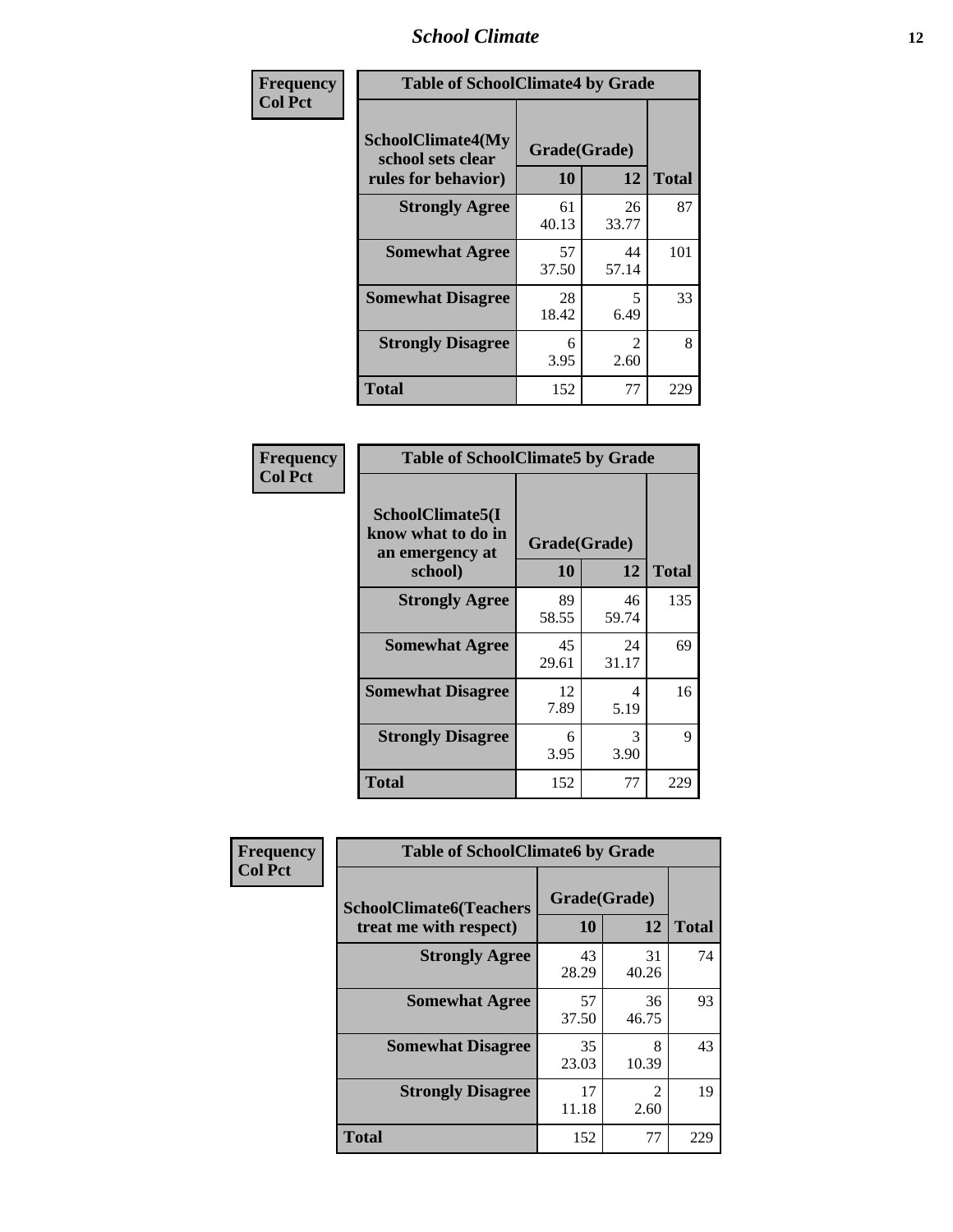**Frequency**
**Col Pct**

| Table of SchoolClimate4 by Grade | | | |
|---|---|---|---|
| **SchoolClimate4(My school sets clear rules for behavior)** | **Grade(Grade)** | | |
| | **10** | **12** | **Total** |
| **Strongly Agree** | 61<br>40.13 | 26<br>33.77 | 87 |
| **Somewhat Agree** | 57<br>37.50 | 44<br>57.14 | 101 |
| **Somewhat Disagree** | 28<br>18.42 | 5<br>6.49 | 33 |
| **Strongly Disagree** | 6<br>3.95 | 2<br>2.60 | 8 |
| **Total** | 152 | 77 | 229 |

**Frequency**
**Col Pct**

| Table of SchoolClimate5 by Grade | | | |
|---|---|---|---|
| **SchoolClimate5(I know what to do in an emergency at school)** | **Grade(Grade)** | | |
| | **10** | **12** | **Total** |
| **Strongly Agree** | 89<br>58.55 | 46<br>59.74 | 135 |
| **Somewhat Agree** | 45<br>29.61 | 24<br>31.17 | 69 |
| **Somewhat Disagree** | 12<br>7.89 | 4<br>5.19 | 16 |
| **Strongly Disagree** | 6<br>3.95 | 3<br>3.90 | 9 |
| **Total** | 152 | 77 | 229 |

**Frequency**
**Col Pct**

| Table of SchoolClimate6 by Grade | | | |
|---|---|---|---|
| **SchoolClimate6(Teachers treat me with respect)** | **Grade(Grade)** | | |
| | **10** | **12** | **Total** |
| **Strongly Agree** | 43<br>28.29 | 31<br>40.26 | 74 |
| **Somewhat Agree** | 57<br>37.50 | 36<br>46.75 | 93 |
| **Somewhat Disagree** | 35<br>23.03 | 8<br>10.39 | 43 |
| **Strongly Disagree** | 17<br>11.18 | 2<br>2.60 | 19 |
| **Total** | 152 | 77 | 229 |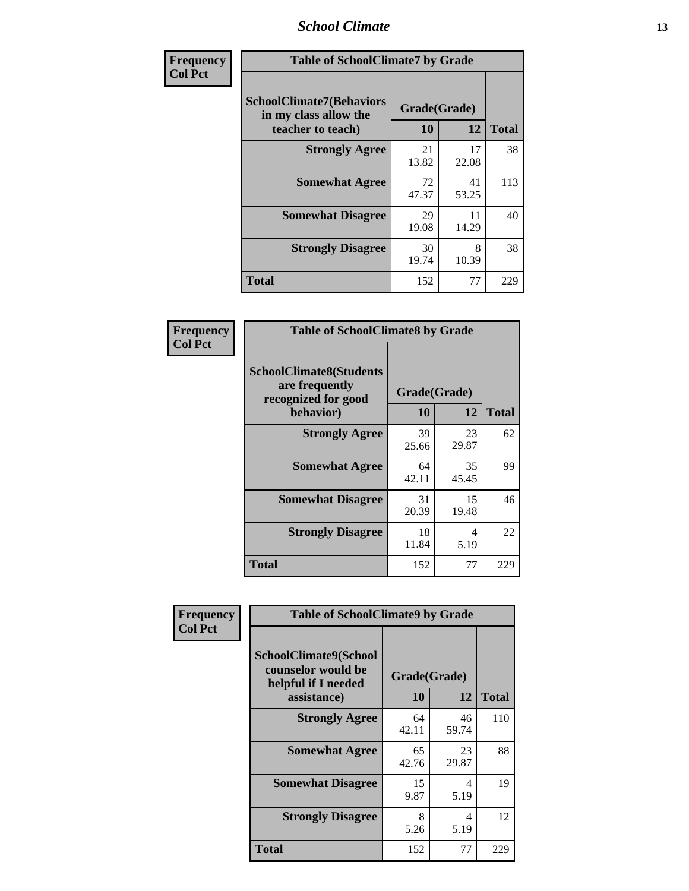| Frequency Col Pct | | | |
|---|---|---|---|

**Table of SchoolClimate7 by Grade**

| SchoolClimate7(Behaviors in my class allow the teacher to teach) | Grade(Grade) | | Total |
|---|---|---|---|
| | 10 | 12 | |
| Strongly Agree | 21<br>13.82 | 17<br>22.08 | 38 |
| Somewhat Agree | 72<br>47.37 | 41<br>53.25 | 113 |
| Somewhat Disagree | 29<br>19.08 | 11<br>14.29 | 40 |
| Strongly Disagree | 30<br>19.74 | 8<br>10.39 | 38 |
| Total | 152 | 77 | 229 |

| Frequency Col Pct | | | |
|---|---|---|---|

**Table of SchoolClimate8 by Grade**

| SchoolClimate8(Students are frequently recognized for good behavior) | Grade(Grade) | | Total |
|---|---|---|---|
| | 10 | 12 | |
| Strongly Agree | 39<br>25.66 | 23<br>29.87 | 62 |
| Somewhat Agree | 64<br>42.11 | 35<br>45.45 | 99 |
| Somewhat Disagree | 31<br>20.39 | 15<br>19.48 | 46 |
| Strongly Disagree | 18<br>11.84 | 4<br>5.19 | 22 |
| Total | 152 | 77 | 229 |

| Frequency Col Pct | | | |
|---|---|---|---|

**Table of SchoolClimate9 by Grade**

| SchoolClimate9(School counselor would be helpful if I needed assistance) | Grade(Grade) | | Total |
|---|---|---|---|
| | 10 | 12 | |
| Strongly Agree | 64<br>42.11 | 46<br>59.74 | 110 |
| Somewhat Agree | 65<br>42.76 | 23<br>29.87 | 88 |
| Somewhat Disagree | 15<br>9.87 | 4<br>5.19 | 19 |
| Strongly Disagree | 8<br>5.26 | 4<br>5.19 | 12 |
| Total | 152 | 77 | 229 |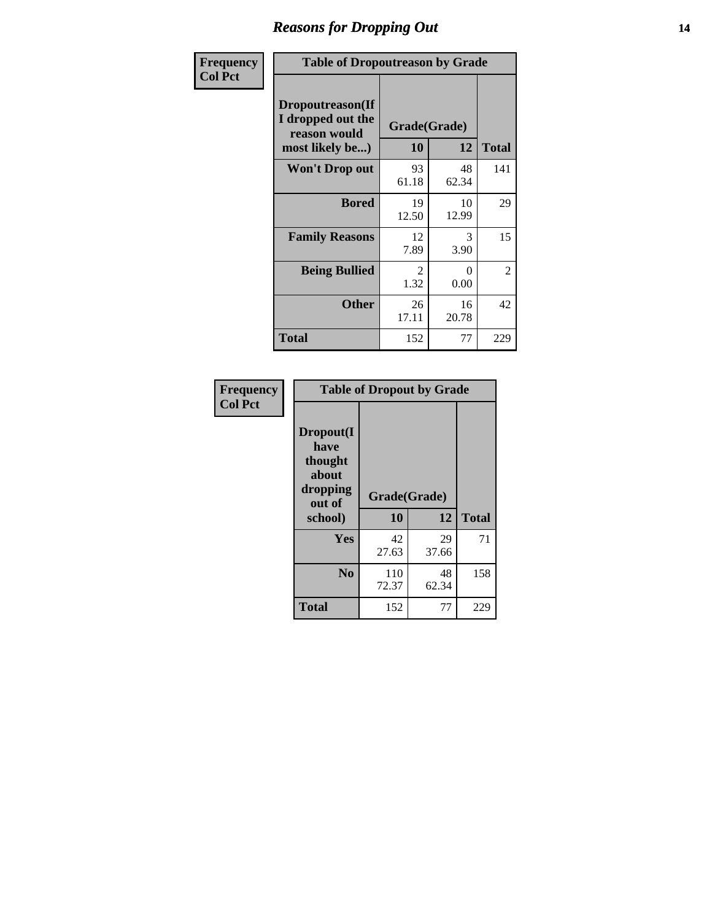# Reasons for Dropping Out

| Frequency<br>Col Pct | Table of Dropoutreason by Grade | | |
|---|---|---|---|
| **Dropoutreason(If I dropped out the reason would most likely be...)** | **Grade(Grade)** | | |
| | **10** | **12** | **Total** |
| **Won't Drop out** | 93<br>61.18 | 48<br>62.34 | 141 |
| **Bored** | 19<br>12.50 | 10<br>12.99 | 29 |
| **Family Reasons** | 12<br>7.89 | 3<br>3.90 | 15 |
| **Being Bullied** | 2<br>1.32 | 0<br>0.00 | 2 |
| **Other** | 26<br>17.11 | 16<br>20.78 | 42 |
| **Total** | 152 | 77 | 229 |

| Frequency<br>Col Pct | Table of Dropout by Grade | | |
|---|---|---|---|
| **Dropout(I have thought about dropping out of school)** | **Grade(Grade)** | | |
| | **10** | **12** | **Total** |
| **Yes** | 42<br>27.63 | 29<br>37.66 | 71 |
| **No** | 110<br>72.37 | 48<br>62.34 | 158 |
| **Total** | 152 | 77 | 229 |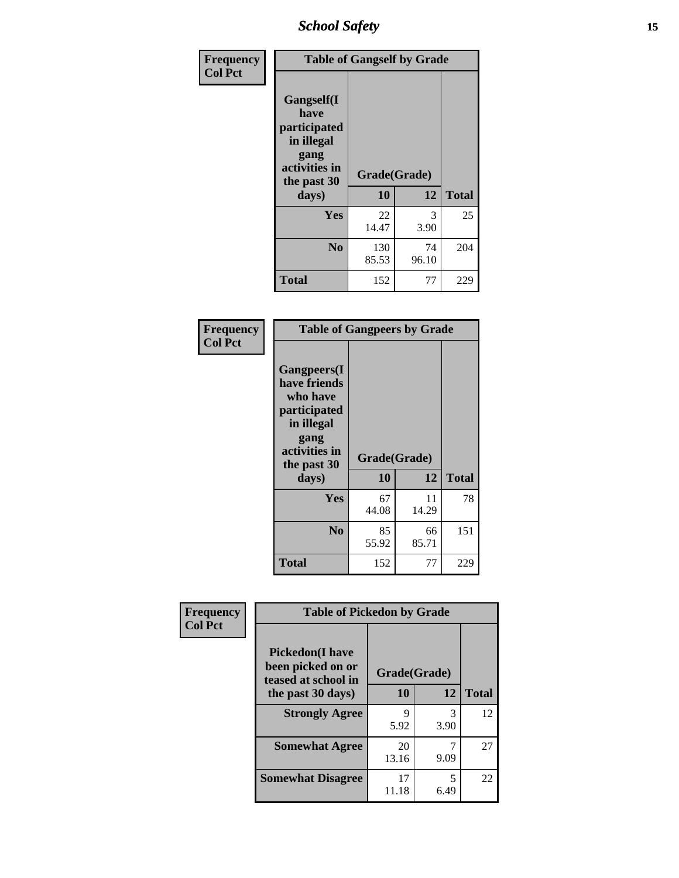| Frequency<br>Col Pct |
|---|

**Table of Gangself by Grade**

| Gangself(I have participated in illegal gang activities in the past 30 days) | Grade(Grade) | | Total |
|---|---|---|---|
| | 10 | 12 | |
| **Yes** | 22<br>14.47 | 3<br>3.90 | 25 |
| **No** | 130<br>85.53 | 74<br>96.10 | 204 |
| **Total** | 152 | 77 | 229 |

| Frequency<br>Col Pct |
|---|

**Table of Gangpeers by Grade**

| Gangpeers(I have friends who have participated in illegal gang activities in the past 30 days) | Grade(Grade) | | Total |
|---|---|---|---|
| | 10 | 12 | |
| **Yes** | 67<br>44.08 | 11<br>14.29 | 78 |
| **No** | 85<br>55.92 | 66<br>85.71 | 151 |
| **Total** | 152 | 77 | 229 |

| Frequency<br>Col Pct |
|---|

**Table of Pickedon by Grade**

| Pickedon(I have been picked on or teased at school in the past 30 days) | Grade(Grade) | | Total |
|---|---|---|---|
| | 10 | 12 | |
| **Strongly Agree** | 9<br>5.92 | 3<br>3.90 | 12 |
| **Somewhat Agree** | 20<br>13.16 | 7<br>9.09 | 27 |
| **Somewhat Disagree** | 17<br>11.18 | 5<br>6.49 | 22 |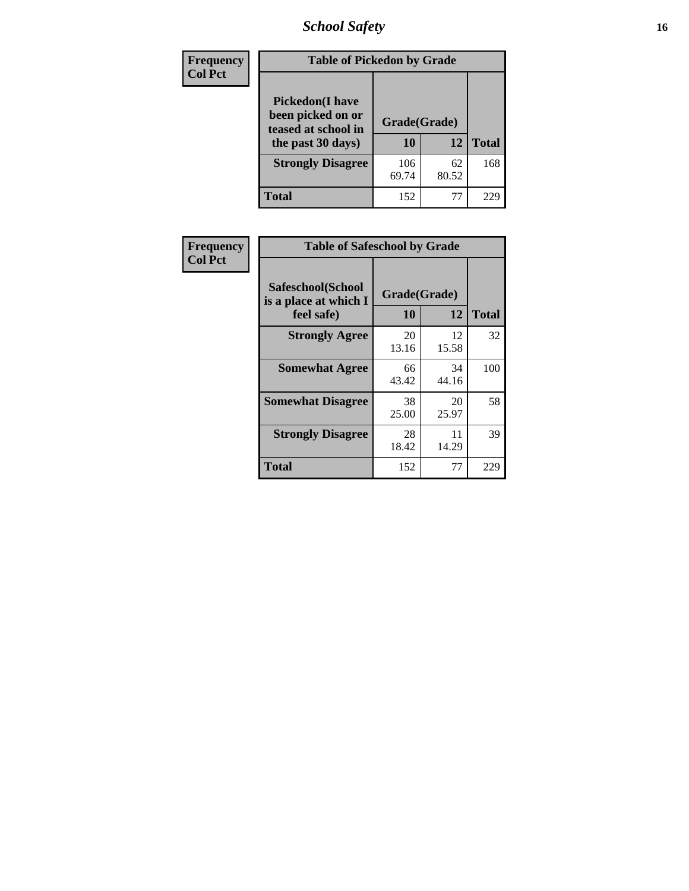| Frequency<br>Col Pct |
|---|

**Table of Pickedon by Grade**

| Pickedon(I have been picked on or teased at school in the past 30 days) | Grade(Grade) | | Total |
|---|---|---|---|
| | 10 | 12 | |
| Strongly Disagree | 106<br>69.74 | 62<br>80.52 | 168 |
| Total | 152 | 77 | 229 |

| Frequency<br>Col Pct |
|---|

**Table of Safeschool by Grade**

| Safeschool(School is a place at which I feel safe) | Grade(Grade) | | Total |
|---|---|---|---|
| | 10 | 12 | |
| Strongly Agree | 20<br>13.16 | 12<br>15.58 | 32 |
| Somewhat Agree | 66<br>43.42 | 34<br>44.16 | 100 |
| Somewhat Disagree | 38<br>25.00 | 20<br>25.97 | 58 |
| Strongly Disagree | 28<br>18.42 | 11<br>14.29 | 39 |
| Total | 152 | 77 | 229 |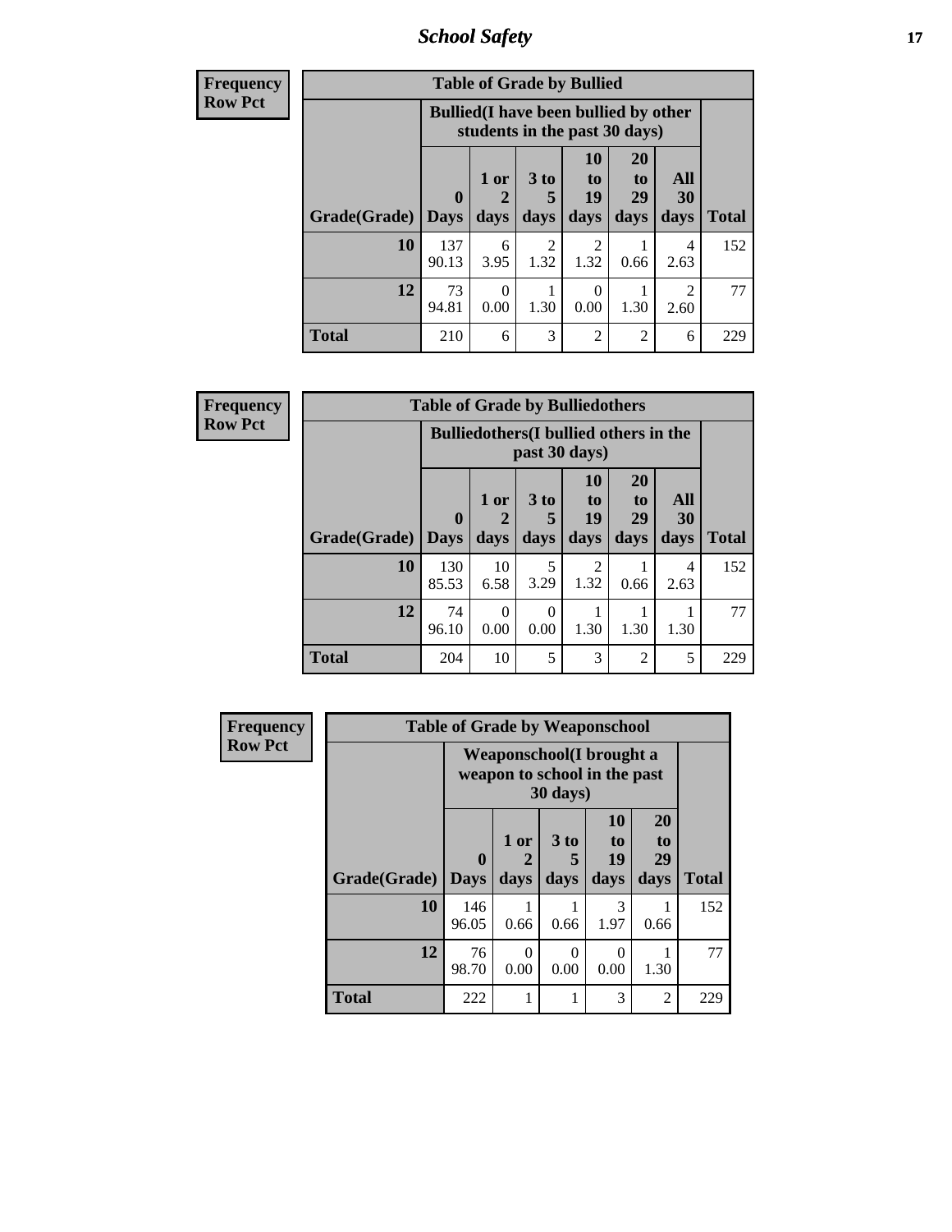# School Safety

| Frequency<br>Row Pct | | | | | | | |
|---|---|---|---|---|---|---|---|

**Table of Grade by Bullied**

| | Bullied(I have been bullied by other students in the past 30 days) | | | | | | |
|---|---|---|---|---|---|---|---|
| **Grade(Grade)** | **0 Days** | **1 or 2 days** | **3 to 5 days** | **10 to 19 days** | **20 to 29 days** | **All 30 days** | **Total** |
| **10** | 137<br>90.13 | 6<br>3.95 | 2<br>1.32 | 2<br>1.32 | 1<br>0.66 | 4<br>2.63 | 152 |
| **12** | 73<br>94.81 | 0<br>0.00 | 1<br>1.30 | 0<br>0.00 | 1<br>1.30 | 2<br>2.60 | 77 |
| **Total** | 210 | 6 | 3 | 2 | 2 | 6 | 229 |

| Frequency<br>Row Pct | | | | | | | |
|---|---|---|---|---|---|---|---|

**Table of Grade by Bulliedothers**

| | Bulliedothers(I bullied others in the past 30 days) | | | | | | |
|---|---|---|---|---|---|---|---|
| **Grade(Grade)** | **0 Days** | **1 or 2 days** | **3 to 5 days** | **10 to 19 days** | **20 to 29 days** | **All 30 days** | **Total** |
| **10** | 130<br>85.53 | 10<br>6.58 | 5<br>3.29 | 2<br>1.32 | 1<br>0.66 | 4<br>2.63 | 152 |
| **12** | 74<br>96.10 | 0<br>0.00 | 0<br>0.00 | 1<br>1.30 | 1<br>1.30 | 1<br>1.30 | 77 |
| **Total** | 204 | 10 | 5 | 3 | 2 | 5 | 229 |

| Frequency<br>Row Pct | | | | | | |
|---|---|---|---|---|---|---|

**Table of Grade by Weaponschool**

| | Weaponschool(I brought a weapon to school in the past 30 days) | | | | | |
|---|---|---|---|---|---|---|
| **Grade(Grade)** | **0 Days** | **1 or 2 days** | **3 to 5 days** | **10 to 19 days** | **20 to 29 days** | **Total** |
| **10** | 146<br>96.05 | 1<br>0.66 | 1<br>0.66 | 3<br>1.97 | 1<br>0.66 | 152 |
| **12** | 76<br>98.70 | 0<br>0.00 | 0<br>0.00 | 0<br>0.00 | 1<br>1.30 | 77 |
| **Total** | 222 | 1 | 1 | 3 | 2 | 229 |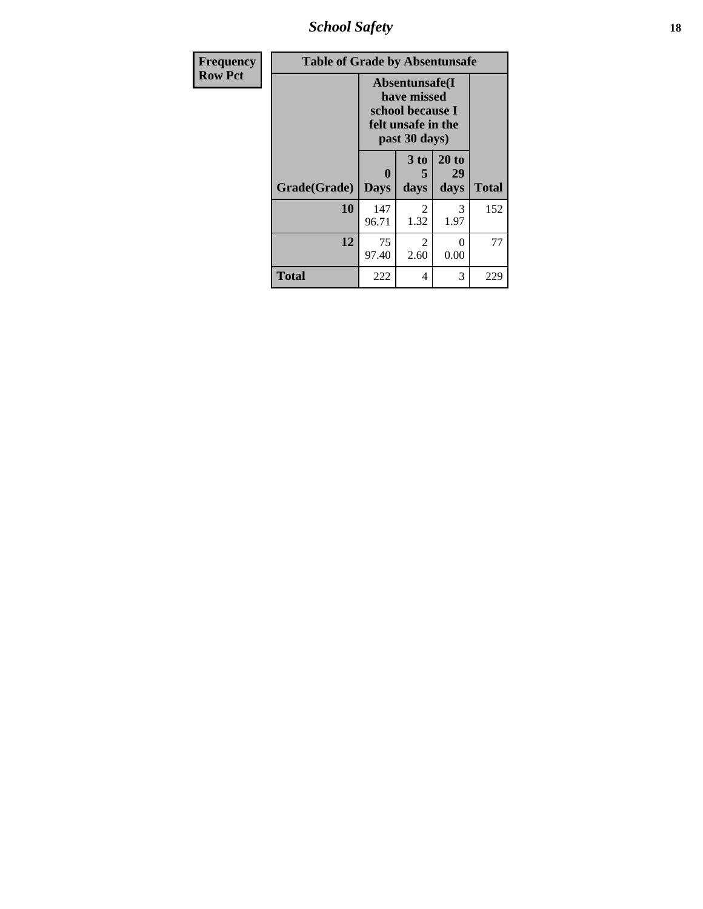| Frequency Row Pct |
|---|

**Table of Grade by Absentunsafe**

| Grade(Grade) | Absentunsafe(I have missed school because I felt unsafe in the past 30 days) | | | Total |
|---|---|---|---|---|
| | 0 Days | 3 to 5 days | 20 to 29 days | |
| **10** | 147<br>96.71 | 2<br>1.32 | 3<br>1.97 | 152 |
| **12** | 75<br>97.40 | 2<br>2.60 | 0<br>0.00 | 77 |
| **Total** | 222 | 4 | 3 | 229 |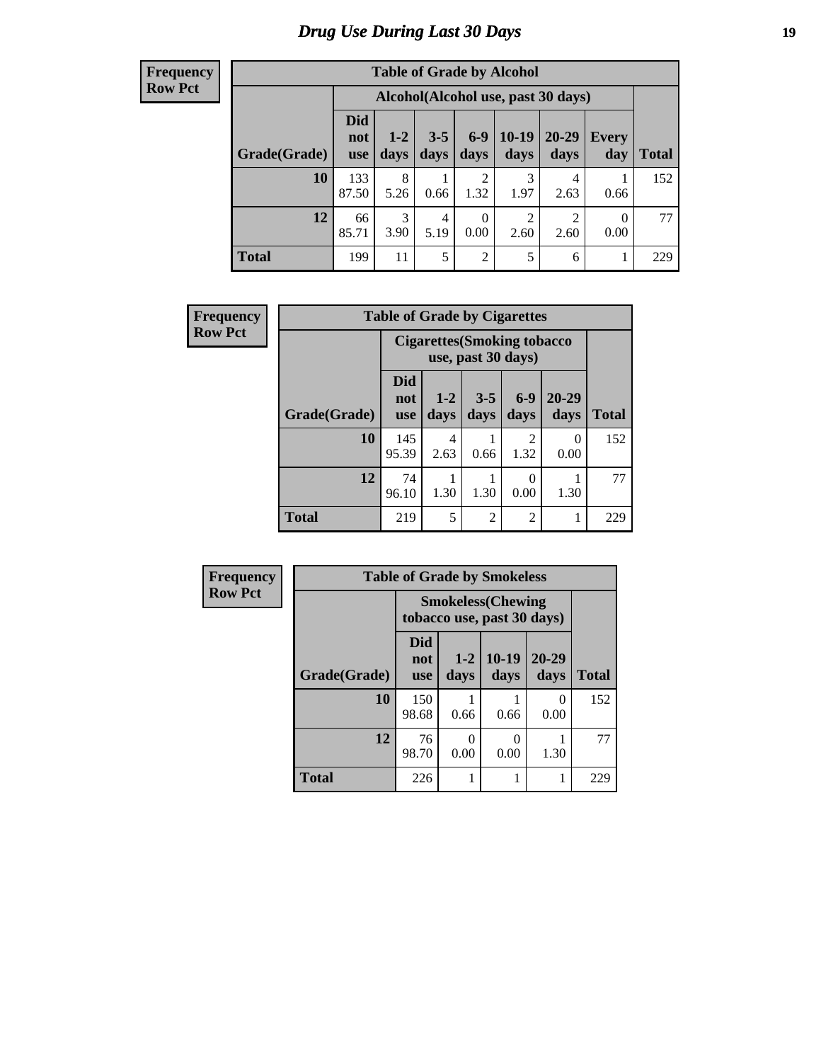# Drug Use During Last 30 Days

**Frequency**
**Row Pct**

| Table of Grade by Alcohol | | | | | | | | |
|---|---|---|---|---|---|---|---|---|
| | Alcohol(Alcohol use, past 30 days) | | | | | | | |
| Grade(Grade) | Did not use | 1-2 days | 3-5 days | 6-9 days | 10-19 days | 20-29 days | Every day | Total |
| **10** | 133<br>87.50 | 8<br>5.26 | 1<br>0.66 | 2<br>1.32 | 3<br>1.97 | 4<br>2.63 | 1<br>0.66 | 152 |
| **12** | 66<br>85.71 | 3<br>3.90 | 4<br>5.19 | 0<br>0.00 | 2<br>2.60 | 2<br>2.60 | 0<br>0.00 | 77 |
| **Total** | 199 | 11 | 5 | 2 | 5 | 6 | 1 | 229 |

**Frequency**
**Row Pct**

| Table of Grade by Cigarettes | | | | | | |
|---|---|---|---|---|---|---|
| | Cigarettes(Smoking tobacco use, past 30 days) | | | | | |
| Grade(Grade) | Did not use | 1-2 days | 3-5 days | 6-9 days | 20-29 days | Total |
| **10** | 145<br>95.39 | 4<br>2.63 | 1<br>0.66 | 2<br>1.32 | 0<br>0.00 | 152 |
| **12** | 74<br>96.10 | 1<br>1.30 | 1<br>1.30 | 0<br>0.00 | 1<br>1.30 | 77 |
| **Total** | 219 | 5 | 2 | 2 | 1 | 229 |

**Frequency**
**Row Pct**

| Table of Grade by Smokeless | | | | | |
|---|---|---|---|---|---|
| | Smokeless(Chewing tobacco use, past 30 days) | | | | |
| Grade(Grade) | Did not use | 1-2 days | 10-19 days | 20-29 days | Total |
| **10** | 150<br>98.68 | 1<br>0.66 | 1<br>0.66 | 0<br>0.00 | 152 |
| **12** | 76<br>98.70 | 0<br>0.00 | 0<br>0.00 | 1<br>1.30 | 77 |
| **Total** | 226 | 1 | 1 | 1 | 229 |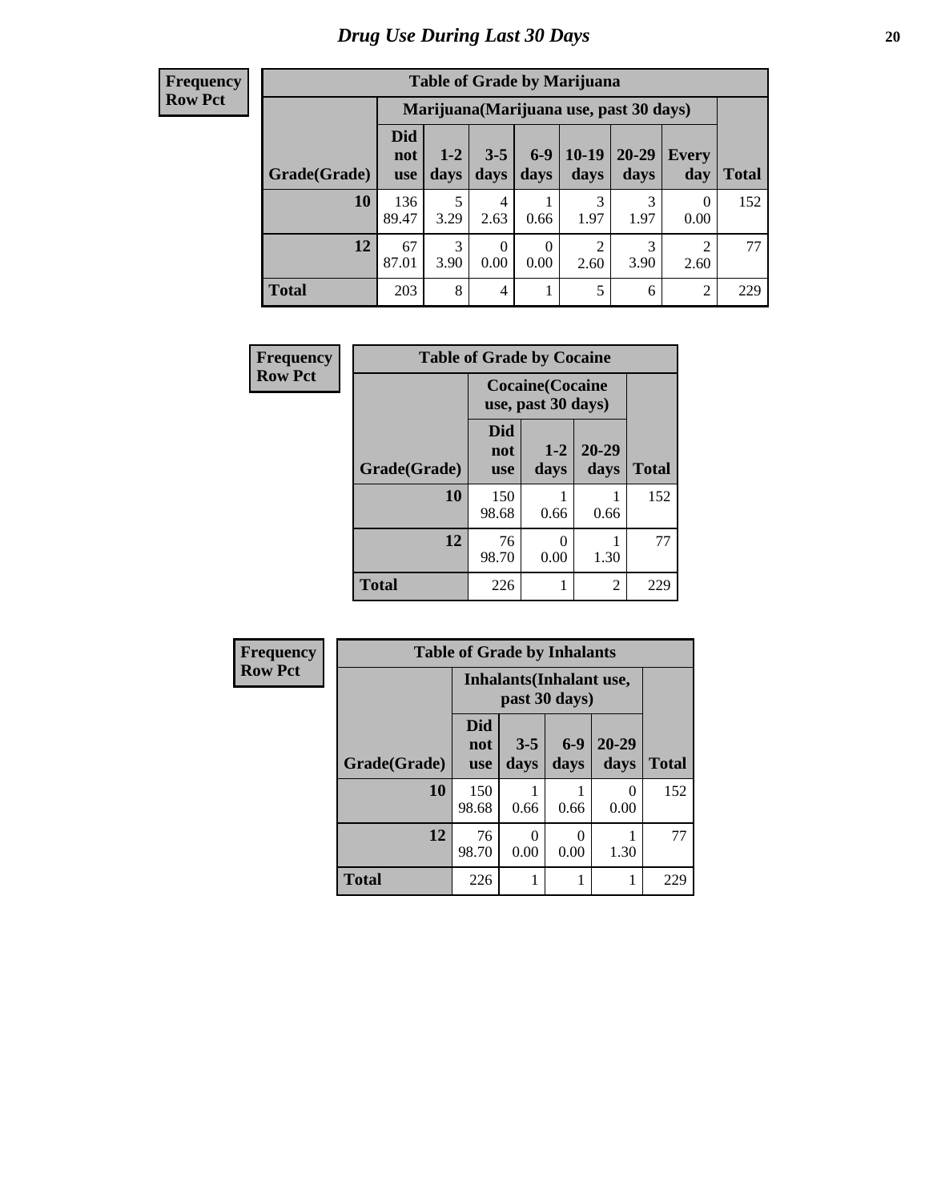# Drug Use During Last 30 Days

**Frequency**
**Row Pct**

| Table of Grade by Marijuana | | | | | | | | |
|---|---|---|---|---|---|---|---|---|
| | Marijuana(Marijuana use, past 30 days) | | | | | | | |
| Grade(Grade) | Did not use | 1-2 days | 3-5 days | 6-9 days | 10-19 days | 20-29 days | Every day | Total |
| **10** | 136<br>89.47 | 5<br>3.29 | 4<br>2.63 | 1<br>0.66 | 3<br>1.97 | 3<br>1.97 | 0<br>0.00 | 152 |
| **12** | 67<br>87.01 | 3<br>3.90 | 0<br>0.00 | 0<br>0.00 | 2<br>2.60 | 3<br>3.90 | 2<br>2.60 | 77 |
| **Total** | 203 | 8 | 4 | 1 | 5 | 6 | 2 | 229 |

**Frequency**
**Row Pct**

| Table of Grade by Cocaine | | | | |
|---|---|---|---|---|
| | Cocaine(Cocaine use, past 30 days) | | | |
| Grade(Grade) | Did not use | 1-2 days | 20-29 days | Total |
| **10** | 150<br>98.68 | 1<br>0.66 | 1<br>0.66 | 152 |
| **12** | 76<br>98.70 | 0<br>0.00 | 1<br>1.30 | 77 |
| **Total** | 226 | 1 | 2 | 229 |

**Frequency**
**Row Pct**

| Table of Grade by Inhalants | | | | | |
|---|---|---|---|---|---|
| | Inhalants(Inhalant use, past 30 days) | | | | |
| Grade(Grade) | Did not use | 3-5 days | 6-9 days | 20-29 days | Total |
| **10** | 150<br>98.68 | 1<br>0.66 | 1<br>0.66 | 0<br>0.00 | 152 |
| **12** | 76<br>98.70 | 0<br>0.00 | 0<br>0.00 | 1<br>1.30 | 77 |
| **Total** | 226 | 1 | 1 | 1 | 229 |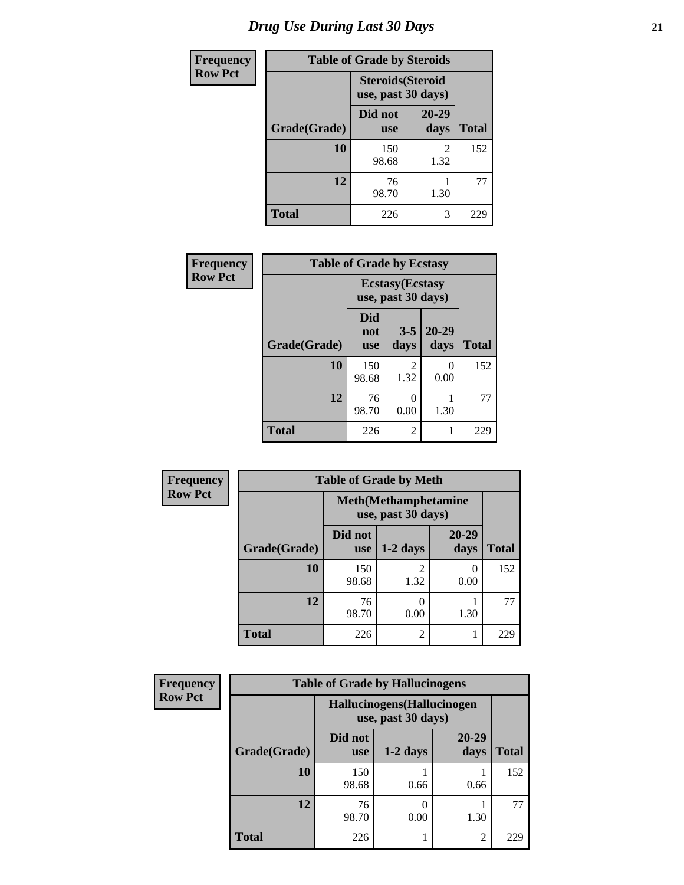# Drug Use During Last 30 Days

**Frequency Row Pct**

| Table of Grade by Steroids | | | |
|---|---|---|---|
| | Steroids(Steroid use, past 30 days) | | |
| Grade(Grade) | Did not use | 20-29 days | Total |
| 10 | 150<br>98.68 | 2<br>1.32 | 152 |
| 12 | 76<br>98.70 | 1<br>1.30 | 77 |
| Total | 226 | 3 | 229 |

**Frequency Row Pct**

| Table of Grade by Ecstasy | | | | |
|---|---|---|---|---|
| | Ecstasy(Ecstasy use, past 30 days) | | | |
| Grade(Grade) | Did not use | 3-5 days | 20-29 days | Total |
| 10 | 150<br>98.68 | 2<br>1.32 | 0<br>0.00 | 152 |
| 12 | 76<br>98.70 | 0<br>0.00 | 1<br>1.30 | 77 |
| Total | 226 | 2 | 1 | 229 |

**Frequency Row Pct**

| Table of Grade by Meth | | | | |
|---|---|---|---|---|
| | Meth(Methamphetamine use, past 30 days) | | | |
| Grade(Grade) | Did not use | 1-2 days | 20-29 days | Total |
| 10 | 150<br>98.68 | 2<br>1.32 | 0<br>0.00 | 152 |
| 12 | 76<br>98.70 | 0<br>0.00 | 1<br>1.30 | 77 |
| Total | 226 | 2 | 1 | 229 |

**Frequency Row Pct**

| Table of Grade by Hallucinogens | | | | |
|---|---|---|---|---|
| | Hallucinogens(Hallucinogen use, past 30 days) | | | |
| Grade(Grade) | Did not use | 1-2 days | 20-29 days | Total |
| 10 | 150<br>98.68 | 1<br>0.66 | 1<br>0.66 | 152 |
| 12 | 76<br>98.70 | 0<br>0.00 | 1<br>1.30 | 77 |
| Total | 226 | 1 | 2 | 229 |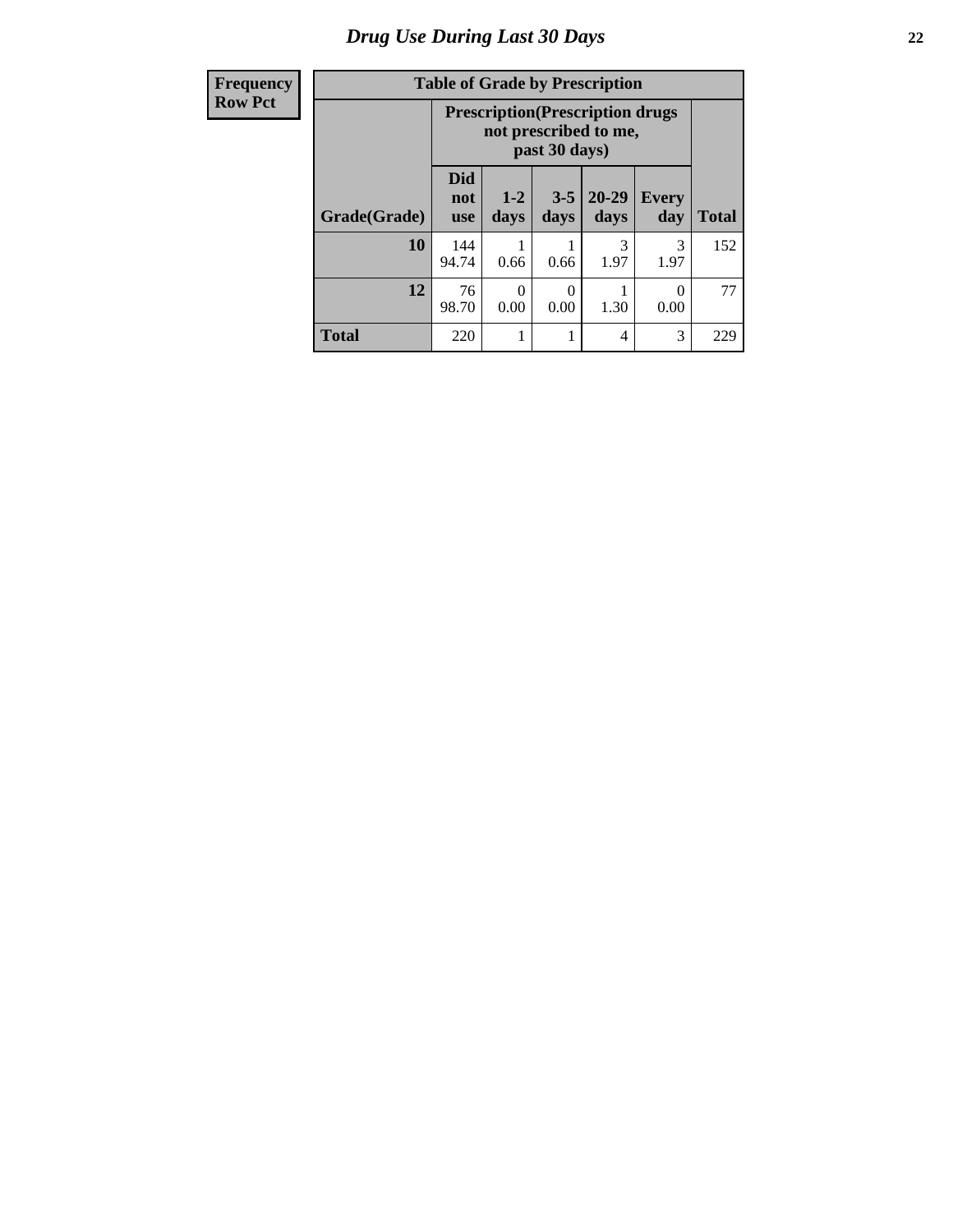# Drug Use During Last 30 Days

| Frequency<br>Row Pct |
|---|

**Table of Grade by Prescription**

| | Prescription(Prescription drugs not prescribed to me, past 30 days) | | | | | |
|---|---|---|---|---|---|---|
| **Grade(Grade)** | **Did not use** | **1-2 days** | **3-5 days** | **20-29 days** | **Every day** | **Total** |
| **10** | 144<br>94.74 | 1<br>0.66 | 1<br>0.66 | 3<br>1.97 | 3<br>1.97 | 152 |
| **12** | 76<br>98.70 | 0<br>0.00 | 0<br>0.00 | 1<br>1.30 | 0<br>0.00 | 77 |
| **Total** | 220 | 1 | 1 | 4 | 3 | 229 |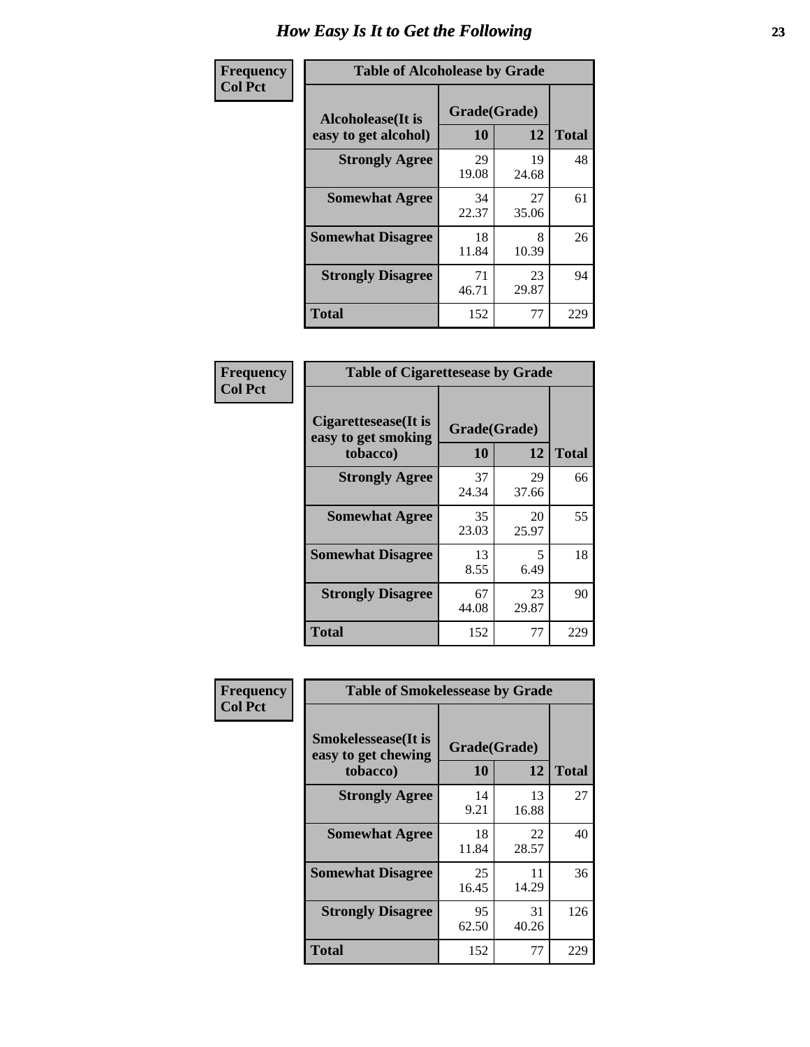# How Easy Is It to Get the Following

**Frequency**
**Col Pct**

**Table of Alcoholease by Grade**

| Alcoholease(It is easy to get alcohol) | Grade(Grade) | | Total |
|---|---|---|---|
| | 10 | 12 | |
| **Strongly Agree** | 29<br>19.08 | 19<br>24.68 | 48 |
| **Somewhat Agree** | 34<br>22.37 | 27<br>35.06 | 61 |
| **Somewhat Disagree** | 18<br>11.84 | 8<br>10.39 | 26 |
| **Strongly Disagree** | 71<br>46.71 | 23<br>29.87 | 94 |
| **Total** | 152 | 77 | 229 |

**Frequency**
**Col Pct**

**Table of Cigarettesease by Grade**

| Cigarettesease(It is easy to get smoking tobacco) | Grade(Grade) | | Total |
|---|---|---|---|
| | 10 | 12 | |
| **Strongly Agree** | 37<br>24.34 | 29<br>37.66 | 66 |
| **Somewhat Agree** | 35<br>23.03 | 20<br>25.97 | 55 |
| **Somewhat Disagree** | 13<br>8.55 | 5<br>6.49 | 18 |
| **Strongly Disagree** | 67<br>44.08 | 23<br>29.87 | 90 |
| **Total** | 152 | 77 | 229 |

**Frequency**
**Col Pct**

**Table of Smokelessease by Grade**

| Smokelessease(It is easy to get chewing tobacco) | Grade(Grade) | | Total |
|---|---|---|---|
| | 10 | 12 | |
| **Strongly Agree** | 14<br>9.21 | 13<br>16.88 | 27 |
| **Somewhat Agree** | 18<br>11.84 | 22<br>28.57 | 40 |
| **Somewhat Disagree** | 25<br>16.45 | 11<br>14.29 | 36 |
| **Strongly Disagree** | 95<br>62.50 | 31<br>40.26 | 126 |
| **Total** | 152 | 77 | 229 |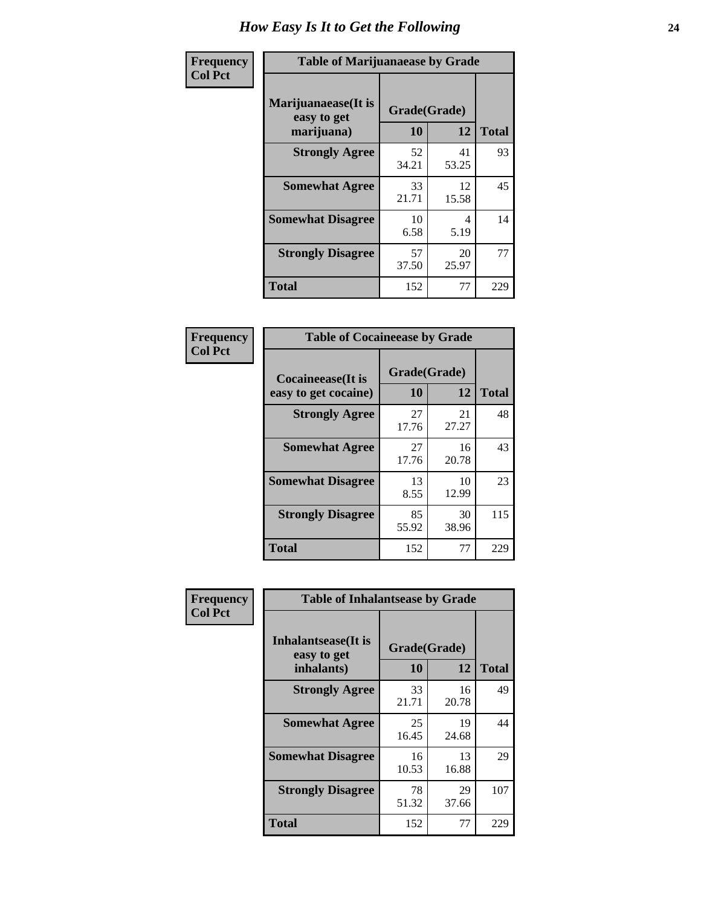# How Easy Is It to Get the Following

**Frequency**
**Col Pct**

**Table of Marijuanaease by Grade**

| Marijuanaease(It is easy to get marijuana) | Grade(Grade) | | Total |
|---|---|---|---|
| | 10 | 12 | |
| **Strongly Agree** | 52<br>34.21 | 41<br>53.25 | 93 |
| **Somewhat Agree** | 33<br>21.71 | 12<br>15.58 | 45 |
| **Somewhat Disagree** | 10<br>6.58 | 4<br>5.19 | 14 |
| **Strongly Disagree** | 57<br>37.50 | 20<br>25.97 | 77 |
| **Total** | 152 | 77 | 229 |

**Frequency**
**Col Pct**

**Table of Cocaineease by Grade**

| Cocaineease(It is easy to get cocaine) | Grade(Grade) | | Total |
|---|---|---|---|
| | 10 | 12 | |
| **Strongly Agree** | 27<br>17.76 | 21<br>27.27 | 48 |
| **Somewhat Agree** | 27<br>17.76 | 16<br>20.78 | 43 |
| **Somewhat Disagree** | 13<br>8.55 | 10<br>12.99 | 23 |
| **Strongly Disagree** | 85<br>55.92 | 30<br>38.96 | 115 |
| **Total** | 152 | 77 | 229 |

**Frequency**
**Col Pct**

**Table of Inhalantsease by Grade**

| Inhalantsease(It is easy to get inhalants) | Grade(Grade) | | Total |
|---|---|---|---|
| | 10 | 12 | |
| **Strongly Agree** | 33<br>21.71 | 16<br>20.78 | 49 |
| **Somewhat Agree** | 25<br>16.45 | 19<br>24.68 | 44 |
| **Somewhat Disagree** | 16<br>10.53 | 13<br>16.88 | 29 |
| **Strongly Disagree** | 78<br>51.32 | 29<br>37.66 | 107 |
| **Total** | 152 | 77 | 229 |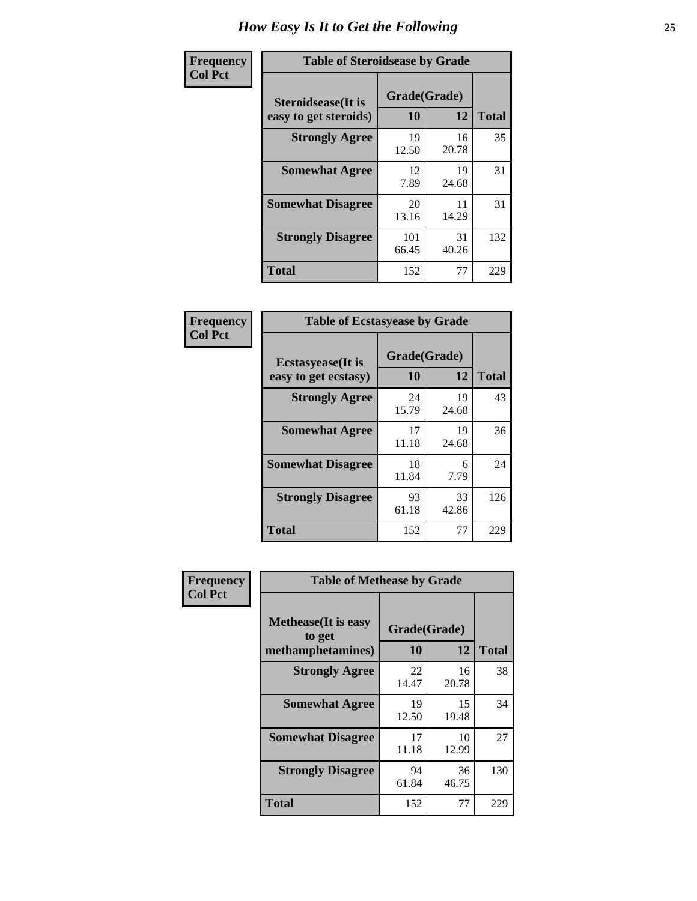# How Easy Is It to Get the Following

| Frequency<br>Col Pct | Table of Steroidsease by Grade | | |
|---|---|---|---|
| Steroidsease(It is easy to get steroids) | Grade(Grade) 10 | 12 | Total |
| Strongly Agree | 19<br>12.50 | 16<br>20.78 | 35 |
| Somewhat Agree | 12<br>7.89 | 19<br>24.68 | 31 |
| Somewhat Disagree | 20<br>13.16 | 11<br>14.29 | 31 |
| Strongly Disagree | 101<br>66.45 | 31<br>40.26 | 132 |
| Total | 152 | 77 | 229 |

| Frequency<br>Col Pct | Table of Ecstasyease by Grade | | |
|---|---|---|---|
| Ecstasyease(It is easy to get ecstasy) | Grade(Grade) 10 | 12 | Total |
| Strongly Agree | 24<br>15.79 | 19<br>24.68 | 43 |
| Somewhat Agree | 17<br>11.18 | 19<br>24.68 | 36 |
| Somewhat Disagree | 18<br>11.84 | 6<br>7.79 | 24 |
| Strongly Disagree | 93<br>61.18 | 33<br>42.86 | 126 |
| Total | 152 | 77 | 229 |

| Frequency<br>Col Pct | Table of Methease by Grade | | |
|---|---|---|---|
| Methease(It is easy to get methamphetamines) | Grade(Grade) 10 | 12 | Total |
| Strongly Agree | 22<br>14.47 | 16<br>20.78 | 38 |
| Somewhat Agree | 19<br>12.50 | 15<br>19.48 | 34 |
| Somewhat Disagree | 17<br>11.18 | 10<br>12.99 | 27 |
| Strongly Disagree | 94<br>61.84 | 36<br>46.75 | 130 |
| Total | 152 | 77 | 229 |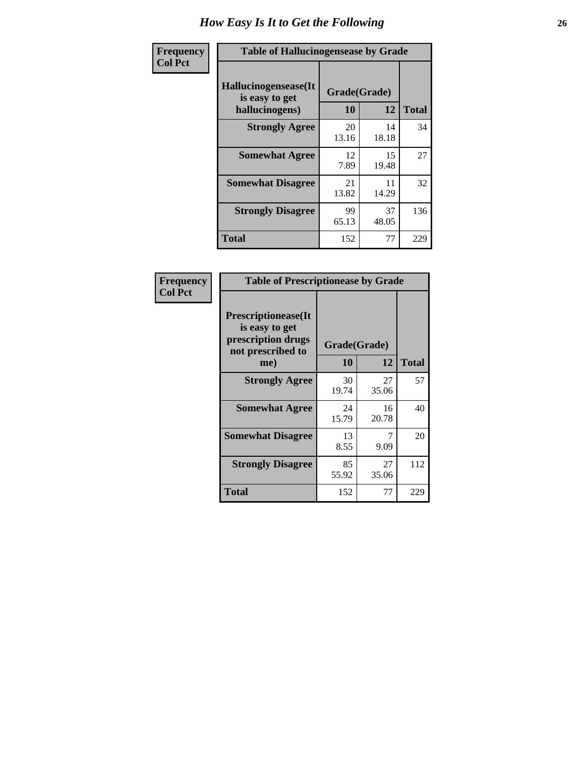# How Easy Is It to Get the Following

**Frequency**
**Col Pct**

**Table of Hallucinogensease by Grade**

| Hallucinogensease(It is easy to get hallucinogens) | Grade(Grade) 10 | 12 | Total |
|---|---|---|---|
| **Strongly Agree** | 20<br>13.16 | 14<br>18.18 | 34 |
| **Somewhat Agree** | 12<br>7.89 | 15<br>19.48 | 27 |
| **Somewhat Disagree** | 21<br>13.82 | 11<br>14.29 | 32 |
| **Strongly Disagree** | 99<br>65.13 | 37<br>48.05 | 136 |
| **Total** | 152 | 77 | 229 |

**Frequency**
**Col Pct**

**Table of Prescriptionease by Grade**

| Prescriptionease(It is easy to get prescription drugs not prescribed to me) | Grade(Grade) 10 | 12 | Total |
|---|---|---|---|
| **Strongly Agree** | 30<br>19.74 | 27<br>35.06 | 57 |
| **Somewhat Agree** | 24<br>15.79 | 16<br>20.78 | 40 |
| **Somewhat Disagree** | 13<br>8.55 | 7<br>9.09 | 20 |
| **Strongly Disagree** | 85<br>55.92 | 27<br>35.06 | 112 |
| **Total** | 152 | 77 | 229 |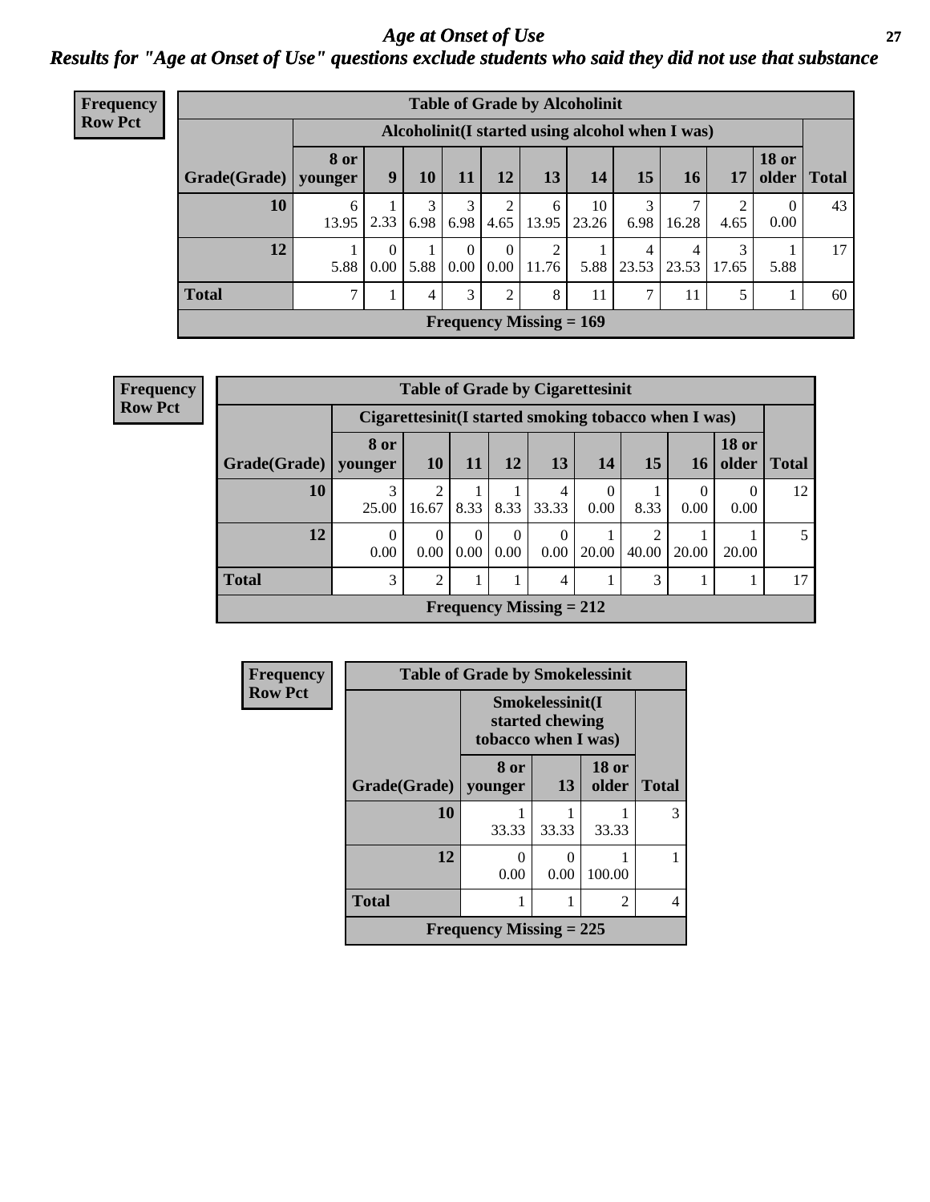# Age at Onset of Use

## Results for "Age at Onset of Use" questions exclude students who said they did not use that substance

**Frequency**
**Row Pct**

**Table of Grade by Alcoholinit**

| Grade(Grade) | Alcoholinit(I started using alcohol when I was) | | | | | | | | | | | Total |
|---|---|---|---|---|---|---|---|---|---|---|---|---|
| | 8 or younger | 9 | 10 | 11 | 12 | 13 | 14 | 15 | 16 | 17 | 18 or older | |
| 10 | 6<br>13.95 | 1<br>2.33 | 3<br>6.98 | 3<br>6.98 | 2<br>4.65 | 6<br>13.95 | 10<br>23.26 | 3<br>6.98 | 7<br>16.28 | 2<br>4.65 | 0<br>0.00 | 43 |
| 12 | 1<br>5.88 | 0<br>0.00 | 1<br>5.88 | 0<br>0.00 | 0<br>0.00 | 2<br>11.76 | 1<br>5.88 | 4<br>23.53 | 4<br>23.53 | 3<br>17.65 | 1<br>5.88 | 17 |
| Total | 7 | 1 | 4 | 3 | 2 | 8 | 11 | 7 | 11 | 5 | 1 | 60 |

Frequency Missing = 169

**Frequency**
**Row Pct**

**Table of Grade by Cigarettesinit**

| Grade(Grade) | Cigarettesinit(I started smoking tobacco when I was) | | | | | | | | | Total |
|---|---|---|---|---|---|---|---|---|---|---|
| | 8 or younger | 10 | 11 | 12 | 13 | 14 | 15 | 16 | 18 or older | |
| 10 | 3<br>25.00 | 2<br>16.67 | 1<br>8.33 | 1<br>8.33 | 4<br>33.33 | 0<br>0.00 | 1<br>8.33 | 0<br>0.00 | 0<br>0.00 | 12 |
| 12 | 0<br>0.00 | 0<br>0.00 | 0<br>0.00 | 0<br>0.00 | 0<br>0.00 | 1<br>20.00 | 2<br>40.00 | 1<br>20.00 | 1<br>20.00 | 5 |
| Total | 3 | 2 | 1 | 1 | 4 | 1 | 3 | 1 | 1 | 17 |

Frequency Missing = 212

**Frequency**
**Row Pct**

**Table of Grade by Smokelessinit**

| Grade(Grade) | Smokelessinit(I started chewing tobacco when I was) | | | Total |
|---|---|---|---|---|
| | 8 or younger | 13 | 18 or older | |
| 10 | 1<br>33.33 | 1<br>33.33 | 1<br>33.33 | 3 |
| 12 | 0<br>0.00 | 0<br>0.00 | 1<br>100.00 | 1 |
| Total | 1 | 1 | 2 | 4 |

Frequency Missing = 225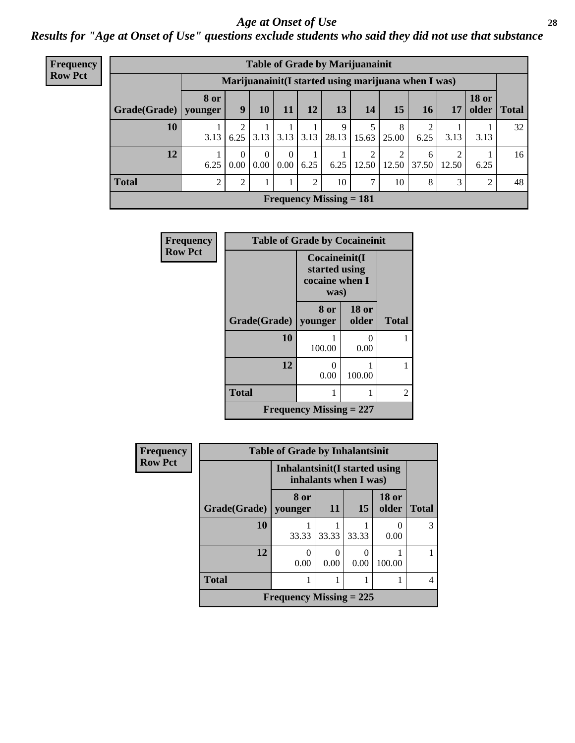# *Age at Onset of Use*

***Results for "Age at Onset of Use" questions exclude students who said they did not use that substance***

**Frequency**
**Row Pct**

| Table of Grade by Marijuanainit | | | | | | | | | | | | |
|---|---|---|---|---|---|---|---|---|---|---|---|---|
| | Marijuanainit(I started using marijuana when I was) | | | | | | | | | | | |
| Grade(Grade) | 8 or younger | 9 | 10 | 11 | 12 | 13 | 14 | 15 | 16 | 17 | 18 or older | Total |
| 10 | 1<br>3.13 | 2<br>6.25 | 1<br>3.13 | 1<br>3.13 | 1<br>3.13 | 9<br>28.13 | 5<br>15.63 | 8<br>25.00 | 2<br>6.25 | 1<br>3.13 | 1<br>3.13 | 32 |
| 12 | 1<br>6.25 | 0<br>0.00 | 0<br>0.00 | 0<br>0.00 | 1<br>6.25 | 1<br>6.25 | 2<br>12.50 | 2<br>12.50 | 6<br>37.50 | 2<br>12.50 | 1<br>6.25 | 16 |
| Total | 2 | 2 | 1 | 1 | 2 | 10 | 7 | 10 | 8 | 3 | 2 | 48 |
| Frequency Missing = 181 | | | | | | | | | | | | |

**Frequency**
**Row Pct**

| Table of Grade by Cocaineinit | | | |
|---|---|---|---|
| | Cocaineinit(I started using cocaine when I was) | | |
| Grade(Grade) | 8 or younger | 18 or older | Total |
| 10 | 1<br>100.00 | 0<br>0.00 | 1 |
| 12 | 0<br>0.00 | 1<br>100.00 | 1 |
| Total | 1 | 1 | 2 |
| Frequency Missing = 227 | | | |

**Frequency**
**Row Pct**

| Table of Grade by Inhalantsinit | | | | | |
|---|---|---|---|---|---|
| | Inhalantsinit(I started using inhalants when I was) | | | | |
| Grade(Grade) | 8 or younger | 11 | 15 | 18 or older | Total |
| 10 | 1<br>33.33 | 1<br>33.33 | 1<br>33.33 | 0<br>0.00 | 3 |
| 12 | 0<br>0.00 | 0<br>0.00 | 0<br>0.00 | 1<br>100.00 | 1 |
| Total | 1 | 1 | 1 | 1 | 4 |
| Frequency Missing = 225 | | | | | |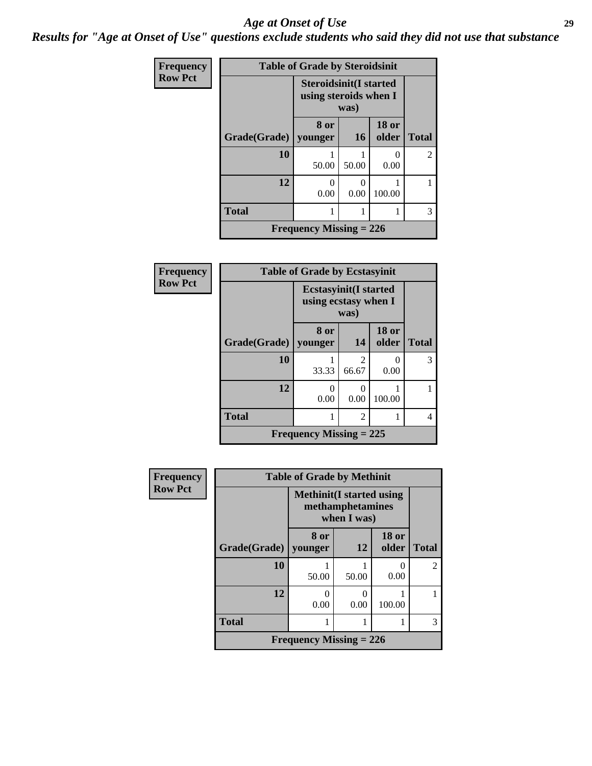# Age at Onset of Use

*Results for "Age at Onset of Use" questions exclude students who said they did not use that substance*

**Frequency**
**Row Pct**

| Table of Grade by Steroidsinit | | | | |
|---|---|---|---|---|
| | Steroidsinit(I started using steroids when I was) | | | |
| Grade(Grade) | 8 or younger | 16 | 18 or older | Total |
| 10 | 1<br>50.00 | 1<br>50.00 | 0<br>0.00 | 2 |
| 12 | 0<br>0.00 | 0<br>0.00 | 1<br>100.00 | 1 |
| Total | 1 | 1 | 1 | 3 |
| Frequency Missing = 226 | | | | |

**Frequency**
**Row Pct**

| Table of Grade by Ecstasyinit | | | | |
|---|---|---|---|---|
| | Ecstasyinit(I started using ecstasy when I was) | | | |
| Grade(Grade) | 8 or younger | 14 | 18 or older | Total |
| 10 | 1<br>33.33 | 2<br>66.67 | 0<br>0.00 | 3 |
| 12 | 0<br>0.00 | 0<br>0.00 | 1<br>100.00 | 1 |
| Total | 1 | 2 | 1 | 4 |
| Frequency Missing = 225 | | | | |

**Frequency**
**Row Pct**

| Table of Grade by Methinit | | | | |
|---|---|---|---|---|
| | Methinit(I started using methamphetamines when I was) | | | |
| Grade(Grade) | 8 or younger | 12 | 18 or older | Total |
| 10 | 1<br>50.00 | 1<br>50.00 | 0<br>0.00 | 2 |
| 12 | 0<br>0.00 | 0<br>0.00 | 1<br>100.00 | 1 |
| Total | 1 | 1 | 1 | 3 |
| Frequency Missing = 226 | | | | |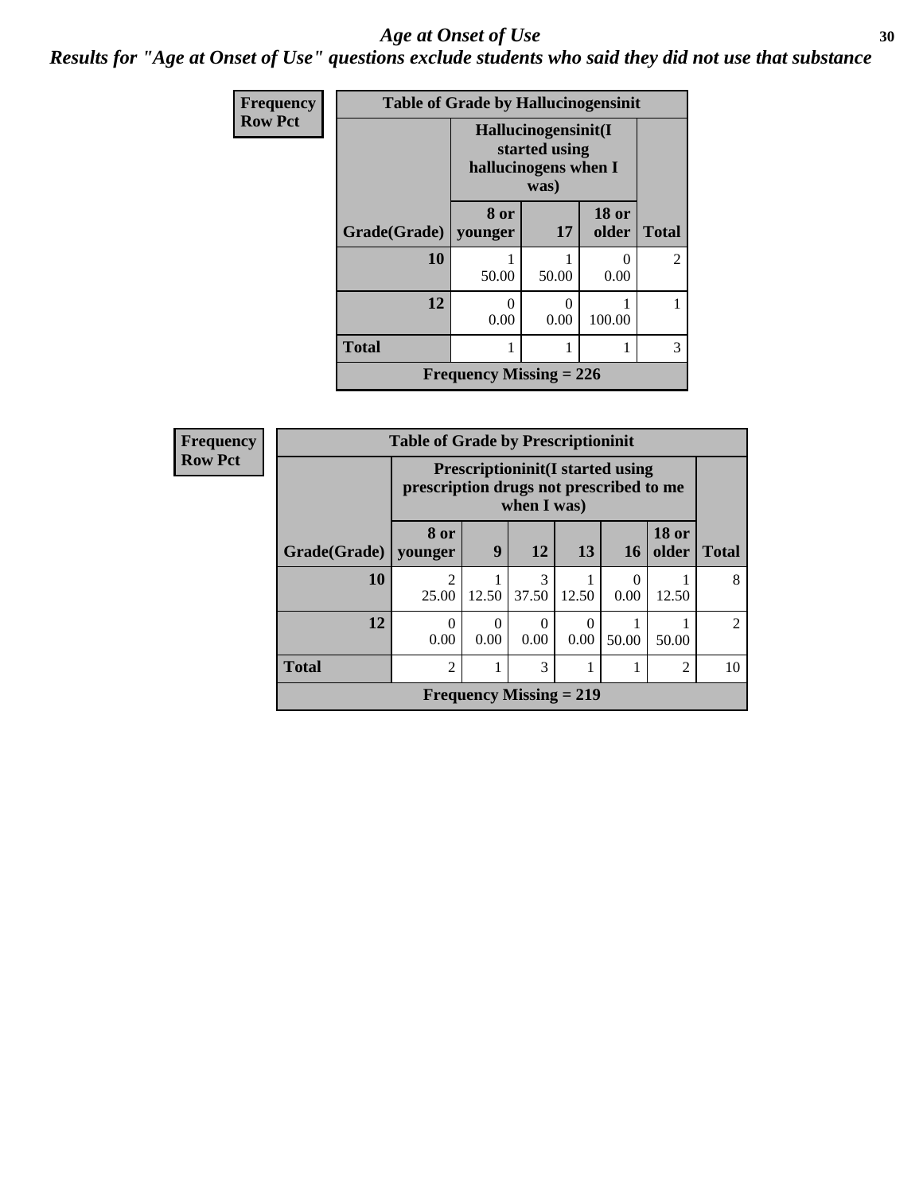# Age at Onset of Use

## Results for "Age at Onset of Use" questions exclude students who said they did not use that substance

| Frequency<br>Row Pct | Table of Grade by Hallucinogensinit | | | |
|---|---|---|---|---|
| | Hallucinogensinit(I started using hallucinogens when I was) | | | |
| Grade(Grade) | 8 or younger | 17 | 18 or older | Total |
| 10 | 1<br>50.00 | 1<br>50.00 | 0<br>0.00 | 2 |
| 12 | 0<br>0.00 | 0<br>0.00 | 1<br>100.00 | 1 |
| Total | 1 | 1 | 1 | 3 |
| Frequency Missing = 226 | | | | |

| Frequency<br>Row Pct | Table of Grade by Prescriptioninit | | | | | | |
|---|---|---|---|---|---|---|---|
| | Prescriptioninit(I started using prescription drugs not prescribed to me when I was) | | | | | | |
| Grade(Grade) | 8 or younger | 9 | 12 | 13 | 16 | 18 or older | Total |
| 10 | 2<br>25.00 | 1<br>12.50 | 3<br>37.50 | 1<br>12.50 | 0<br>0.00 | 1<br>12.50 | 8 |
| 12 | 0<br>0.00 | 0<br>0.00 | 0<br>0.00 | 0<br>0.00 | 1<br>50.00 | 1<br>50.00 | 2 |
| Total | 2 | 1 | 3 | 1 | 1 | 2 | 10 |
| Frequency Missing = 219 | | | | | | | |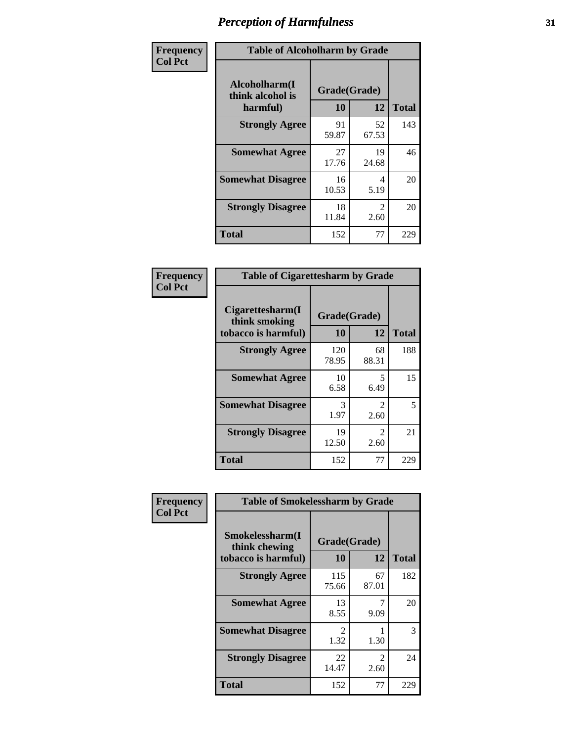# Perception of Harmfulness

**Frequency Col Pct**

**Table of Alcoholharm by Grade**

| Alcoholharm(I think alcohol is harmful) | Grade(Grade) 10 | 12 | Total |
|---|---|---|---|
| **Strongly Agree** | 91<br>59.87 | 52<br>67.53 | 143 |
| **Somewhat Agree** | 27<br>17.76 | 19<br>24.68 | 46 |
| **Somewhat Disagree** | 16<br>10.53 | 4<br>5.19 | 20 |
| **Strongly Disagree** | 18<br>11.84 | 2<br>2.60 | 20 |
| **Total** | 152 | 77 | 229 |

**Frequency Col Pct**

**Table of Cigarettesharm by Grade**

| Cigarettesharm(I think smoking tobacco is harmful) | Grade(Grade) 10 | 12 | Total |
|---|---|---|---|
| **Strongly Agree** | 120<br>78.95 | 68<br>88.31 | 188 |
| **Somewhat Agree** | 10<br>6.58 | 5<br>6.49 | 15 |
| **Somewhat Disagree** | 3<br>1.97 | 2<br>2.60 | 5 |
| **Strongly Disagree** | 19<br>12.50 | 2<br>2.60 | 21 |
| **Total** | 152 | 77 | 229 |

**Frequency Col Pct**

**Table of Smokelessharm by Grade**

| Smokelessharm(I think chewing tobacco is harmful) | Grade(Grade) 10 | 12 | Total |
|---|---|---|---|
| **Strongly Agree** | 115<br>75.66 | 67<br>87.01 | 182 |
| **Somewhat Agree** | 13<br>8.55 | 7<br>9.09 | 20 |
| **Somewhat Disagree** | 2<br>1.32 | 1<br>1.30 | 3 |
| **Strongly Disagree** | 22<br>14.47 | 2<br>2.60 | 24 |
| **Total** | 152 | 77 | 229 |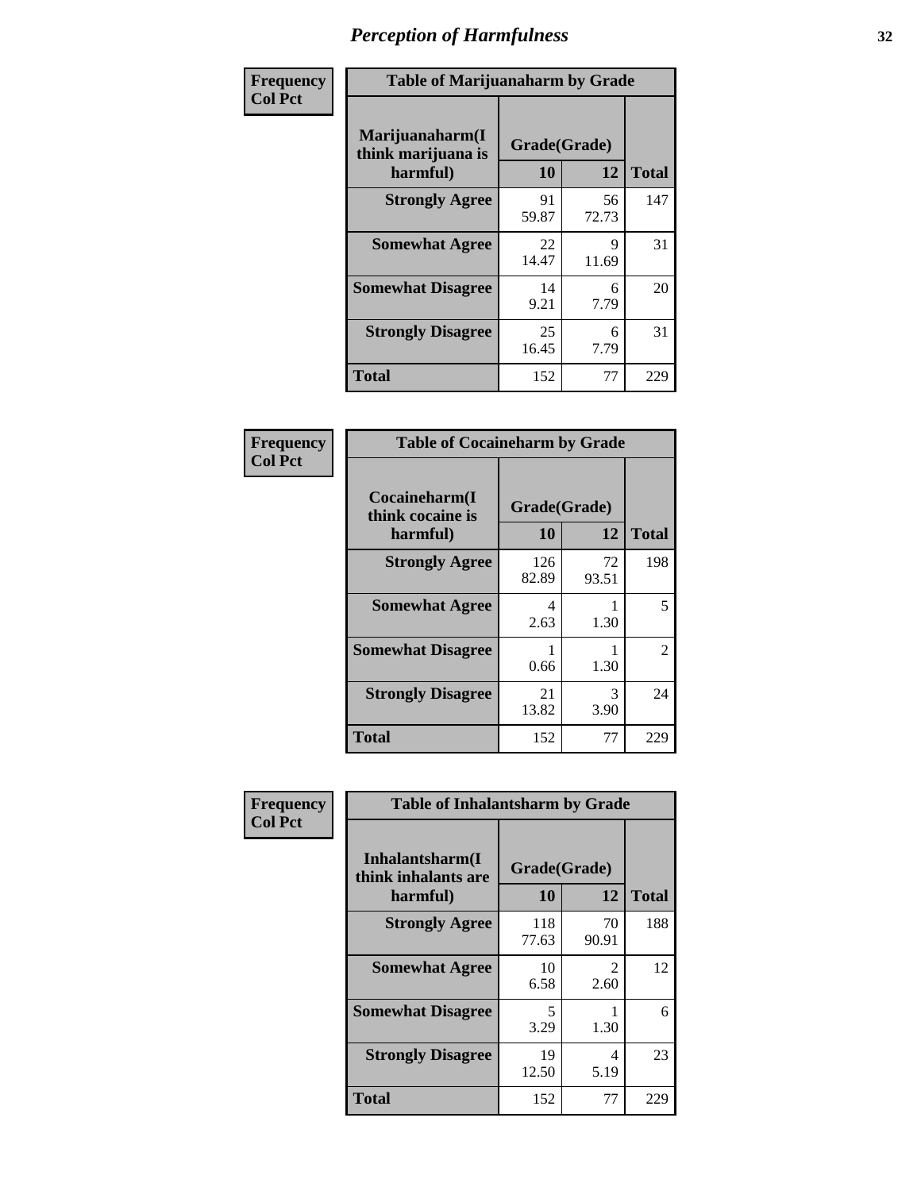# Perception of Harmfulness

| Frequency<br>Col Pct | Table of Marijuanaharm by Grade | | |
|---|---|---|---|
| **Marijuanaharm(I think marijuana is harmful)** | **Grade(Grade)** | | **Total** |
| | **10** | **12** | |
| **Strongly Agree** | 91<br>59.87 | 56<br>72.73 | 147 |
| **Somewhat Agree** | 22<br>14.47 | 9<br>11.69 | 31 |
| **Somewhat Disagree** | 14<br>9.21 | 6<br>7.79 | 20 |
| **Strongly Disagree** | 25<br>16.45 | 6<br>7.79 | 31 |
| **Total** | 152 | 77 | 229 |

| Frequency<br>Col Pct | Table of Cocaineharm by Grade | | |
|---|---|---|---|
| **Cocaineharm(I think cocaine is harmful)** | **Grade(Grade)** | | **Total** |
| | **10** | **12** | |
| **Strongly Agree** | 126<br>82.89 | 72<br>93.51 | 198 |
| **Somewhat Agree** | 4<br>2.63 | 1<br>1.30 | 5 |
| **Somewhat Disagree** | 1<br>0.66 | 1<br>1.30 | 2 |
| **Strongly Disagree** | 21<br>13.82 | 3<br>3.90 | 24 |
| **Total** | 152 | 77 | 229 |

| Frequency<br>Col Pct | Table of Inhalantsharm by Grade | | |
|---|---|---|---|
| **Inhalantsharm(I think inhalants are harmful)** | **Grade(Grade)** | | **Total** |
| | **10** | **12** | |
| **Strongly Agree** | 118<br>77.63 | 70<br>90.91 | 188 |
| **Somewhat Agree** | 10<br>6.58 | 2<br>2.60 | 12 |
| **Somewhat Disagree** | 5<br>3.29 | 1<br>1.30 | 6 |
| **Strongly Disagree** | 19<br>12.50 | 4<br>5.19 | 23 |
| **Total** | 152 | 77 | 229 |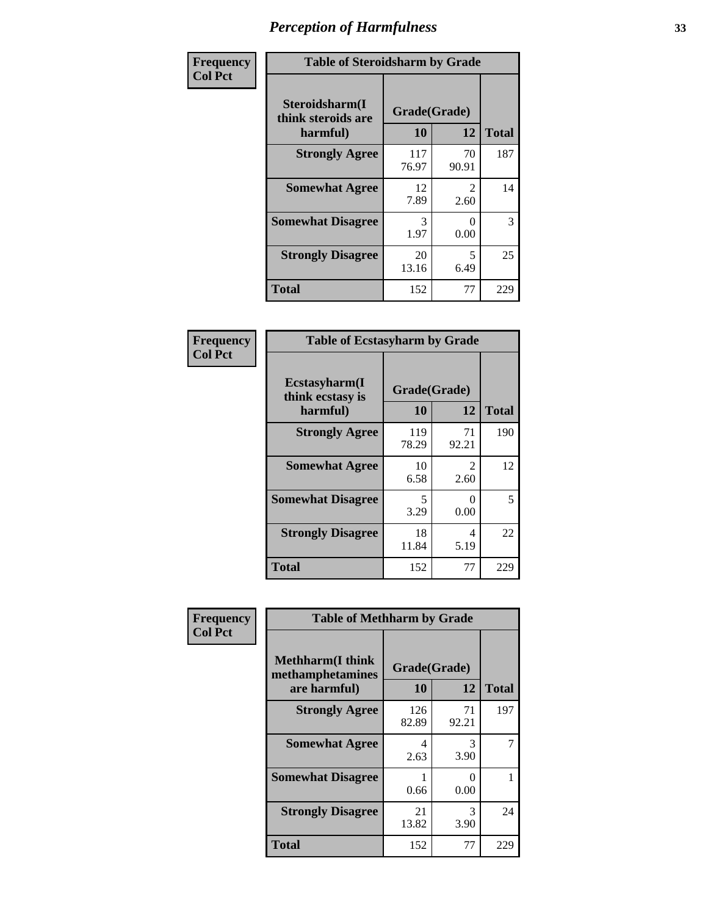# Perception of Harmfulness

| Frequency<br>Col Pct | | | |
|---|---|---|---|
| **Table of Steroidsharm by Grade** | | | |
| **Steroidsharm(I think steroids are harmful)** | **Grade(Grade)** | | |
| | **10** | **12** | **Total** |
| **Strongly Agree** | 117<br>76.97 | 70<br>90.91 | 187 |
| **Somewhat Agree** | 12<br>7.89 | 2<br>2.60 | 14 |
| **Somewhat Disagree** | 3<br>1.97 | 0<br>0.00 | 3 |
| **Strongly Disagree** | 20<br>13.16 | 5<br>6.49 | 25 |
| **Total** | 152 | 77 | 229 |

| Frequency<br>Col Pct | | | |
|---|---|---|---|
| **Table of Ecstasyharm by Grade** | | | |
| **Ecstasyharm(I think ecstasy is harmful)** | **Grade(Grade)** | | |
| | **10** | **12** | **Total** |
| **Strongly Agree** | 119<br>78.29 | 71<br>92.21 | 190 |
| **Somewhat Agree** | 10<br>6.58 | 2<br>2.60 | 12 |
| **Somewhat Disagree** | 5<br>3.29 | 0<br>0.00 | 5 |
| **Strongly Disagree** | 18<br>11.84 | 4<br>5.19 | 22 |
| **Total** | 152 | 77 | 229 |

| Frequency<br>Col Pct | | | |
|---|---|---|---|
| **Table of Methharm by Grade** | | | |
| **Methharm(I think methamphetamines are harmful)** | **Grade(Grade)** | | |
| | **10** | **12** | **Total** |
| **Strongly Agree** | 126<br>82.89 | 71<br>92.21 | 197 |
| **Somewhat Agree** | 4<br>2.63 | 3<br>3.90 | 7 |
| **Somewhat Disagree** | 1<br>0.66 | 0<br>0.00 | 1 |
| **Strongly Disagree** | 21<br>13.82 | 3<br>3.90 | 24 |
| **Total** | 152 | 77 | 229 |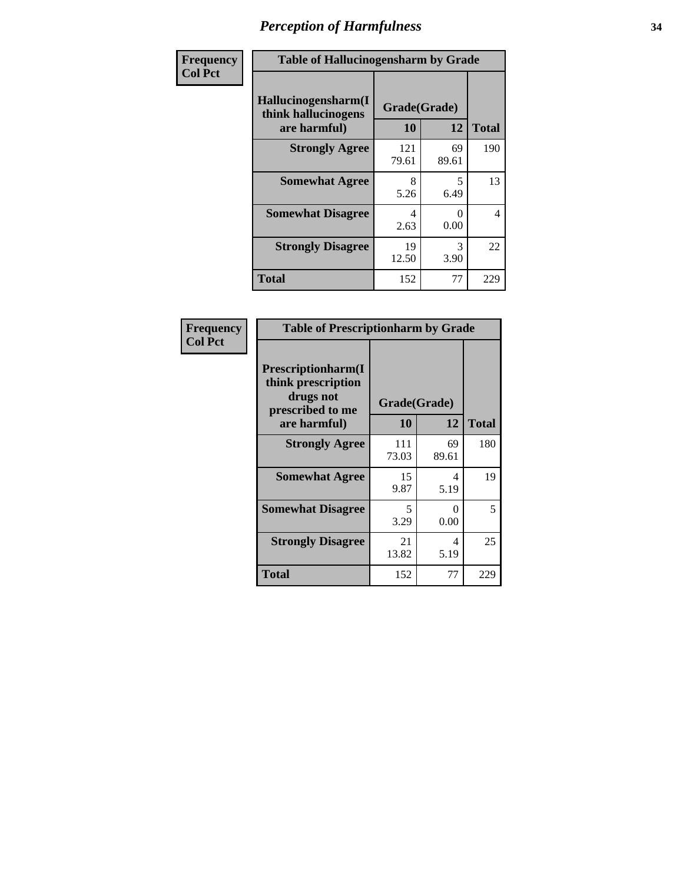## Perception of Harmfulness

| Frequency Col Pct | Table of Hallucinogensharm by Grade | | |
|---|---|---|---|
| Hallucinogensharm(I think hallucinogens are harmful) | Grade(Grade) | | |
| | 10 | 12 | Total |
| Strongly Agree | 121<br>79.61 | 69<br>89.61 | 190 |
| Somewhat Agree | 8<br>5.26 | 5<br>6.49 | 13 |
| Somewhat Disagree | 4<br>2.63 | 0<br>0.00 | 4 |
| Strongly Disagree | 19<br>12.50 | 3<br>3.90 | 22 |
| Total | 152 | 77 | 229 |

| Frequency Col Pct | Table of Prescriptionharm by Grade | | |
|---|---|---|---|
| Prescriptionharm(I think prescription drugs not prescribed to me are harmful) | Grade(Grade) | | |
| | 10 | 12 | Total |
| Strongly Agree | 111<br>73.03 | 69<br>89.61 | 180 |
| Somewhat Agree | 15<br>9.87 | 4<br>5.19 | 19 |
| Somewhat Disagree | 5<br>3.29 | 0<br>0.00 | 5 |
| Strongly Disagree | 21<br>13.82 | 4<br>5.19 | 25 |
| Total | 152 | 77 | 229 |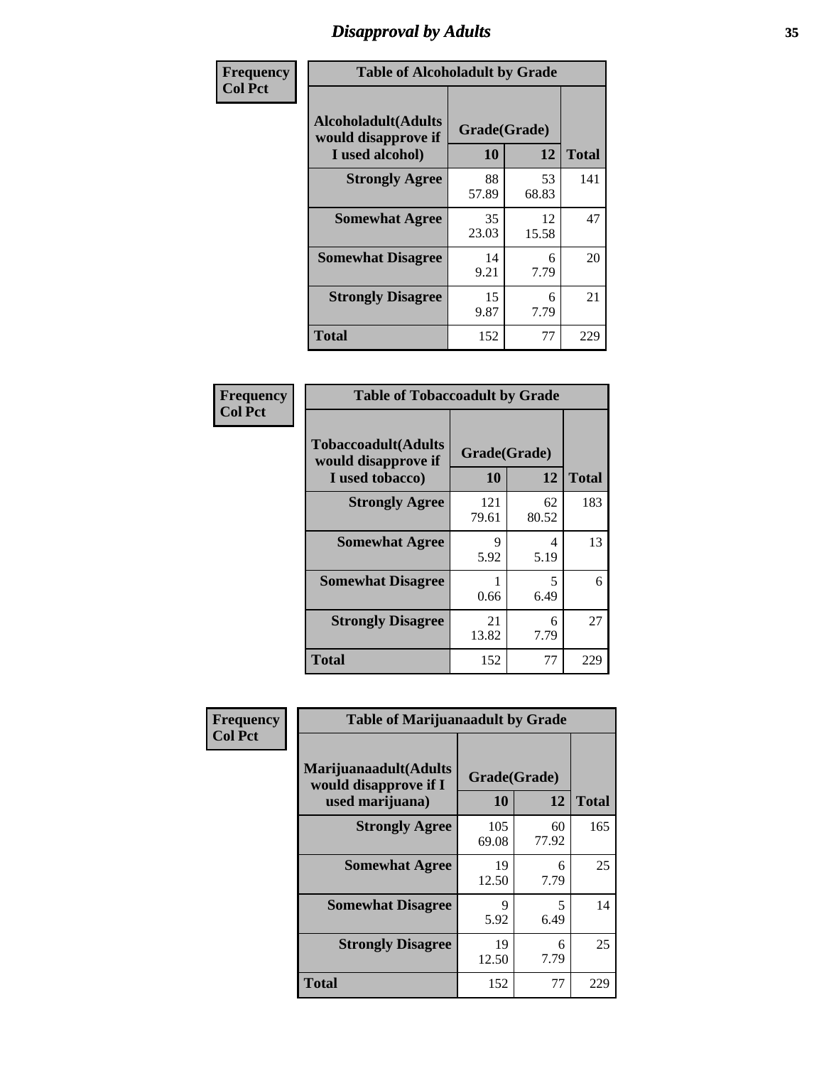# Disapproval by Adults

**Frequency**
**Col Pct**

| Table of Alcoholadult by Grade | | | |
|---|---|---|---|
| **Alcoholadult(Adults would disapprove if I used alcohol)** | **Grade(Grade)** | | |
| | **10** | **12** | **Total** |
| **Strongly Agree** | 88<br>57.89 | 53<br>68.83 | 141 |
| **Somewhat Agree** | 35<br>23.03 | 12<br>15.58 | 47 |
| **Somewhat Disagree** | 14<br>9.21 | 6<br>7.79 | 20 |
| **Strongly Disagree** | 15<br>9.87 | 6<br>7.79 | 21 |
| **Total** | 152 | 77 | 229 |

**Frequency**
**Col Pct**

| Table of Tobaccoadult by Grade | | | |
|---|---|---|---|
| **Tobaccoadult(Adults would disapprove if I used tobacco)** | **Grade(Grade)** | | |
| | **10** | **12** | **Total** |
| **Strongly Agree** | 121<br>79.61 | 62<br>80.52 | 183 |
| **Somewhat Agree** | 9<br>5.92 | 4<br>5.19 | 13 |
| **Somewhat Disagree** | 1<br>0.66 | 5<br>6.49 | 6 |
| **Strongly Disagree** | 21<br>13.82 | 6<br>7.79 | 27 |
| **Total** | 152 | 77 | 229 |

**Frequency**
**Col Pct**

| Table of Marijuanaadult by Grade | | | |
|---|---|---|---|
| **Marijuanaadult(Adults would disapprove if I used marijuana)** | **Grade(Grade)** | | |
| | **10** | **12** | **Total** |
| **Strongly Agree** | 105<br>69.08 | 60<br>77.92 | 165 |
| **Somewhat Agree** | 19<br>12.50 | 6<br>7.79 | 25 |
| **Somewhat Disagree** | 9<br>5.92 | 5<br>6.49 | 14 |
| **Strongly Disagree** | 19<br>12.50 | 6<br>7.79 | 25 |
| **Total** | 152 | 77 | 229 |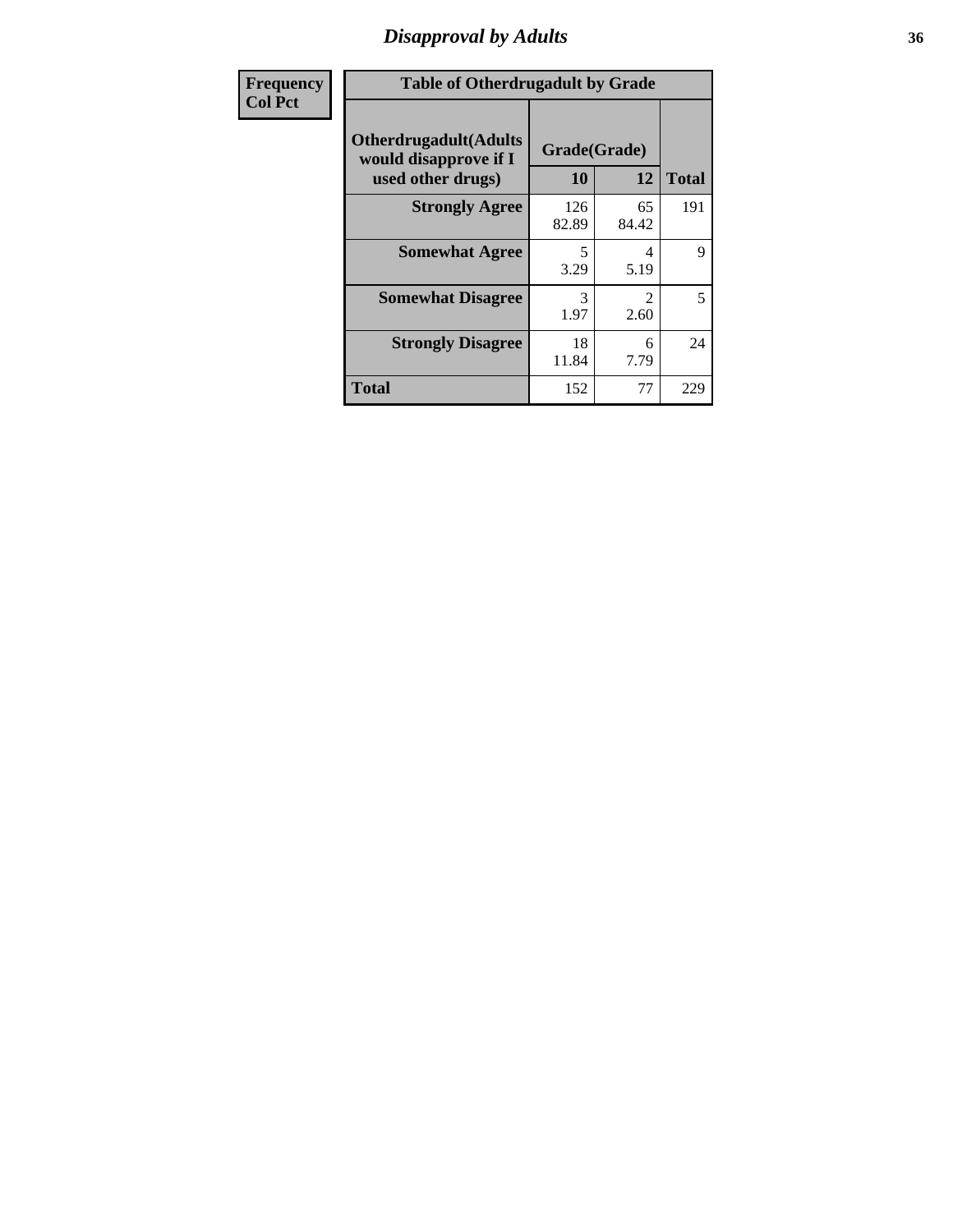# Disapproval by Adults

| Frequency Col Pct |
|---|

**Table of Otherdrugadult by Grade**

| Otherdrugadult(Adults would disapprove if I used other drugs) | Grade(Grade) | | Total |
|---|---|---|---|
| | 10 | 12 | |
| **Strongly Agree** | 126<br>82.89 | 65<br>84.42 | 191 |
| **Somewhat Agree** | 5<br>3.29 | 4<br>5.19 | 9 |
| **Somewhat Disagree** | 3<br>1.97 | 2<br>2.60 | 5 |
| **Strongly Disagree** | 18<br>11.84 | 6<br>7.79 | 24 |
| **Total** | 152 | 77 | 229 |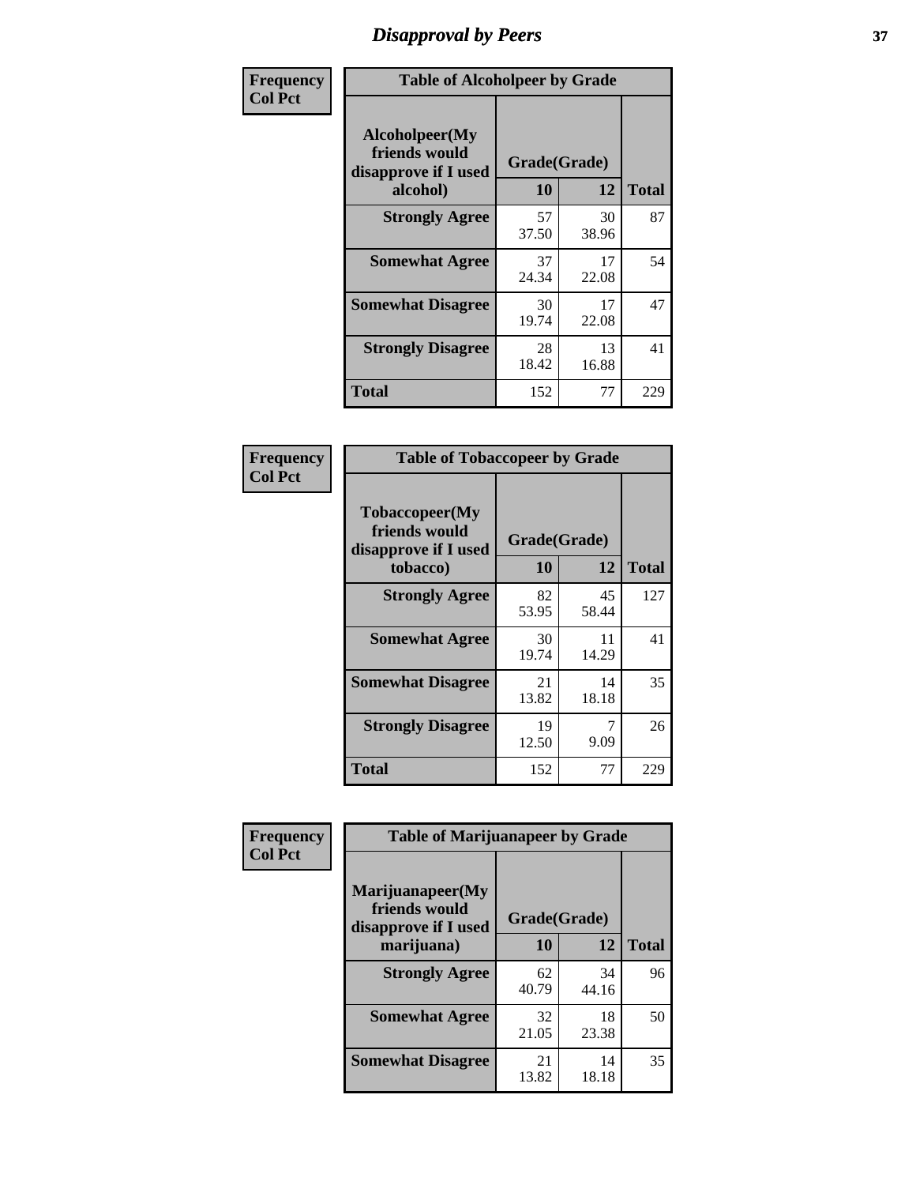# Disapproval by Peers

| Frequency<br>Col Pct | Table of Alcoholpeer by Grade | | |
|---|---|---|---|
| Alcoholpeer(My friends would disapprove if I used alcohol) | Grade(Grade) | | |
| | 10 | 12 | Total |
| Strongly Agree | 57<br>37.50 | 30<br>38.96 | 87 |
| Somewhat Agree | 37<br>24.34 | 17<br>22.08 | 54 |
| Somewhat Disagree | 30<br>19.74 | 17<br>22.08 | 47 |
| Strongly Disagree | 28<br>18.42 | 13<br>16.88 | 41 |
| Total | 152 | 77 | 229 |

| Frequency<br>Col Pct | Table of Tobaccopeer by Grade | | |
|---|---|---|---|
| Tobaccopeer(My friends would disapprove if I used tobacco) | Grade(Grade) | | |
| | 10 | 12 | Total |
| Strongly Agree | 82<br>53.95 | 45<br>58.44 | 127 |
| Somewhat Agree | 30<br>19.74 | 11<br>14.29 | 41 |
| Somewhat Disagree | 21<br>13.82 | 14<br>18.18 | 35 |
| Strongly Disagree | 19<br>12.50 | 7<br>9.09 | 26 |
| Total | 152 | 77 | 229 |

| Frequency<br>Col Pct | Table of Marijuanapeer by Grade | | |
|---|---|---|---|
| Marijuanapeer(My friends would disapprove if I used marijuana) | Grade(Grade) | | |
| | 10 | 12 | Total |
| Strongly Agree | 62<br>40.79 | 34<br>44.16 | 96 |
| Somewhat Agree | 32<br>21.05 | 18<br>23.38 | 50 |
| Somewhat Disagree | 21<br>13.82 | 14<br>18.18 | 35 |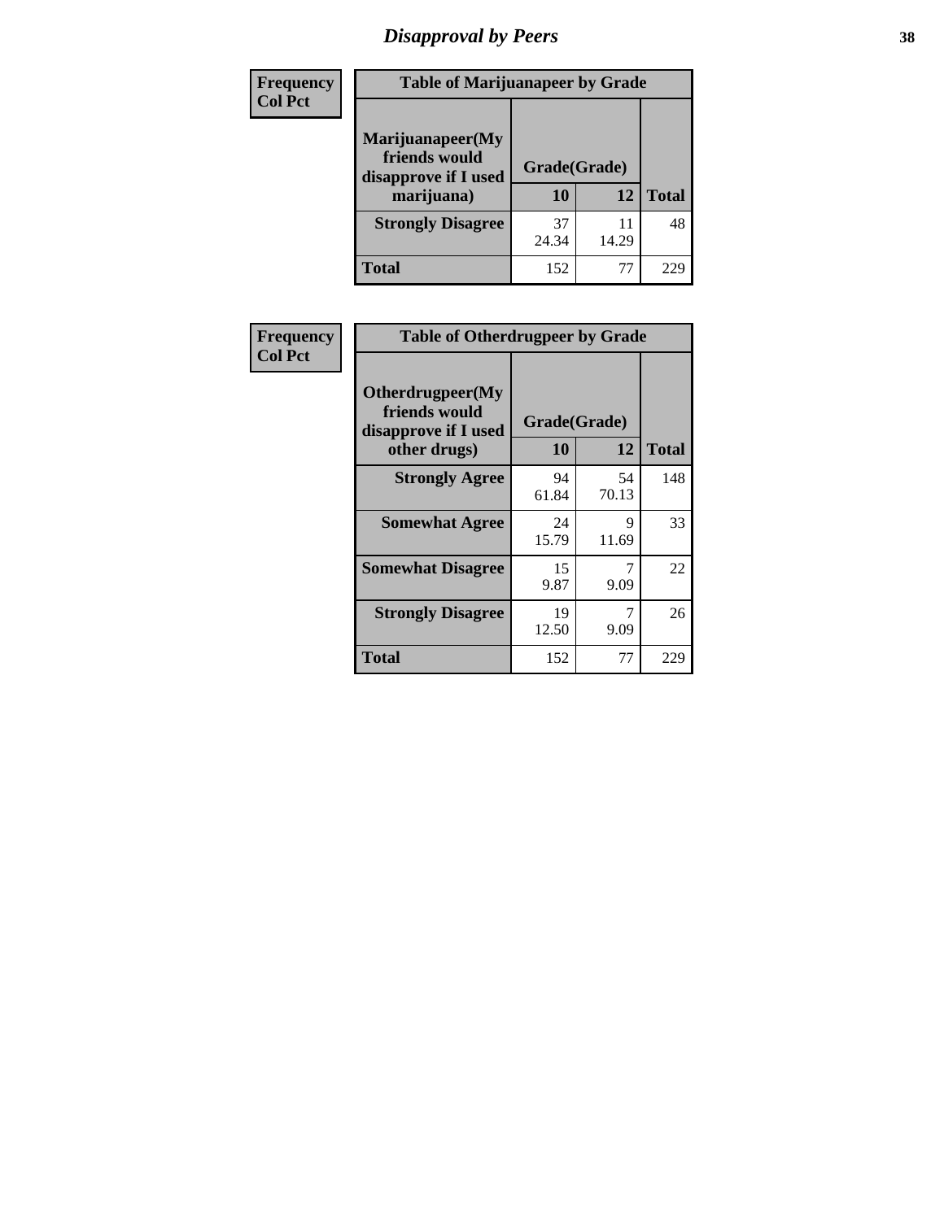# Disapproval by Peers

Frequency
Col Pct

**Table of Marijuanapeer by Grade**

| Marijuanapeer(My friends would disapprove if I used marijuana) | Grade(Grade) | | |
|---|---|---|---|
| | 10 | 12 | Total |
| **Strongly Disagree** | 37<br>24.34 | 11<br>14.29 | 48 |
| **Total** | 152 | 77 | 229 |

Frequency
Col Pct

**Table of Otherdrugpeer by Grade**

| Otherdrugpeer(My friends would disapprove if I used other drugs) | Grade(Grade) | | |
|---|---|---|---|
| | 10 | 12 | Total |
| **Strongly Agree** | 94<br>61.84 | 54<br>70.13 | 148 |
| **Somewhat Agree** | 24<br>15.79 | 9<br>11.69 | 33 |
| **Somewhat Disagree** | 15<br>9.87 | 7<br>9.09 | 22 |
| **Strongly Disagree** | 19<br>12.50 | 7<br>9.09 | 26 |
| **Total** | 152 | 77 | 229 |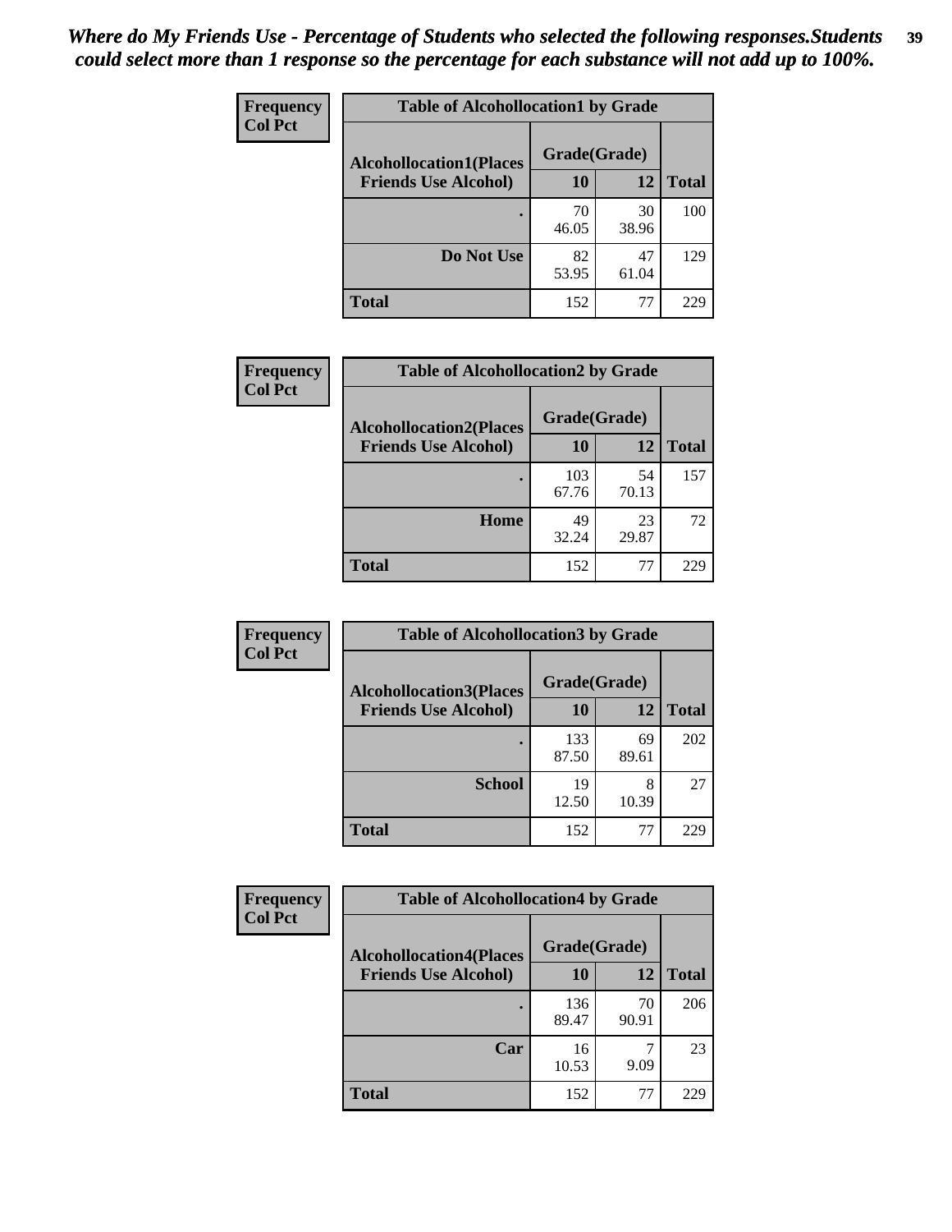*Where do My Friends Use - Percentage of Students who selected the following responses.Students could select more than 1 response so the percentage for each substance will not add up to 100%.*

| Frequency<br>Col Pct | Table of Alcohollocation1 by Grade | | |
|---|---|---|---|
| Alcohollocation1(Places Friends Use Alcohol) | Grade(Grade) | | |
| | 10 | 12 | Total |
| . | 70<br>46.05 | 30<br>38.96 | 100 |
| Do Not Use | 82<br>53.95 | 47<br>61.04 | 129 |
| Total | 152 | 77 | 229 |

| Frequency<br>Col Pct | Table of Alcohollocation2 by Grade | | |
|---|---|---|---|
| Alcohollocation2(Places Friends Use Alcohol) | Grade(Grade) | | |
| | 10 | 12 | Total |
| . | 103<br>67.76 | 54<br>70.13 | 157 |
| Home | 49<br>32.24 | 23<br>29.87 | 72 |
| Total | 152 | 77 | 229 |

| Frequency<br>Col Pct | Table of Alcohollocation3 by Grade | | |
|---|---|---|---|
| Alcohollocation3(Places Friends Use Alcohol) | Grade(Grade) | | |
| | 10 | 12 | Total |
| . | 133<br>87.50 | 69<br>89.61 | 202 |
| School | 19<br>12.50 | 8<br>10.39 | 27 |
| Total | 152 | 77 | 229 |

| Frequency<br>Col Pct | Table of Alcohollocation4 by Grade | | |
|---|---|---|---|
| Alcohollocation4(Places Friends Use Alcohol) | Grade(Grade) | | |
| | 10 | 12 | Total |
| . | 136<br>89.47 | 70<br>90.91 | 206 |
| Car | 16<br>10.53 | 7<br>9.09 | 23 |
| Total | 152 | 77 | 229 |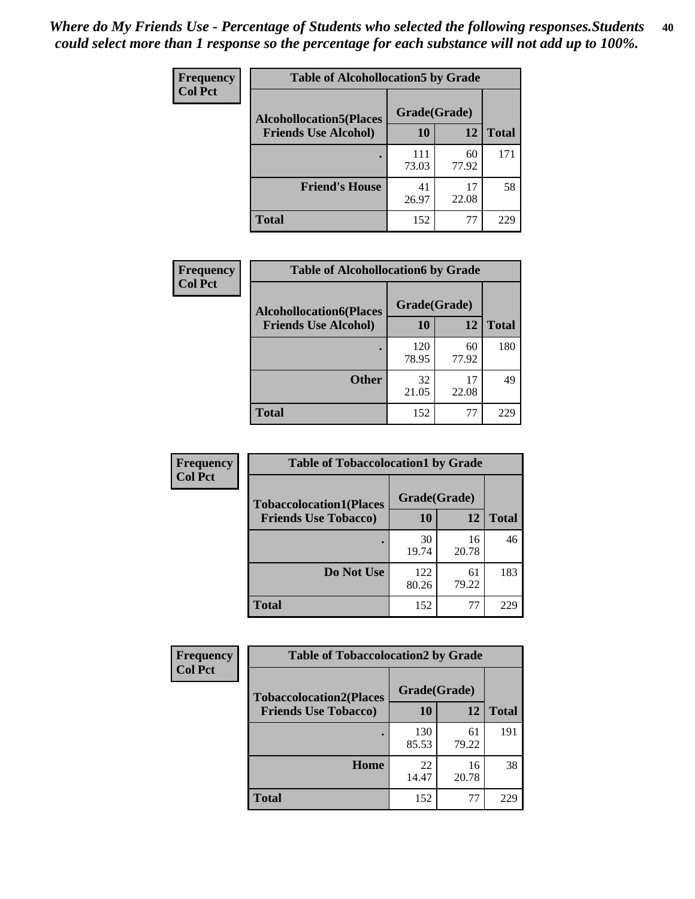*Where do My Friends Use - Percentage of Students who selected the following responses.Students could select more than 1 response so the percentage for each substance will not add up to 100%.*

**Frequency**
**Col Pct**

**Table of Alcohollocation5 by Grade**

| Alcohollocation5(Places Friends Use Alcohol) | Grade(Grade) | | Total |
|---|---|---|---|
| | 10 | 12 | |
| . | 111<br>73.03 | 60<br>77.92 | 171 |
| Friend's House | 41<br>26.97 | 17<br>22.08 | 58 |
| Total | 152 | 77 | 229 |

**Frequency**
**Col Pct**

**Table of Alcohollocation6 by Grade**

| Alcohollocation6(Places Friends Use Alcohol) | Grade(Grade) | | Total |
|---|---|---|---|
| | 10 | 12 | |
| . | 120<br>78.95 | 60<br>77.92 | 180 |
| Other | 32<br>21.05 | 17<br>22.08 | 49 |
| Total | 152 | 77 | 229 |

**Frequency**
**Col Pct**

**Table of Tobaccolocation1 by Grade**

| Tobaccolocation1(Places Friends Use Tobacco) | Grade(Grade) | | Total |
|---|---|---|---|
| | 10 | 12 | |
| . | 30<br>19.74 | 16<br>20.78 | 46 |
| Do Not Use | 122<br>80.26 | 61<br>79.22 | 183 |
| Total | 152 | 77 | 229 |

**Frequency**
**Col Pct**

**Table of Tobaccolocation2 by Grade**

| Tobaccolocation2(Places Friends Use Tobacco) | Grade(Grade) | | Total |
|---|---|---|---|
| | 10 | 12 | |
| . | 130<br>85.53 | 61<br>79.22 | 191 |
| Home | 22<br>14.47 | 16<br>20.78 | 38 |
| Total | 152 | 77 | 229 |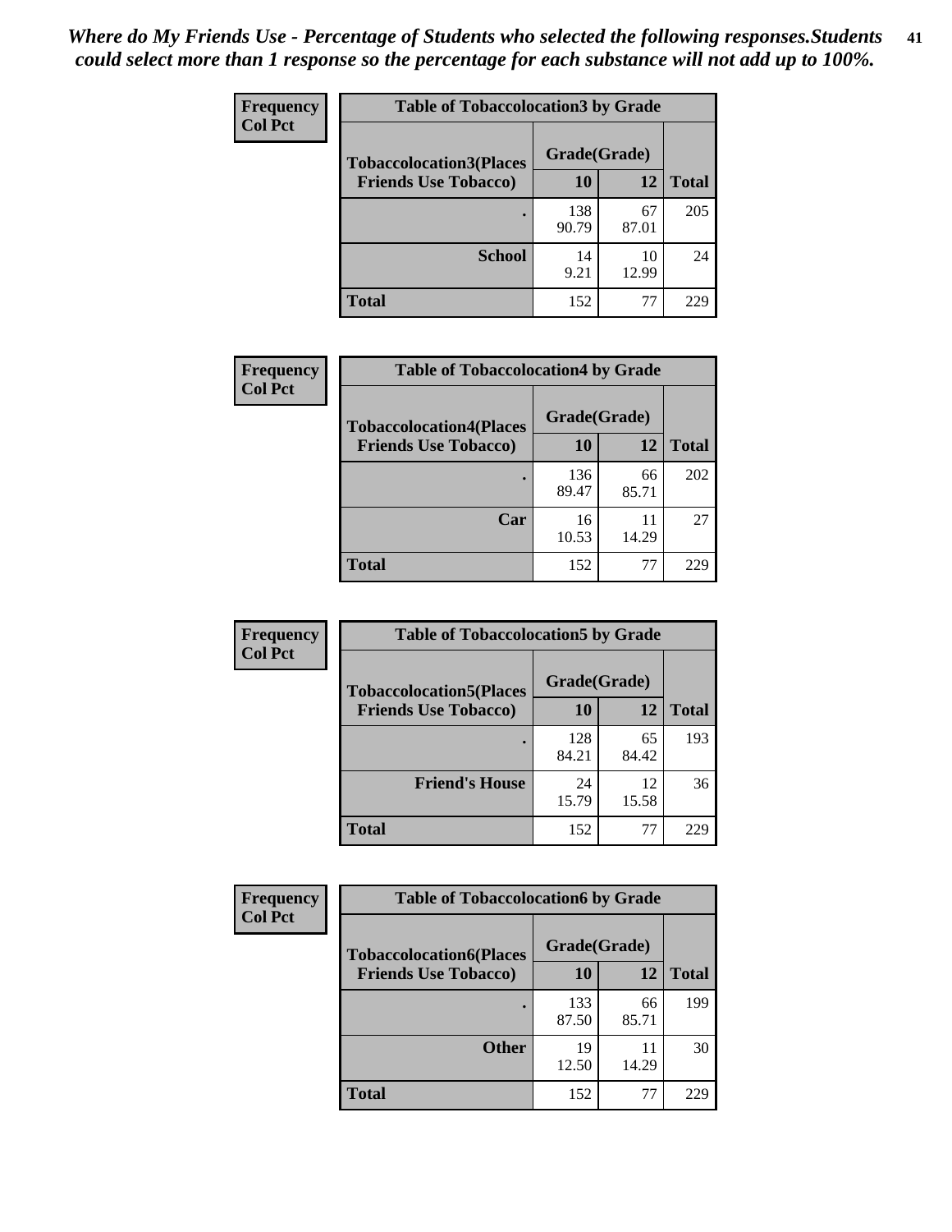*Where do My Friends Use - Percentage of Students who selected the following responses.Students could select more than 1 response so the percentage for each substance will not add up to 100%.*

**Frequency Col Pct**

| Table of Tobaccolocation3 by Grade | | | |
|---|---|---|---|
| Tobaccolocation3(Places Friends Use Tobacco) | Grade(Grade) | | |
| | 10 | 12 | Total |
| . | 138<br>90.79 | 67<br>87.01 | 205 |
| School | 14<br>9.21 | 10<br>12.99 | 24 |
| Total | 152 | 77 | 229 |

**Frequency Col Pct**

| Table of Tobaccolocation4 by Grade | | | |
|---|---|---|---|
| Tobaccolocation4(Places Friends Use Tobacco) | Grade(Grade) | | |
| | 10 | 12 | Total |
| . | 136<br>89.47 | 66<br>85.71 | 202 |
| Car | 16<br>10.53 | 11<br>14.29 | 27 |
| Total | 152 | 77 | 229 |

**Frequency Col Pct**

| Table of Tobaccolocation5 by Grade | | | |
|---|---|---|---|
| Tobaccolocation5(Places Friends Use Tobacco) | Grade(Grade) | | |
| | 10 | 12 | Total |
| . | 128<br>84.21 | 65<br>84.42 | 193 |
| Friend's House | 24<br>15.79 | 12<br>15.58 | 36 |
| Total | 152 | 77 | 229 |

**Frequency Col Pct**

| Table of Tobaccolocation6 by Grade | | | |
|---|---|---|---|
| Tobaccolocation6(Places Friends Use Tobacco) | Grade(Grade) | | |
| | 10 | 12 | Total |
| . | 133<br>87.50 | 66<br>85.71 | 199 |
| Other | 19<br>12.50 | 11<br>14.29 | 30 |
| Total | 152 | 77 | 229 |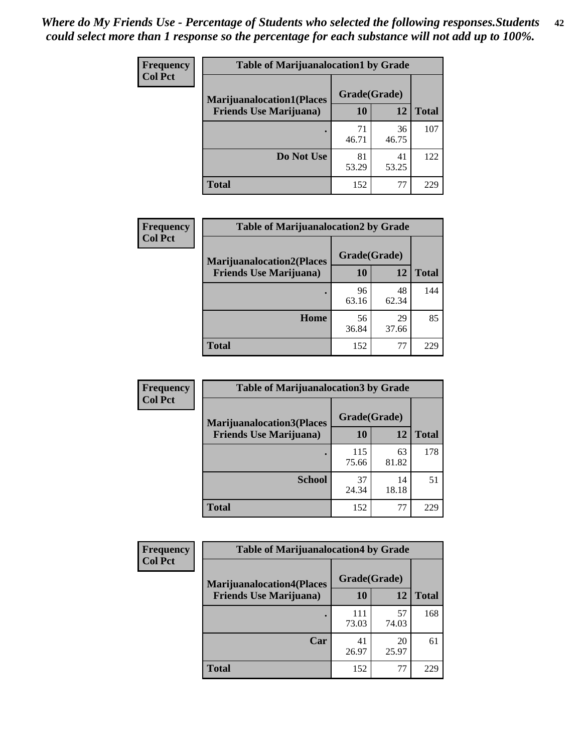*Where do My Friends Use - Percentage of Students who selected the following responses.Students could select more than 1 response so the percentage for each substance will not add up to 100%.*

**Frequency**
**Col Pct**

| Table of Marijuanalocation1 by Grade | | | |
|---|---|---|---|
| **Marijuanalocation1(Places Friends Use Marijuana)** | **Grade(Grade)** | | **Total** |
| | **10** | **12** | |
| **.** | 71<br>46.71 | 36<br>46.75 | 107 |
| **Do Not Use** | 81<br>53.29 | 41<br>53.25 | 122 |
| **Total** | 152 | 77 | 229 |

**Frequency**
**Col Pct**

| Table of Marijuanalocation2 by Grade | | | |
|---|---|---|---|
| **Marijuanalocation2(Places Friends Use Marijuana)** | **Grade(Grade)** | | **Total** |
| | **10** | **12** | |
| **.** | 96<br>63.16 | 48<br>62.34 | 144 |
| **Home** | 56<br>36.84 | 29<br>37.66 | 85 |
| **Total** | 152 | 77 | 229 |

**Frequency**
**Col Pct**

| Table of Marijuanalocation3 by Grade | | | |
|---|---|---|---|
| **Marijuanalocation3(Places Friends Use Marijuana)** | **Grade(Grade)** | | **Total** |
| | **10** | **12** | |
| **.** | 115<br>75.66 | 63<br>81.82 | 178 |
| **School** | 37<br>24.34 | 14<br>18.18 | 51 |
| **Total** | 152 | 77 | 229 |

**Frequency**
**Col Pct**

| Table of Marijuanalocation4 by Grade | | | |
|---|---|---|---|
| **Marijuanalocation4(Places Friends Use Marijuana)** | **Grade(Grade)** | | **Total** |
| | **10** | **12** | |
| **.** | 111<br>73.03 | 57<br>74.03 | 168 |
| **Car** | 41<br>26.97 | 20<br>25.97 | 61 |
| **Total** | 152 | 77 | 229 |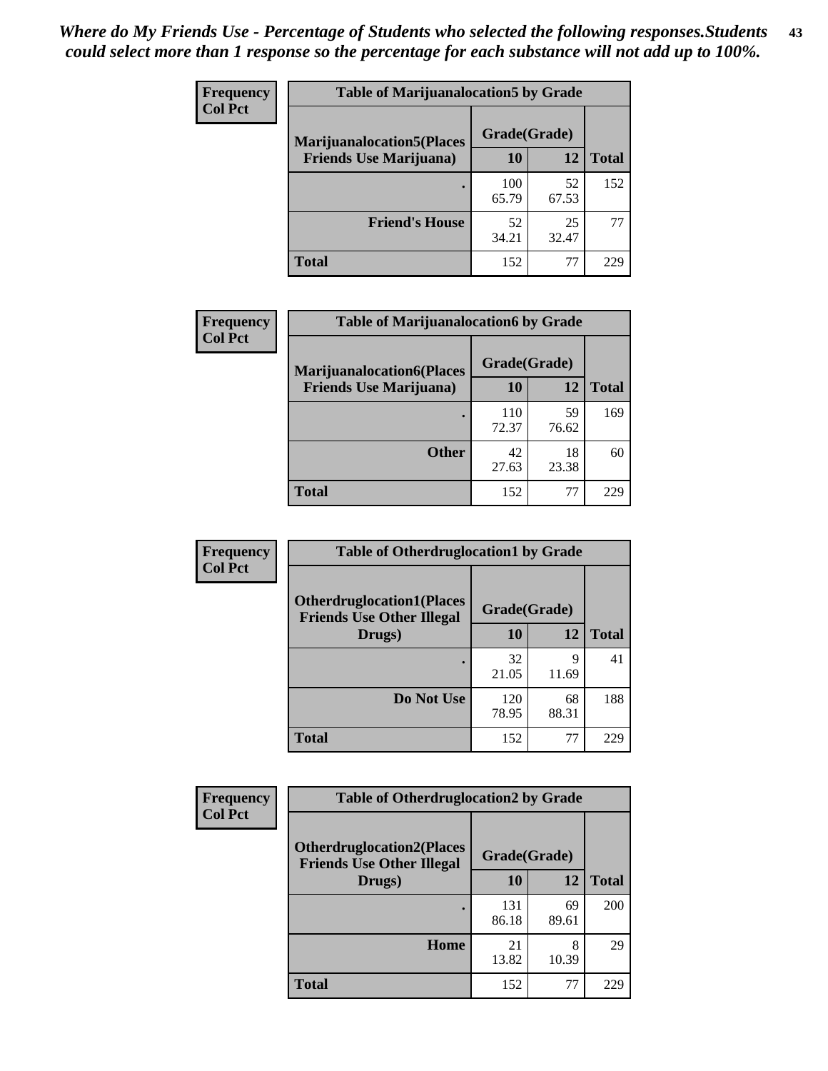*Where do My Friends Use - Percentage of Students who selected the following responses.Students could select more than 1 response so the percentage for each substance will not add up to 100%.*

**Table of Marijuanalocation5 by Grade**

| Frequency Col Pct | | | |
|---|---|---|---|
| **Marijuanalocation5(Places Friends Use Marijuana)** | **Grade(Grade)** | | |
| | **10** | **12** | **Total** |
| . | 100<br>65.79 | 52<br>67.53 | 152 |
| **Friend's House** | 52<br>34.21 | 25<br>32.47 | 77 |
| **Total** | 152 | 77 | 229 |

**Table of Marijuanalocation6 by Grade**

| Frequency Col Pct | | | |
|---|---|---|---|
| **Marijuanalocation6(Places Friends Use Marijuana)** | **Grade(Grade)** | | |
| | **10** | **12** | **Total** |
| . | 110<br>72.37 | 59<br>76.62 | 169 |
| **Other** | 42<br>27.63 | 18<br>23.38 | 60 |
| **Total** | 152 | 77 | 229 |

**Table of Otherdruglocation1 by Grade**

| Frequency Col Pct | | | |
|---|---|---|---|
| **Otherdruglocation1(Places Friends Use Other Illegal Drugs)** | **Grade(Grade)** | | |
| | **10** | **12** | **Total** |
| . | 32<br>21.05 | 9<br>11.69 | 41 |
| **Do Not Use** | 120<br>78.95 | 68<br>88.31 | 188 |
| **Total** | 152 | 77 | 229 |

**Table of Otherdruglocation2 by Grade**

| Frequency Col Pct | | | |
|---|---|---|---|
| **Otherdruglocation2(Places Friends Use Other Illegal Drugs)** | **Grade(Grade)** | | |
| | **10** | **12** | **Total** |
| . | 131<br>86.18 | 69<br>89.61 | 200 |
| **Home** | 21<br>13.82 | 8<br>10.39 | 29 |
| **Total** | 152 | 77 | 229 |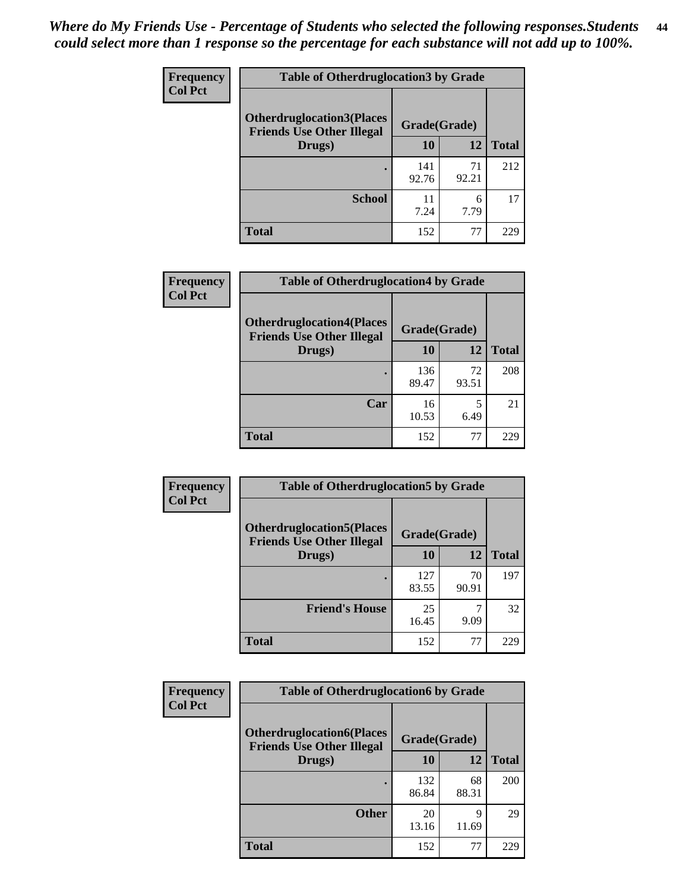*Where do My Friends Use - Percentage of Students who selected the following responses.Students could select more than 1 response so the percentage for each substance will not add up to 100%.*

**Frequency**
**Col Pct**

**Table of Otherdruglocation3 by Grade**

| Otherdruglocation3(Places Friends Use Other Illegal Drugs) | Grade(Grade) | | |
|---|---|---|---|
| | 10 | 12 | Total |
| . | 141<br>92.76 | 71<br>92.21 | 212 |
| School | 11<br>7.24 | 6<br>7.79 | 17 |
| Total | 152 | 77 | 229 |

**Frequency**
**Col Pct**

**Table of Otherdruglocation4 by Grade**

| Otherdruglocation4(Places Friends Use Other Illegal Drugs) | Grade(Grade) | | |
|---|---|---|---|
| | 10 | 12 | Total |
| . | 136<br>89.47 | 72<br>93.51 | 208 |
| Car | 16<br>10.53 | 5<br>6.49 | 21 |
| Total | 152 | 77 | 229 |

**Frequency**
**Col Pct**

**Table of Otherdruglocation5 by Grade**

| Otherdruglocation5(Places Friends Use Other Illegal Drugs) | Grade(Grade) | | |
|---|---|---|---|
| | 10 | 12 | Total |
| . | 127<br>83.55 | 70<br>90.91 | 197 |
| Friend's House | 25<br>16.45 | 7<br>9.09 | 32 |
| Total | 152 | 77 | 229 |

**Frequency**
**Col Pct**

**Table of Otherdruglocation6 by Grade**

| Otherdruglocation6(Places Friends Use Other Illegal Drugs) | Grade(Grade) | | |
|---|---|---|---|
| | 10 | 12 | Total |
| . | 132<br>86.84 | 68<br>88.31 | 200 |
| Other | 20<br>13.16 | 9<br>11.69 | 29 |
| Total | 152 | 77 | 229 |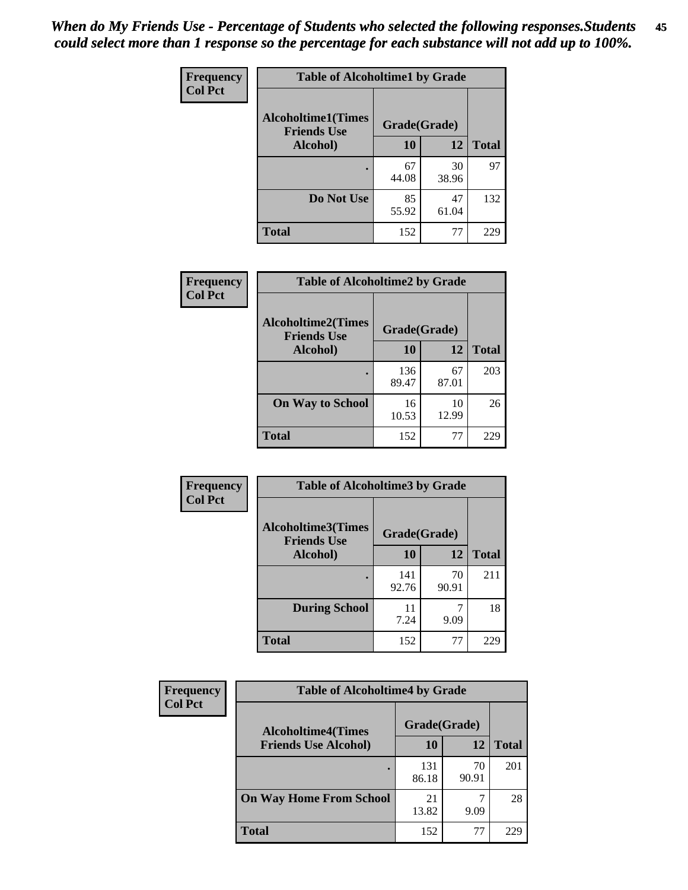*When do My Friends Use - Percentage of Students who selected the following responses.Students could select more than 1 response so the percentage for each substance will not add up to 100%.*

**Frequency**
**Col Pct**

| Table of Alcoholtime1 by Grade | | | |
|---|---|---|---|
| **Alcoholtime1(Times Friends Use Alcohol)** | **Grade(Grade)** | | **Total** |
| | **10** | **12** | |
| **.** | 67<br>44.08 | 30<br>38.96 | 97 |
| **Do Not Use** | 85<br>55.92 | 47<br>61.04 | 132 |
| **Total** | 152 | 77 | 229 |

**Frequency**
**Col Pct**

| Table of Alcoholtime2 by Grade | | | |
|---|---|---|---|
| **Alcoholtime2(Times Friends Use Alcohol)** | **Grade(Grade)** | | **Total** |
| | **10** | **12** | |
| **.** | 136<br>89.47 | 67<br>87.01 | 203 |
| **On Way to School** | 16<br>10.53 | 10<br>12.99 | 26 |
| **Total** | 152 | 77 | 229 |

**Frequency**
**Col Pct**

| Table of Alcoholtime3 by Grade | | | |
|---|---|---|---|
| **Alcoholtime3(Times Friends Use Alcohol)** | **Grade(Grade)** | | **Total** |
| | **10** | **12** | |
| **.** | 141<br>92.76 | 70<br>90.91 | 211 |
| **During School** | 11<br>7.24 | 7<br>9.09 | 18 |
| **Total** | 152 | 77 | 229 |

**Frequency**
**Col Pct**

| Table of Alcoholtime4 by Grade | | | |
|---|---|---|---|
| **Alcoholtime4(Times Friends Use Alcohol)** | **Grade(Grade)** | | **Total** |
| | **10** | **12** | |
| **.** | 131<br>86.18 | 70<br>90.91 | 201 |
| **On Way Home From School** | 21<br>13.82 | 7<br>9.09 | 28 |
| **Total** | 152 | 77 | 229 |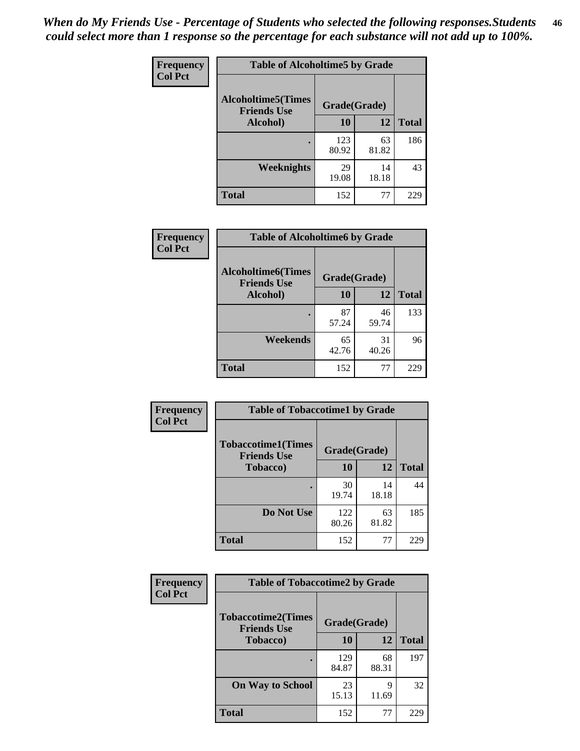*When do My Friends Use - Percentage of Students who selected the following responses.Students could select more than 1 response so the percentage for each substance will not add up to 100%.*

**Frequency**
**Col Pct**

| Table of Alcoholtime5 by Grade | | | |
|---|---|---|---|
| **Alcoholtime5(Times Friends Use Alcohol)** | **Grade(Grade)** | | **Total** |
| | **10** | **12** | |
| **.** | 123<br>80.92 | 63<br>81.82 | 186 |
| **Weeknights** | 29<br>19.08 | 14<br>18.18 | 43 |
| **Total** | 152 | 77 | 229 |

**Frequency**
**Col Pct**

| Table of Alcoholtime6 by Grade | | | |
|---|---|---|---|
| **Alcoholtime6(Times Friends Use Alcohol)** | **Grade(Grade)** | | **Total** |
| | **10** | **12** | |
| **.** | 87<br>57.24 | 46<br>59.74 | 133 |
| **Weekends** | 65<br>42.76 | 31<br>40.26 | 96 |
| **Total** | 152 | 77 | 229 |

**Frequency**
**Col Pct**

| Table of Tobaccotime1 by Grade | | | |
|---|---|---|---|
| **Tobaccotime1(Times Friends Use Tobacco)** | **Grade(Grade)** | | **Total** |
| | **10** | **12** | |
| **.** | 30<br>19.74 | 14<br>18.18 | 44 |
| **Do Not Use** | 122<br>80.26 | 63<br>81.82 | 185 |
| **Total** | 152 | 77 | 229 |

**Frequency**
**Col Pct**

| Table of Tobaccotime2 by Grade | | | |
|---|---|---|---|
| **Tobaccotime2(Times Friends Use Tobacco)** | **Grade(Grade)** | | **Total** |
| | **10** | **12** | |
| **.** | 129<br>84.87 | 68<br>88.31 | 197 |
| **On Way to School** | 23<br>15.13 | 9<br>11.69 | 32 |
| **Total** | 152 | 77 | 229 |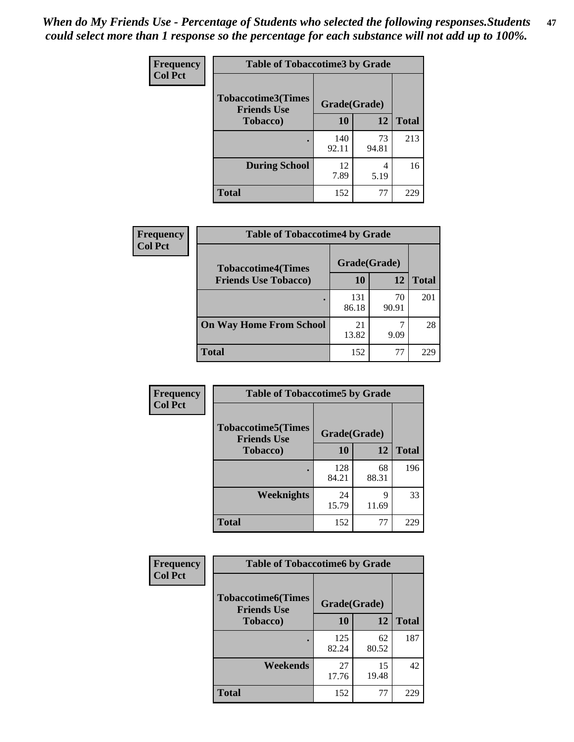*When do My Friends Use - Percentage of Students who selected the following responses.Students could select more than 1 response so the percentage for each substance will not add up to 100%.*

**Frequency**
**Col Pct**

**Table of Tobaccotime3 by Grade**

| Tobaccotime3(Times Friends Use Tobacco) | Grade(Grade) | | Total |
|---|---|---|---|
| | 10 | 12 | |
| . | 140<br>92.11 | 73<br>94.81 | 213 |
| During School | 12<br>7.89 | 4<br>5.19 | 16 |
| Total | 152 | 77 | 229 |

**Frequency**
**Col Pct**

**Table of Tobaccotime4 by Grade**

| Tobaccotime4(Times Friends Use Tobacco) | Grade(Grade) | | Total |
|---|---|---|---|
| | 10 | 12 | |
| . | 131<br>86.18 | 70<br>90.91 | 201 |
| On Way Home From School | 21<br>13.82 | 7<br>9.09 | 28 |
| Total | 152 | 77 | 229 |

**Frequency**
**Col Pct**

**Table of Tobaccotime5 by Grade**

| Tobaccotime5(Times Friends Use Tobacco) | Grade(Grade) | | Total |
|---|---|---|---|
| | 10 | 12 | |
| . | 128<br>84.21 | 68<br>88.31 | 196 |
| Weeknights | 24<br>15.79 | 9<br>11.69 | 33 |
| Total | 152 | 77 | 229 |

**Frequency**
**Col Pct**

**Table of Tobaccotime6 by Grade**

| Tobaccotime6(Times Friends Use Tobacco) | Grade(Grade) | | Total |
|---|---|---|---|
| | 10 | 12 | |
| . | 125<br>82.24 | 62<br>80.52 | 187 |
| Weekends | 27<br>17.76 | 15<br>19.48 | 42 |
| Total | 152 | 77 | 229 |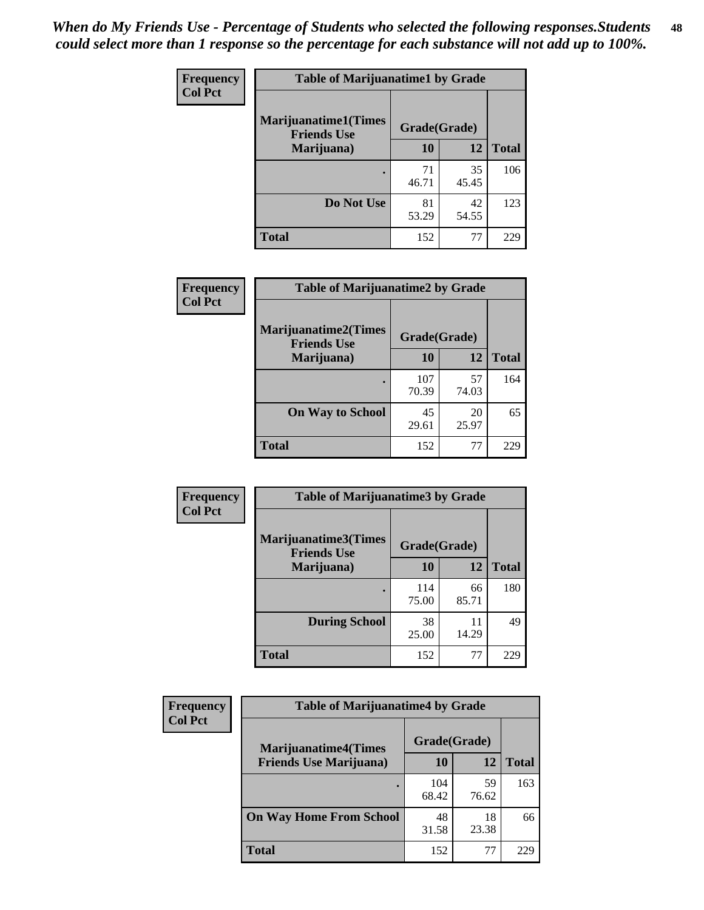*When do My Friends Use - Percentage of Students who selected the following responses.Students could select more than 1 response so the percentage for each substance will not add up to 100%.*

**Frequency**
**Col Pct**

| Table of Marijuanatime1 by Grade | | | |
|---|---|---|---|
| Marijuanatime1(Times Friends Use Marijuana) | Grade(Grade) | | |
| | 10 | 12 | Total |
| . | 71<br>46.71 | 35<br>45.45 | 106 |
| Do Not Use | 81<br>53.29 | 42<br>54.55 | 123 |
| Total | 152 | 77 | 229 |

**Frequency**
**Col Pct**

| Table of Marijuanatime2 by Grade | | | |
|---|---|---|---|
| Marijuanatime2(Times Friends Use Marijuana) | Grade(Grade) | | |
| | 10 | 12 | Total |
| . | 107<br>70.39 | 57<br>74.03 | 164 |
| On Way to School | 45<br>29.61 | 20<br>25.97 | 65 |
| Total | 152 | 77 | 229 |

**Frequency**
**Col Pct**

| Table of Marijuanatime3 by Grade | | | |
|---|---|---|---|
| Marijuanatime3(Times Friends Use Marijuana) | Grade(Grade) | | |
| | 10 | 12 | Total |
| . | 114<br>75.00 | 66<br>85.71 | 180 |
| During School | 38<br>25.00 | 11<br>14.29 | 49 |
| Total | 152 | 77 | 229 |

**Frequency**
**Col Pct**

| Table of Marijuanatime4 by Grade | | | |
|---|---|---|---|
| Marijuanatime4(Times Friends Use Marijuana) | Grade(Grade) | | |
| | 10 | 12 | Total |
| . | 104<br>68.42 | 59<br>76.62 | 163 |
| On Way Home From School | 48<br>31.58 | 18<br>23.38 | 66 |
| Total | 152 | 77 | 229 |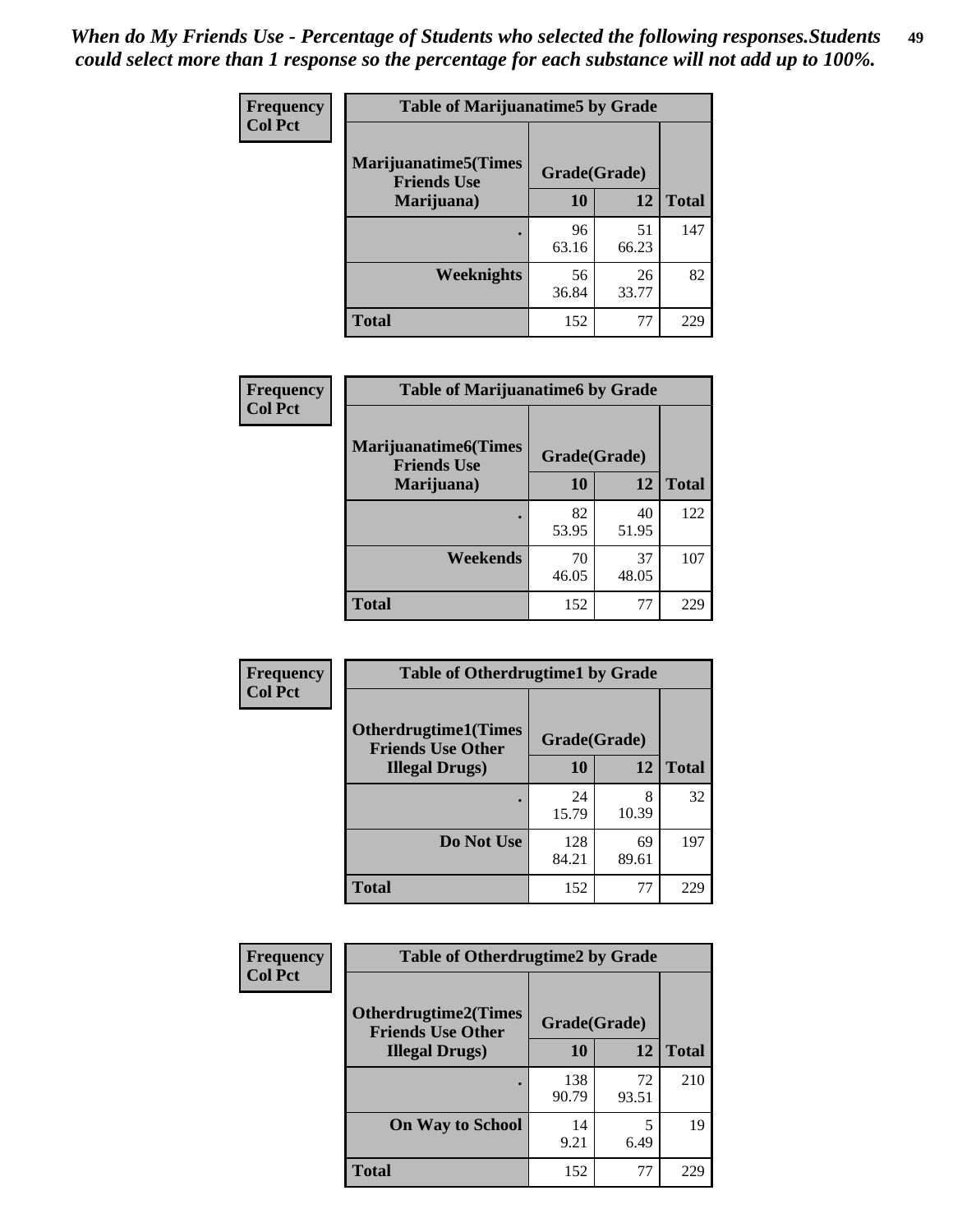*When do My Friends Use - Percentage of Students who selected the following responses.Students could select more than 1 response so the percentage for each substance will not add up to 100%.*

**Frequency**
**Col Pct**

| Table of Marijuanatime5 by Grade | | | |
|---|---|---|---|
| Marijuanatime5(Times Friends Use Marijuana) | Grade(Grade) | | |
| | 10 | 12 | Total |
| . | 96<br>63.16 | 51<br>66.23 | 147 |
| Weeknights | 56<br>36.84 | 26<br>33.77 | 82 |
| Total | 152 | 77 | 229 |

**Frequency**
**Col Pct**

| Table of Marijuanatime6 by Grade | | | |
|---|---|---|---|
| Marijuanatime6(Times Friends Use Marijuana) | Grade(Grade) | | |
| | 10 | 12 | Total |
| . | 82<br>53.95 | 40<br>51.95 | 122 |
| Weekends | 70<br>46.05 | 37<br>48.05 | 107 |
| Total | 152 | 77 | 229 |

**Frequency**
**Col Pct**

| Table of Otherdrugtime1 by Grade | | | |
|---|---|---|---|
| Otherdrugtime1(Times Friends Use Other Illegal Drugs) | Grade(Grade) | | |
| | 10 | 12 | Total |
| . | 24<br>15.79 | 8<br>10.39 | 32 |
| Do Not Use | 128<br>84.21 | 69<br>89.61 | 197 |
| Total | 152 | 77 | 229 |

**Frequency**
**Col Pct**

| Table of Otherdrugtime2 by Grade | | | |
|---|---|---|---|
| Otherdrugtime2(Times Friends Use Other Illegal Drugs) | Grade(Grade) | | |
| | 10 | 12 | Total |
| . | 138<br>90.79 | 72<br>93.51 | 210 |
| On Way to School | 14<br>9.21 | 5<br>6.49 | 19 |
| Total | 152 | 77 | 229 |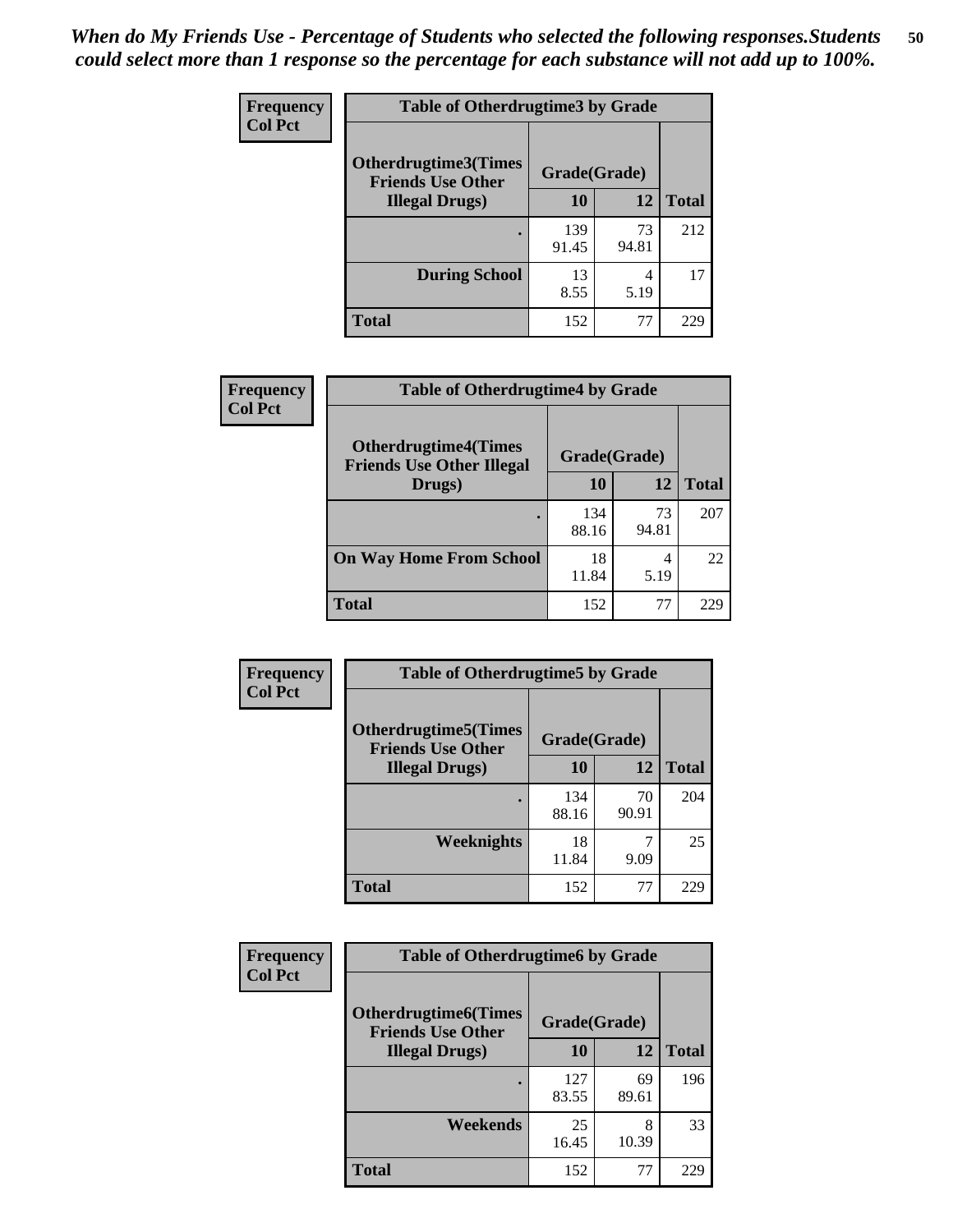*When do My Friends Use - Percentage of Students who selected the following responses.Students could select more than 1 response so the percentage for each substance will not add up to 100%.*

**Frequency**
**Col Pct**

| Table of Otherdrugtime3 by Grade | | | |
|---|---|---|---|
| **Otherdrugtime3(Times Friends Use Other Illegal Drugs)** | **Grade(Grade)** | | |
| | **10** | **12** | **Total** |
| **.** | 139<br>91.45 | 73<br>94.81 | 212 |
| **During School** | 13<br>8.55 | 4<br>5.19 | 17 |
| **Total** | 152 | 77 | 229 |

**Frequency**
**Col Pct**

| Table of Otherdrugtime4 by Grade | | | |
|---|---|---|---|
| **Otherdrugtime4(Times Friends Use Other Illegal Drugs)** | **Grade(Grade)** | | |
| | **10** | **12** | **Total** |
| **.** | 134<br>88.16 | 73<br>94.81 | 207 |
| **On Way Home From School** | 18<br>11.84 | 4<br>5.19 | 22 |
| **Total** | 152 | 77 | 229 |

**Frequency**
**Col Pct**

| Table of Otherdrugtime5 by Grade | | | |
|---|---|---|---|
| **Otherdrugtime5(Times Friends Use Other Illegal Drugs)** | **Grade(Grade)** | | |
| | **10** | **12** | **Total** |
| **.** | 134<br>88.16 | 70<br>90.91 | 204 |
| **Weeknights** | 18<br>11.84 | 7<br>9.09 | 25 |
| **Total** | 152 | 77 | 229 |

**Frequency**
**Col Pct**

| Table of Otherdrugtime6 by Grade | | | |
|---|---|---|---|
| **Otherdrugtime6(Times Friends Use Other Illegal Drugs)** | **Grade(Grade)** | | |
| | **10** | **12** | **Total** |
| **.** | 127<br>83.55 | 69<br>89.61 | 196 |
| **Weekends** | 25<br>16.45 | 8<br>10.39 | 33 |
| **Total** | 152 | 77 | 229 |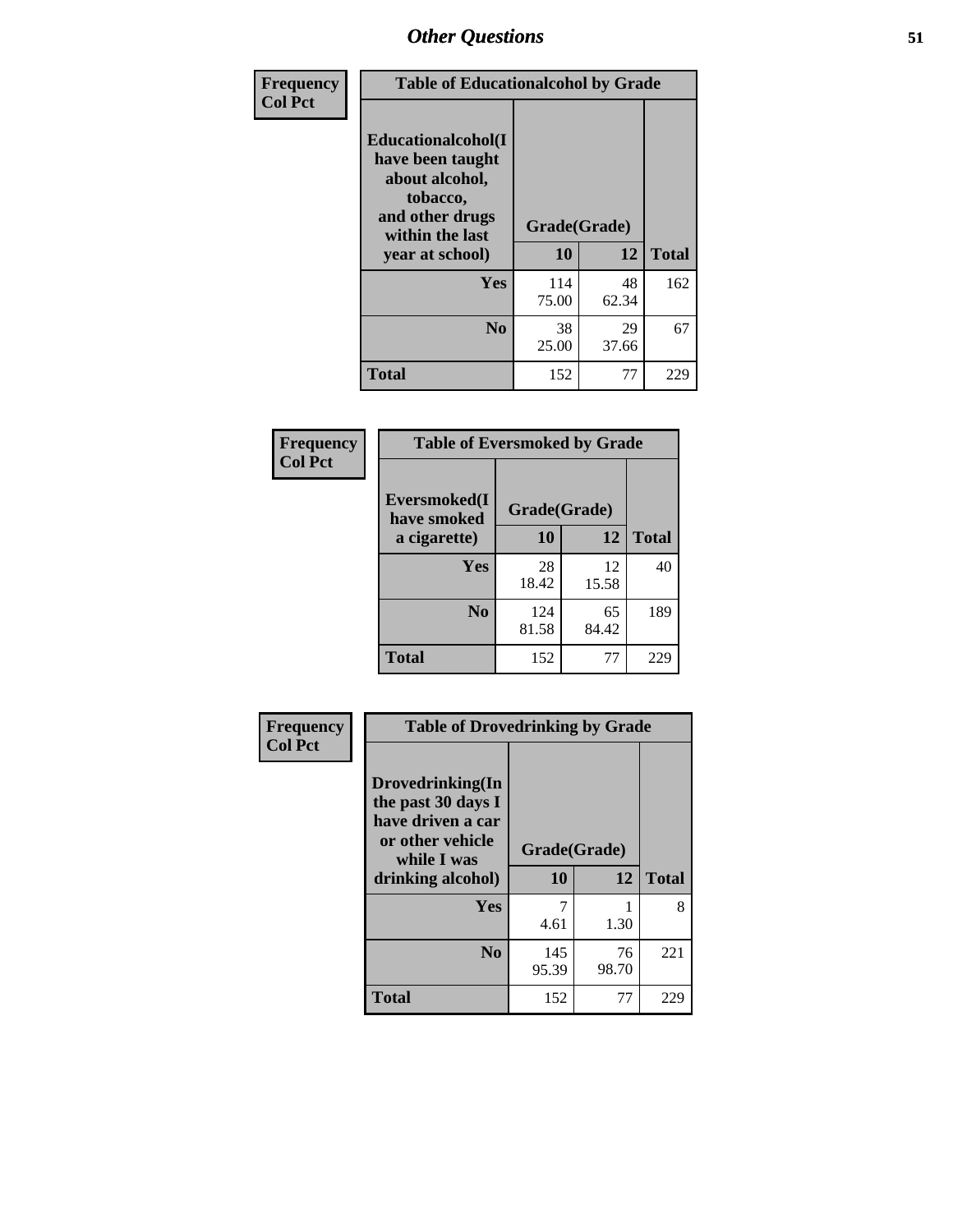Frequency
Col Pct

| Table of Educationalalcohol by Grade | | | |
|---|---|---|---|
| Educationalalcohol(I have been taught about alcohol, tobacco, and other drugs within the last year at school) | Grade(Grade) | | |
| | 10 | 12 | Total |
| Yes | 114<br>75.00 | 48<br>62.34 | 162 |
| No | 38<br>25.00 | 29<br>37.66 | 67 |
| Total | 152 | 77 | 229 |

Frequency
Col Pct

| Table of Eversmoked by Grade | | | |
|---|---|---|---|
| Eversmoked(I have smoked a cigarette) | Grade(Grade) | | |
| | 10 | 12 | Total |
| Yes | 28<br>18.42 | 12<br>15.58 | 40 |
| No | 124<br>81.58 | 65<br>84.42 | 189 |
| Total | 152 | 77 | 229 |

Frequency
Col Pct

| Table of Drovedrinking by Grade | | | |
|---|---|---|---|
| Drovedrinking(In the past 30 days I have driven a car or other vehicle while I was drinking alcohol) | Grade(Grade) | | |
| | 10 | 12 | Total |
| Yes | 7<br>4.61 | 1<br>1.30 | 8 |
| No | 145<br>95.39 | 76<br>98.70 | 221 |
| Total | 152 | 77 | 229 |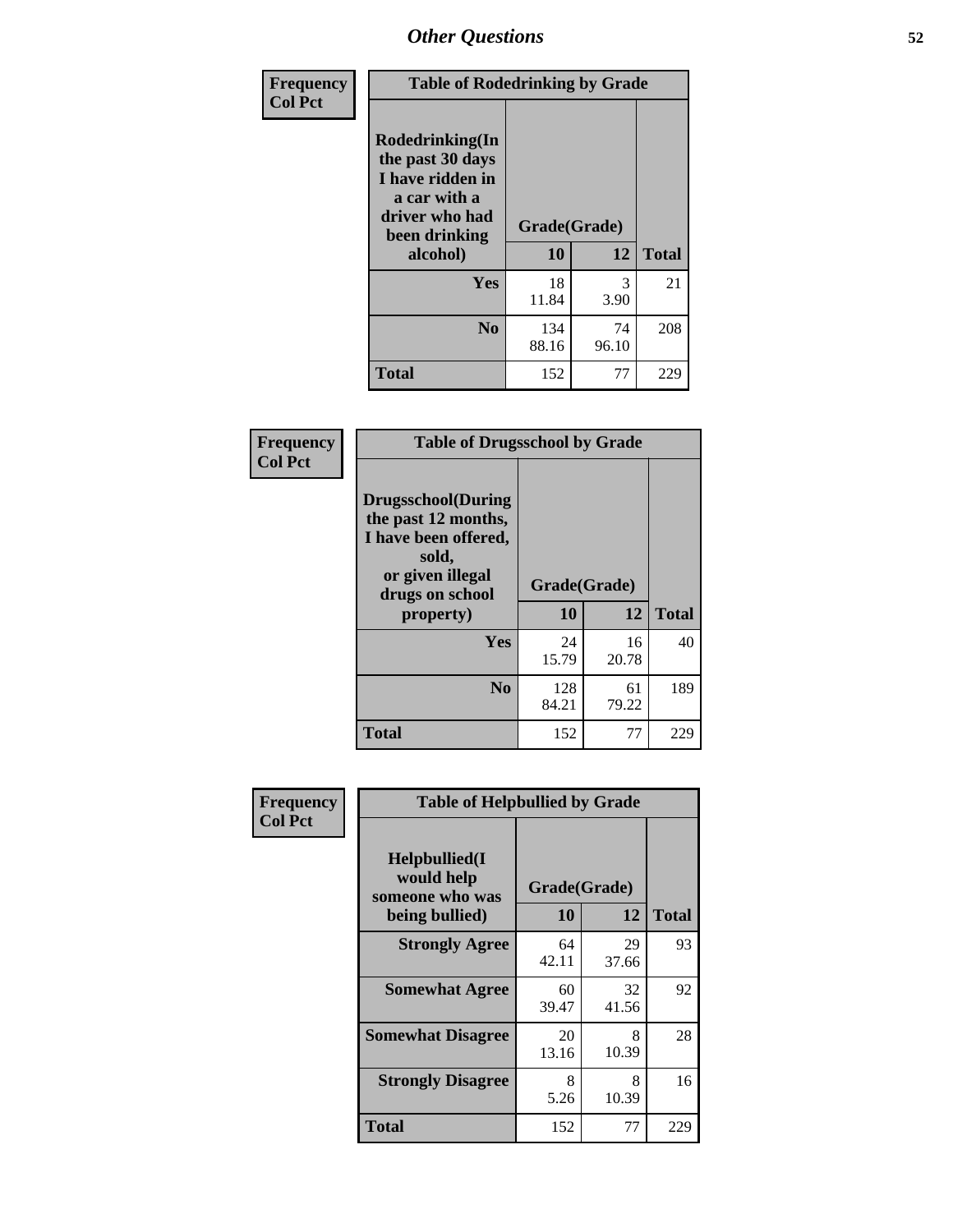## Other Questions

**Frequency**
**Col Pct**

**Table of Rodedrinking by Grade**

| Rodedrinking(In the past 30 days I have ridden in a car with a driver who had been drinking alcohol) | Grade(Grade) | | Total |
|---|---|---|---|
| | 10 | 12 | |
| Yes | 18<br>11.84 | 3<br>3.90 | 21 |
| No | 134<br>88.16 | 74<br>96.10 | 208 |
| Total | 152 | 77 | 229 |

**Frequency**
**Col Pct**

**Table of Drugsschool by Grade**

| Drugsschool(During the past 12 months, I have been offered, sold, or given illegal drugs on school property) | Grade(Grade) | | Total |
|---|---|---|---|
| | 10 | 12 | |
| Yes | 24<br>15.79 | 16<br>20.78 | 40 |
| No | 128<br>84.21 | 61<br>79.22 | 189 |
| Total | 152 | 77 | 229 |

**Frequency**
**Col Pct**

**Table of Helpbullied by Grade**

| Helpbullied(I would help someone who was being bullied) | Grade(Grade) | | Total |
|---|---|---|---|
| | 10 | 12 | |
| Strongly Agree | 64<br>42.11 | 29<br>37.66 | 93 |
| Somewhat Agree | 60<br>39.47 | 32<br>41.56 | 92 |
| Somewhat Disagree | 20<br>13.16 | 8<br>10.39 | 28 |
| Strongly Disagree | 8<br>5.26 | 8<br>10.39 | 16 |
| Total | 152 | 77 | 229 |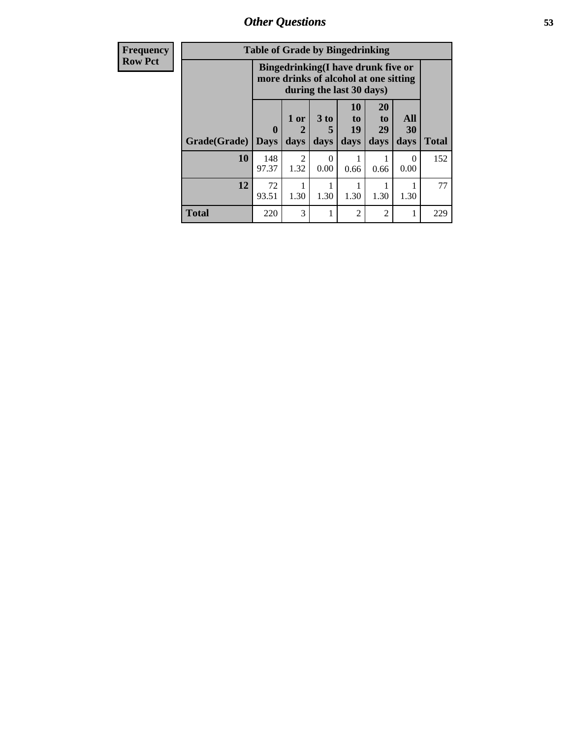## Other Questions

| Frequency Row Pct |
|---|

**Table of Grade by Bingedrinking**

| Grade(Grade) | Bingedrinking(I have drunk five or more drinks of alcohol at one sitting during the last 30 days) | | | | | | Total |
|---|---|---|---|---|---|---|---|
| | 0 Days | 1 or 2 days | 3 to 5 days | 10 to 19 days | 20 to 29 days | All 30 days | |
| 10 | 148 97.37 | 2 1.32 | 0 0.00 | 1 0.66 | 1 0.66 | 0 0.00 | 152 |
| 12 | 72 93.51 | 1 1.30 | 1 1.30 | 1 1.30 | 1 1.30 | 1 1.30 | 77 |
| Total | 220 | 3 | 1 | 2 | 2 | 1 | 229 |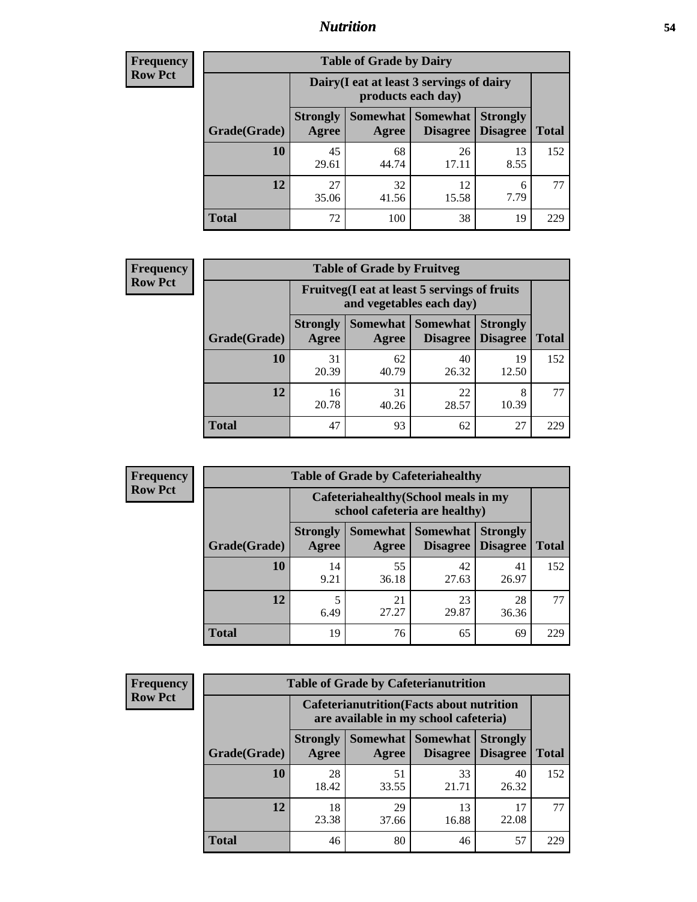**Frequency Row Pct**

| Table of Grade by Dairy | | | | | |
|---|---|---|---|---|---|
| | Dairy(I eat at least 3 servings of dairy products each day) | | | | |
| Grade(Grade) | Strongly Agree | Somewhat Agree | Somewhat Disagree | Strongly Disagree | Total |
| 10 | 45<br>29.61 | 68<br>44.74 | 26<br>17.11 | 13<br>8.55 | 152 |
| 12 | 27<br>35.06 | 32<br>41.56 | 12<br>15.58 | 6<br>7.79 | 77 |
| Total | 72 | 100 | 38 | 19 | 229 |

**Frequency Row Pct**

| Table of Grade by Fruitveg | | | | | |
|---|---|---|---|---|---|
| | Fruitveg(I eat at least 5 servings of fruits and vegetables each day) | | | | |
| Grade(Grade) | Strongly Agree | Somewhat Agree | Somewhat Disagree | Strongly Disagree | Total |
| 10 | 31<br>20.39 | 62<br>40.79 | 40<br>26.32 | 19<br>12.50 | 152 |
| 12 | 16<br>20.78 | 31<br>40.26 | 22<br>28.57 | 8<br>10.39 | 77 |
| Total | 47 | 93 | 62 | 27 | 229 |

**Frequency Row Pct**

| Table of Grade by Cafeteriahealthy | | | | | |
|---|---|---|---|---|---|
| | Cafeteriahealthy(School meals in my school cafeteria are healthy) | | | | |
| Grade(Grade) | Strongly Agree | Somewhat Agree | Somewhat Disagree | Strongly Disagree | Total |
| 10 | 14<br>9.21 | 55<br>36.18 | 42<br>27.63 | 41<br>26.97 | 152 |
| 12 | 5<br>6.49 | 21<br>27.27 | 23<br>29.87 | 28<br>36.36 | 77 |
| Total | 19 | 76 | 65 | 69 | 229 |

**Frequency Row Pct**

| Table of Grade by Cafeterianutrition | | | | | |
|---|---|---|---|---|---|
| | Cafeterianutrition(Facts about nutrition are available in my school cafeteria) | | | | |
| Grade(Grade) | Strongly Agree | Somewhat Agree | Somewhat Disagree | Strongly Disagree | Total |
| 10 | 28<br>18.42 | 51<br>33.55 | 33<br>21.71 | 40<br>26.32 | 152 |
| 12 | 18<br>23.38 | 29<br>37.66 | 13<br>16.88 | 17<br>22.08 | 77 |
| Total | 46 | 80 | 46 | 57 | 229 |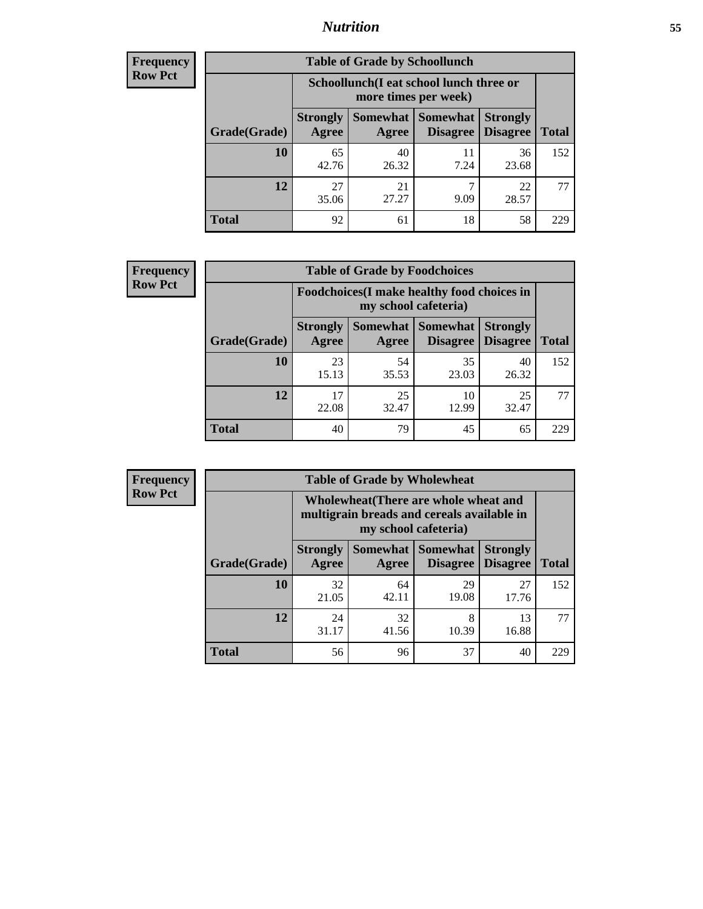| Frequency Row Pct |
|---|

| Table of Grade by Schoollunch | | | | | |
|---|---|---|---|---|---|
| | Schoollunch(I eat school lunch three or more times per week) | | | | |
| Grade(Grade) | Strongly Agree | Somewhat Agree | Somewhat Disagree | Strongly Disagree | Total |
| 10 | 65<br>42.76 | 40<br>26.32 | 11<br>7.24 | 36<br>23.68 | 152 |
| 12 | 27<br>35.06 | 21<br>27.27 | 7<br>9.09 | 22<br>28.57 | 77 |
| Total | 92 | 61 | 18 | 58 | 229 |

| Frequency Row Pct |
|---|

| Table of Grade by Foodchoices | | | | | |
|---|---|---|---|---|---|
| | Foodchoices(I make healthy food choices in my school cafeteria) | | | | |
| Grade(Grade) | Strongly Agree | Somewhat Agree | Somewhat Disagree | Strongly Disagree | Total |
| 10 | 23<br>15.13 | 54<br>35.53 | 35<br>23.03 | 40<br>26.32 | 152 |
| 12 | 17<br>22.08 | 25<br>32.47 | 10<br>12.99 | 25<br>32.47 | 77 |
| Total | 40 | 79 | 45 | 65 | 229 |

| Frequency Row Pct |
|---|

| Table of Grade by Wholewheat | | | | | |
|---|---|---|---|---|---|
| | Wholewheat(There are whole wheat and multigrain breads and cereals available in my school cafeteria) | | | | |
| Grade(Grade) | Strongly Agree | Somewhat Agree | Somewhat Disagree | Strongly Disagree | Total |
| 10 | 32<br>21.05 | 64<br>42.11 | 29<br>19.08 | 27<br>17.76 | 152 |
| 12 | 24<br>31.17 | 32<br>41.56 | 8<br>10.39 | 13<br>16.88 | 77 |
| Total | 56 | 96 | 37 | 40 | 229 |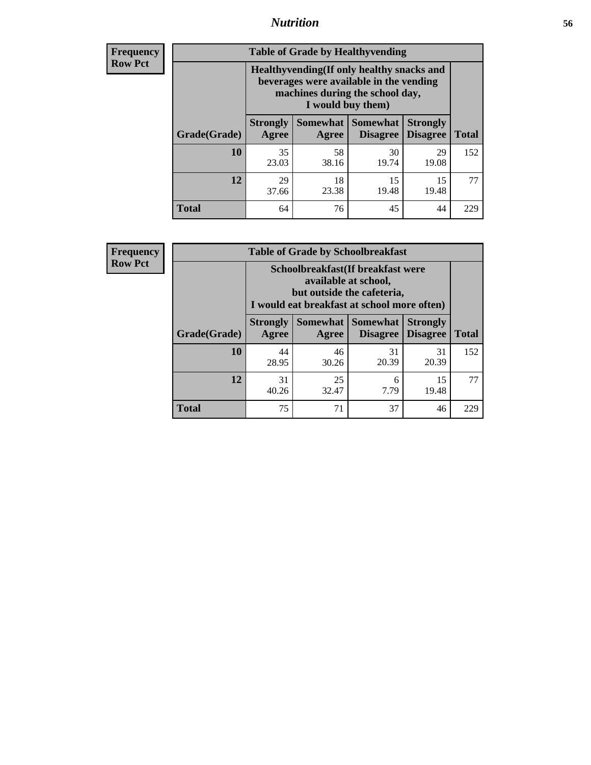**Frequency**
**Row Pct**

| Table of Grade by Healthyvending | | | | | |
|---|---|---|---|---|---|
| | Healthyvending(If only healthy snacks and beverages were available in the vending machines during the school day, I would buy them) | | | | |
| Grade(Grade) | Strongly Agree | Somewhat Agree | Somewhat Disagree | Strongly Disagree | Total |
| **10** | 35<br>23.03 | 58<br>38.16 | 30<br>19.74 | 29<br>19.08 | 152 |
| **12** | 29<br>37.66 | 18<br>23.38 | 15<br>19.48 | 15<br>19.48 | 77 |
| **Total** | 64 | 76 | 45 | 44 | 229 |

**Frequency**
**Row Pct**

| Table of Grade by Schoolbreakfast | | | | | |
|---|---|---|---|---|---|
| | Schoolbreakfast(If breakfast were available at school, but outside the cafeteria, I would eat breakfast at school more often) | | | | |
| Grade(Grade) | Strongly Agree | Somewhat Agree | Somewhat Disagree | Strongly Disagree | Total |
| **10** | 44<br>28.95 | 46<br>30.26 | 31<br>20.39 | 31<br>20.39 | 152 |
| **12** | 31<br>40.26 | 25<br>32.47 | 6<br>7.79 | 15<br>19.48 | 77 |
| **Total** | 75 | 71 | 37 | 46 | 229 |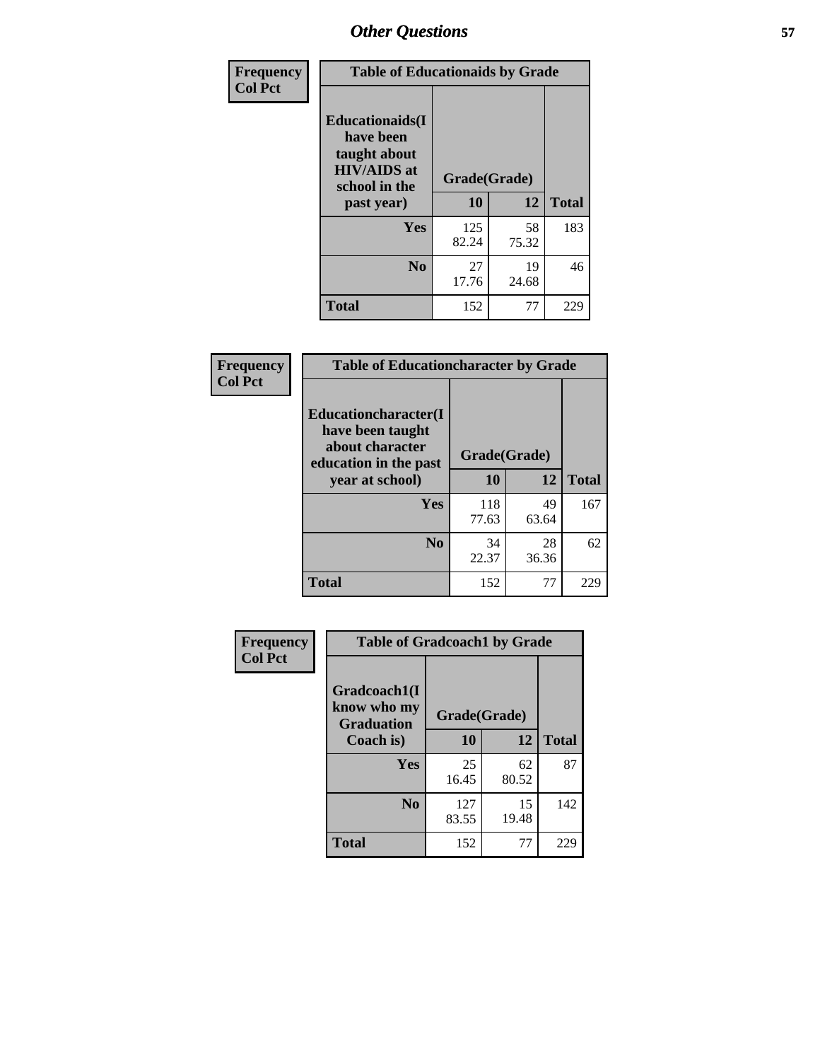| Frequency<br>Col Pct | Table of Educationaids by Grade | | |
|---|---|---|---|
| Educationaids(I have been taught about HIV/AIDS at school in the past year) | Grade(Grade) | | |
| | 10 | 12 | Total |
| Yes | 125<br>82.24 | 58<br>75.32 | 183 |
| No | 27<br>17.76 | 19<br>24.68 | 46 |
| Total | 152 | 77 | 229 |

| Frequency<br>Col Pct | Table of Educationcharacter by Grade | | |
|---|---|---|---|
| Educationcharacter(I have been taught about character education in the past year at school) | Grade(Grade) | | |
| | 10 | 12 | Total |
| Yes | 118<br>77.63 | 49<br>63.64 | 167 |
| No | 34<br>22.37 | 28<br>36.36 | 62 |
| Total | 152 | 77 | 229 |

| Frequency<br>Col Pct | Table of Gradcoach1 by Grade | | |
|---|---|---|---|
| Gradcoach1(I know who my Graduation Coach is) | Grade(Grade) | | |
| | 10 | 12 | Total |
| Yes | 25<br>16.45 | 62<br>80.52 | 87 |
| No | 127<br>83.55 | 15<br>19.48 | 142 |
| Total | 152 | 77 | 229 |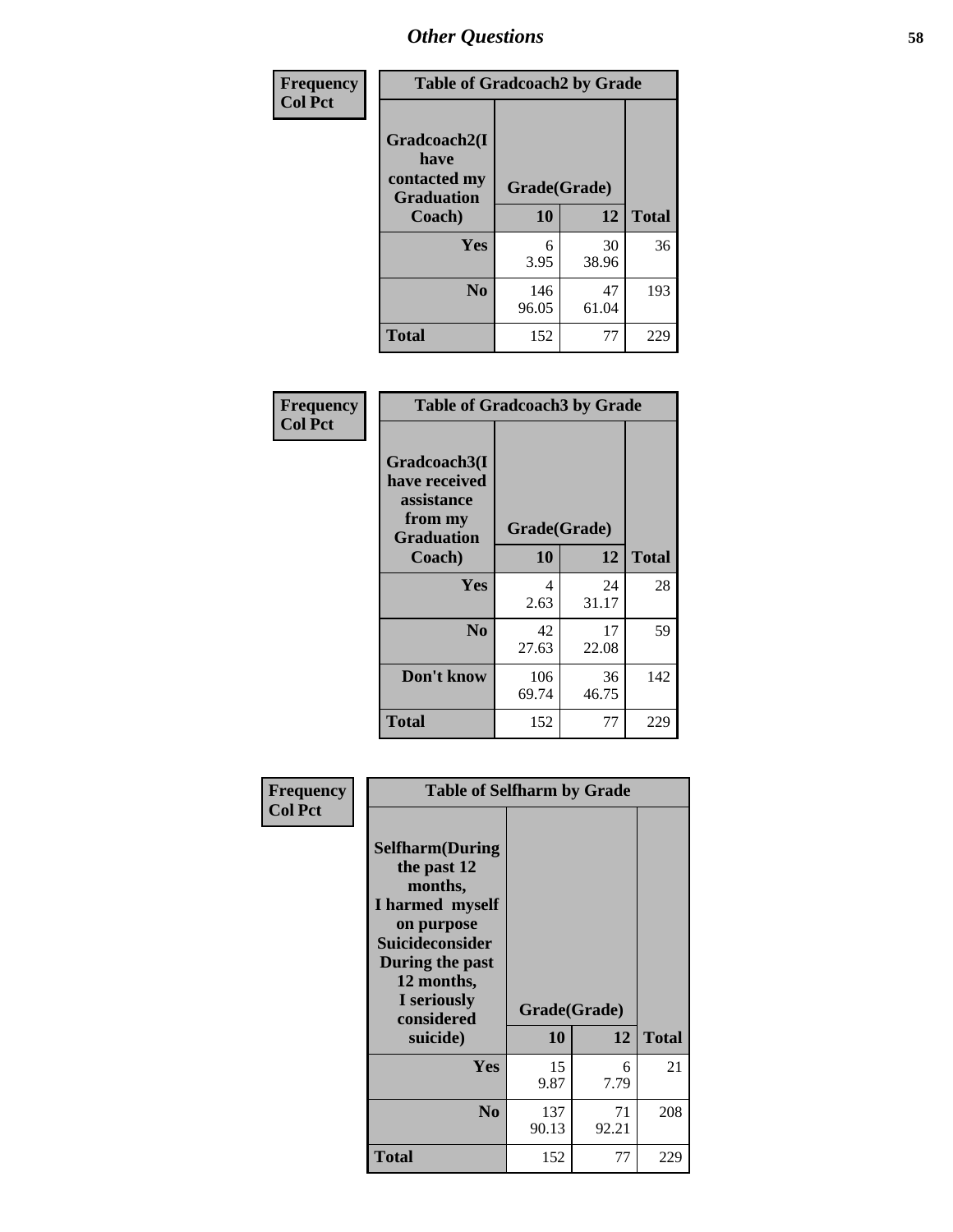## Other Questions

**Frequency / Col Pct**

| Gradcoach2(I have contacted my Graduation Coach) | Grade(Grade) 10 | 12 | Total |
|---|---|---|---|
| **Yes** | 6<br>3.95 | 30<br>38.96 | 36 |
| **No** | 146<br>96.05 | 47<br>61.04 | 193 |
| **Total** | 152 | 77 | 229 |

Table of Gradcoach2 by Grade

**Frequency / Col Pct**

| Gradcoach3(I have received assistance from my Graduation Coach) | Grade(Grade) 10 | 12 | Total |
|---|---|---|---|
| **Yes** | 4<br>2.63 | 24<br>31.17 | 28 |
| **No** | 42<br>27.63 | 17<br>22.08 | 59 |
| **Don't know** | 106<br>69.74 | 36<br>46.75 | 142 |
| **Total** | 152 | 77 | 229 |

Table of Gradcoach3 by Grade

**Frequency / Col Pct**

| Selfharm(During the past 12 months, I harmed myself on purpose Suicideconsider During the past 12 months, I seriously considered suicide) | Grade(Grade) 10 | 12 | Total |
|---|---|---|---|
| **Yes** | 15<br>9.87 | 6<br>7.79 | 21 |
| **No** | 137<br>90.13 | 71<br>92.21 | 208 |
| **Total** | 152 | 77 | 229 |

Table of Selfharm by Grade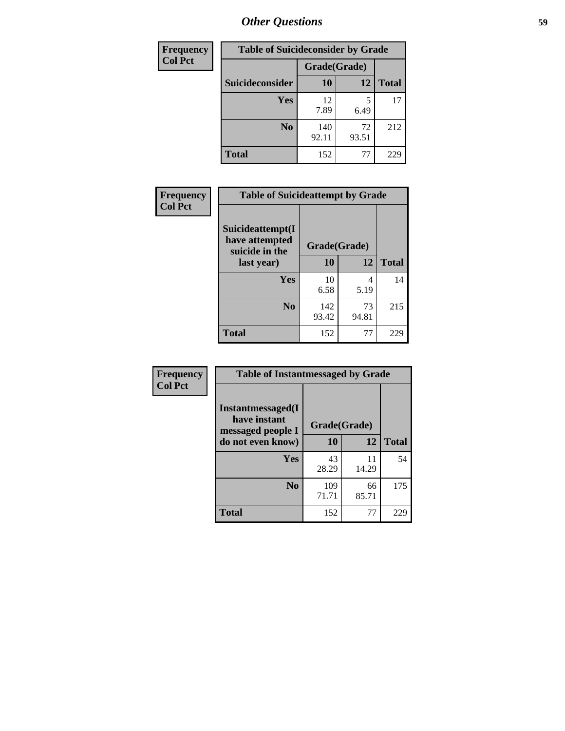# Other Questions

**Frequency**
**Col Pct**

| Table of Suicideconsider by Grade | | | |
|---|---|---|---|
| | Grade(Grade) | | |
| Suicideconsider | 10 | 12 | Total |
| Yes | 12<br>7.89 | 5<br>6.49 | 17 |
| No | 140<br>92.11 | 72<br>93.51 | 212 |
| Total | 152 | 77 | 229 |

**Frequency**
**Col Pct**

| Table of Suicideattempt by Grade | | | |
|---|---|---|---|
| Suicideattempt(I have attempted suicide in the last year) | Grade(Grade) | | |
| | 10 | 12 | Total |
| Yes | 10<br>6.58 | 4<br>5.19 | 14 |
| No | 142<br>93.42 | 73<br>94.81 | 215 |
| Total | 152 | 77 | 229 |

**Frequency**
**Col Pct**

| Table of Instantmessaged by Grade | | | |
|---|---|---|---|
| Instantmessaged(I have instant messaged people I do not even know) | Grade(Grade) | | |
| | 10 | 12 | Total |
| Yes | 43<br>28.29 | 11<br>14.29 | 54 |
| No | 109<br>71.71 | 66<br>85.71 | 175 |
| Total | 152 | 77 | 229 |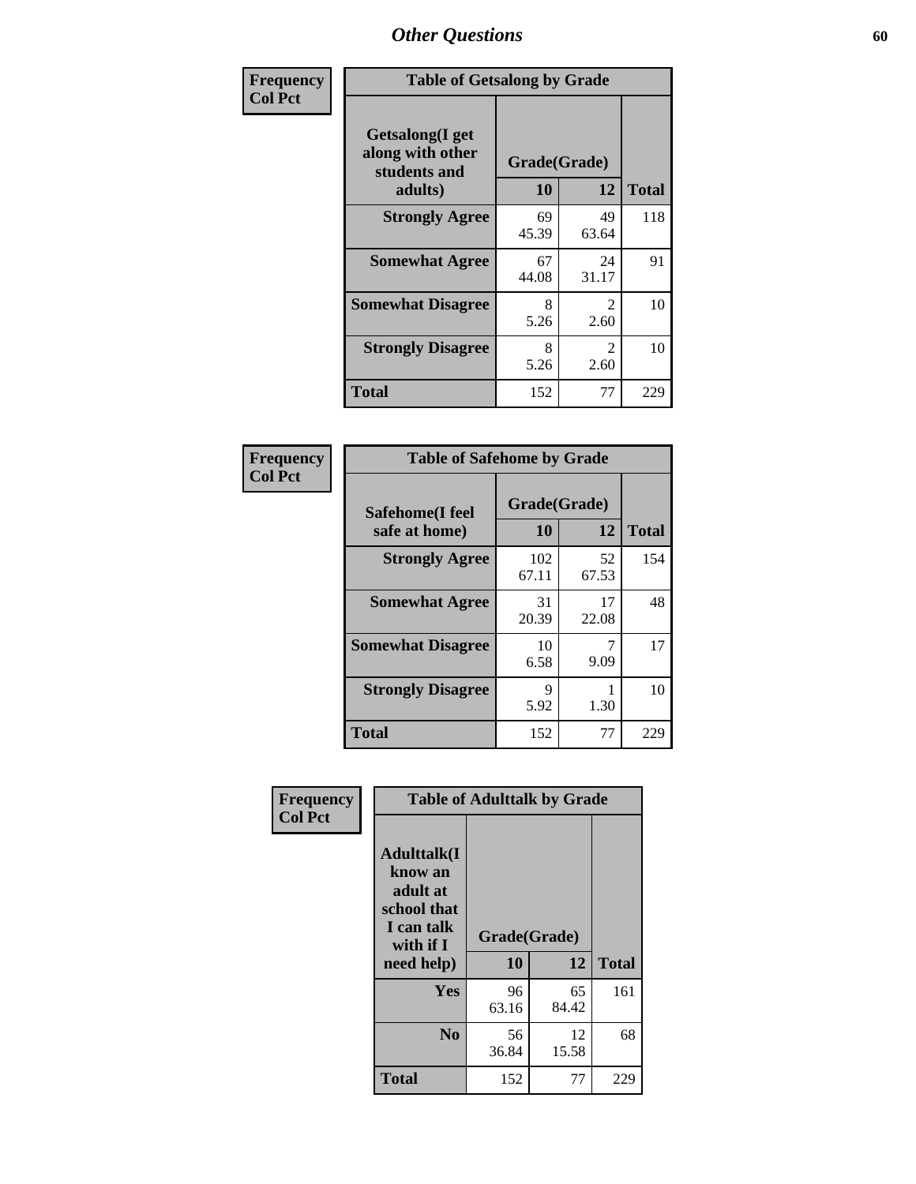# Other Questions

**Frequency / Col Pct**

**Table of Getsalong by Grade**

| Getsalong(I get along with other students and adults) | Grade(Grade) 10 | 12 | Total |
|---|---|---|---|
| **Strongly Agree** | 69<br>45.39 | 49<br>63.64 | 118 |
| **Somewhat Agree** | 67<br>44.08 | 24<br>31.17 | 91 |
| **Somewhat Disagree** | 8<br>5.26 | 2<br>2.60 | 10 |
| **Strongly Disagree** | 8<br>5.26 | 2<br>2.60 | 10 |
| **Total** | 152 | 77 | 229 |

**Frequency / Col Pct**

**Table of Safehome by Grade**

| Safehome(I feel safe at home) | Grade(Grade) 10 | 12 | Total |
|---|---|---|---|
| **Strongly Agree** | 102<br>67.11 | 52<br>67.53 | 154 |
| **Somewhat Agree** | 31<br>20.39 | 17<br>22.08 | 48 |
| **Somewhat Disagree** | 10<br>6.58 | 7<br>9.09 | 17 |
| **Strongly Disagree** | 9<br>5.92 | 1<br>1.30 | 10 |
| **Total** | 152 | 77 | 229 |

**Frequency / Col Pct**

**Table of Adulttalk by Grade**

| Adulttalk(I know an adult at school that I can talk with if I need help) | Grade(Grade) 10 | 12 | Total |
|---|---|---|---|
| **Yes** | 96<br>63.16 | 65<br>84.42 | 161 |
| **No** | 56<br>36.84 | 12<br>15.58 | 68 |
| **Total** | 152 | 77 | 229 |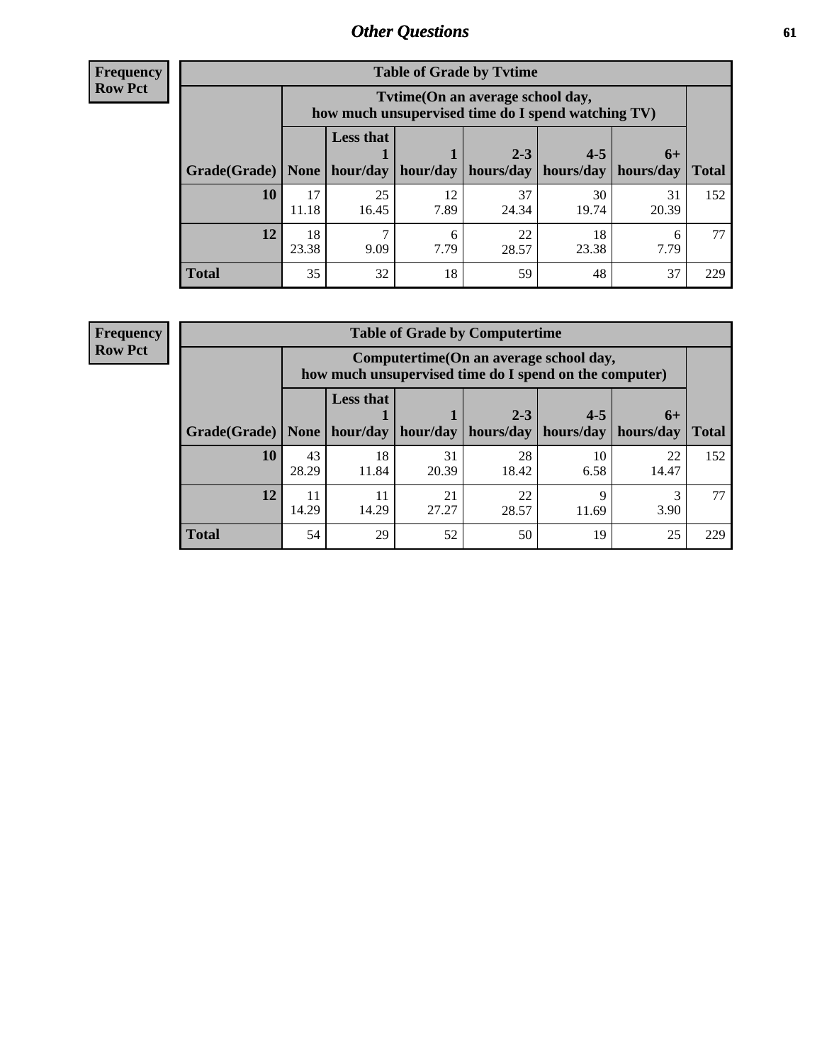## Other Questions

**Frequency**
**Row Pct**

| Table of Grade by Tvtime | | | | | | | |
|---|---|---|---|---|---|---|---|
| | Tvtime(On an average school day, how much unsupervised time do I spend watching TV) | | | | | | |
| Grade(Grade) | None | Less that 1 hour/day | 1 hour/day | 2-3 hours/day | 4-5 hours/day | 6+ hours/day | Total |
| **10** | 17<br>11.18 | 25<br>16.45 | 12<br>7.89 | 37<br>24.34 | 30<br>19.74 | 31<br>20.39 | 152 |
| **12** | 18<br>23.38 | 7<br>9.09 | 6<br>7.79 | 22<br>28.57 | 18<br>23.38 | 6<br>7.79 | 77 |
| **Total** | 35 | 32 | 18 | 59 | 48 | 37 | 229 |

**Frequency**
**Row Pct**

| Table of Grade by Computertime | | | | | | | |
|---|---|---|---|---|---|---|---|
| | Computertime(On an average school day, how much unsupervised time do I spend on the computer) | | | | | | |
| Grade(Grade) | None | Less that 1 hour/day | 1 hour/day | 2-3 hours/day | 4-5 hours/day | 6+ hours/day | Total |
| **10** | 43<br>28.29 | 18<br>11.84 | 31<br>20.39 | 28<br>18.42 | 10<br>6.58 | 22<br>14.47 | 152 |
| **12** | 11<br>14.29 | 11<br>14.29 | 21<br>27.27 | 22<br>28.57 | 9<br>11.69 | 3<br>3.90 | 77 |
| **Total** | 54 | 29 | 52 | 50 | 19 | 25 | 229 |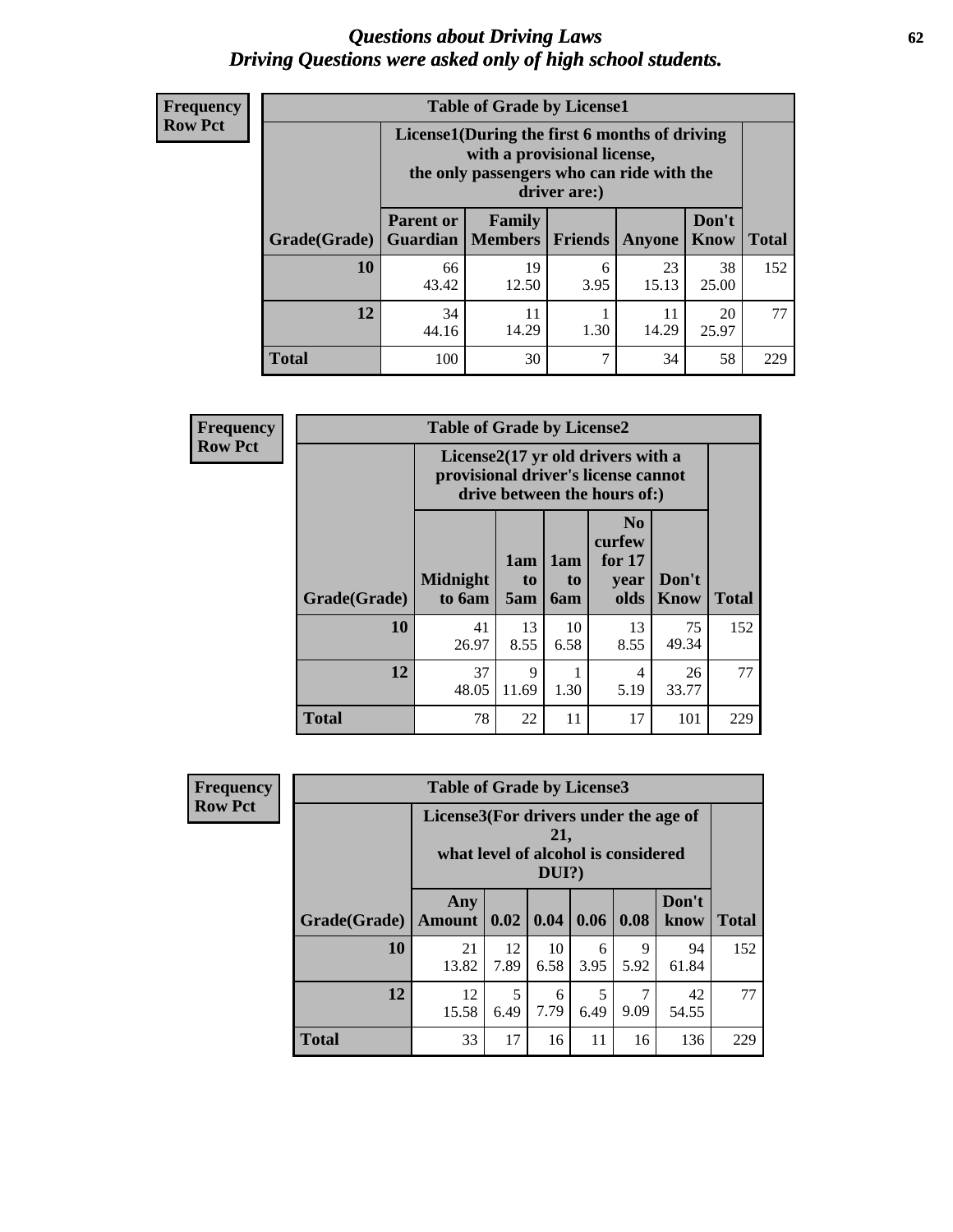# Questions about Driving Laws
## Driving Questions were asked only of high school students.

**Frequency**
**Row Pct**

**Table of Grade by License1**

| Grade(Grade) | License1(During the first 6 months of driving with a provisional license, the only passengers who can ride with the driver are:) | | | | | Total |
|---|---|---|---|---|---|---|
| | Parent or Guardian | Family Members | Friends | Anyone | Don't Know | |
| 10 | 66<br>43.42 | 19<br>12.50 | 6<br>3.95 | 23<br>15.13 | 38<br>25.00 | 152 |
| 12 | 34<br>44.16 | 11<br>14.29 | 1<br>1.30 | 11<br>14.29 | 20<br>25.97 | 77 |
| Total | 100 | 30 | 7 | 34 | 58 | 229 |

**Frequency**
**Row Pct**

**Table of Grade by License2**

| Grade(Grade) | License2(17 yr old drivers with a provisional driver's license cannot drive between the hours of:) | | | | | Total |
|---|---|---|---|---|---|---|
| | Midnight to 6am | 1am to 5am | 1am to 6am | No curfew for 17 year olds | Don't Know | |
| 10 | 41<br>26.97 | 13<br>8.55 | 10<br>6.58 | 13<br>8.55 | 75<br>49.34 | 152 |
| 12 | 37<br>48.05 | 9<br>11.69 | 1<br>1.30 | 4<br>5.19 | 26<br>33.77 | 77 |
| Total | 78 | 22 | 11 | 17 | 101 | 229 |

**Frequency**
**Row Pct**

**Table of Grade by License3**

| Grade(Grade) | License3(For drivers under the age of 21, what level of alcohol is considered DUI?) | | | | | | Total |
|---|---|---|---|---|---|---|---|
| | Any Amount | 0.02 | 0.04 | 0.06 | 0.08 | Don't know | |
| 10 | 21<br>13.82 | 12<br>7.89 | 10<br>6.58 | 6<br>3.95 | 9<br>5.92 | 94<br>61.84 | 152 |
| 12 | 12<br>15.58 | 5<br>6.49 | 6<br>7.79 | 5<br>6.49 | 7<br>9.09 | 42<br>54.55 | 77 |
| Total | 33 | 17 | 16 | 11 | 16 | 136 | 229 |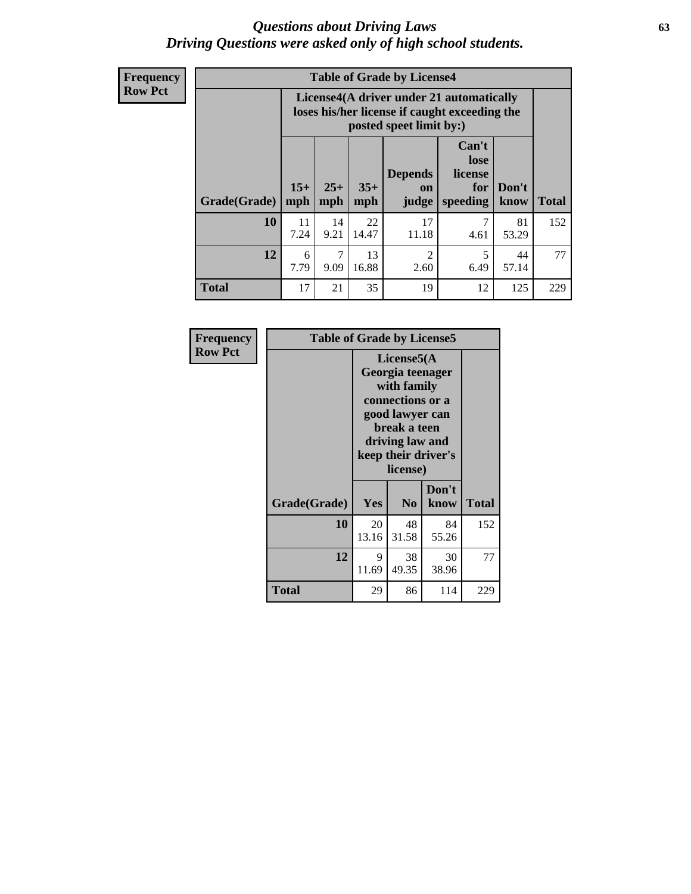# Questions about Driving Laws
## Driving Questions were asked only of high school students.

**Frequency**
**Row Pct**

| Table of Grade by License4 | | | | | | | |
|---|---|---|---|---|---|---|---|
| | License4(A driver under 21 automatically loses his/her license if caught exceeding the posted speet limit by:) | | | | | | |
| Grade(Grade) | 15+ mph | 25+ mph | 35+ mph | Depends on judge | Can't lose license for speeding | Don't know | Total |
| 10 | 11<br>7.24 | 14<br>9.21 | 22<br>14.47 | 17<br>11.18 | 7<br>4.61 | 81<br>53.29 | 152 |
| 12 | 6<br>7.79 | 7<br>9.09 | 13<br>16.88 | 2<br>2.60 | 5<br>6.49 | 44<br>57.14 | 77 |
| Total | 17 | 21 | 35 | 19 | 12 | 125 | 229 |

**Frequency**
**Row Pct**

| Table of Grade by License5 | | | | |
|---|---|---|---|---|
| | License5(A Georgia teenager with family connections or a good lawyer can break a teen driving law and keep their driver's license) | | | |
| Grade(Grade) | Yes | No | Don't know | Total |
| 10 | 20<br>13.16 | 48<br>31.58 | 84<br>55.26 | 152 |
| 12 | 9<br>11.69 | 38<br>49.35 | 30<br>38.96 | 77 |
| Total | 29 | 86 | 114 | 229 |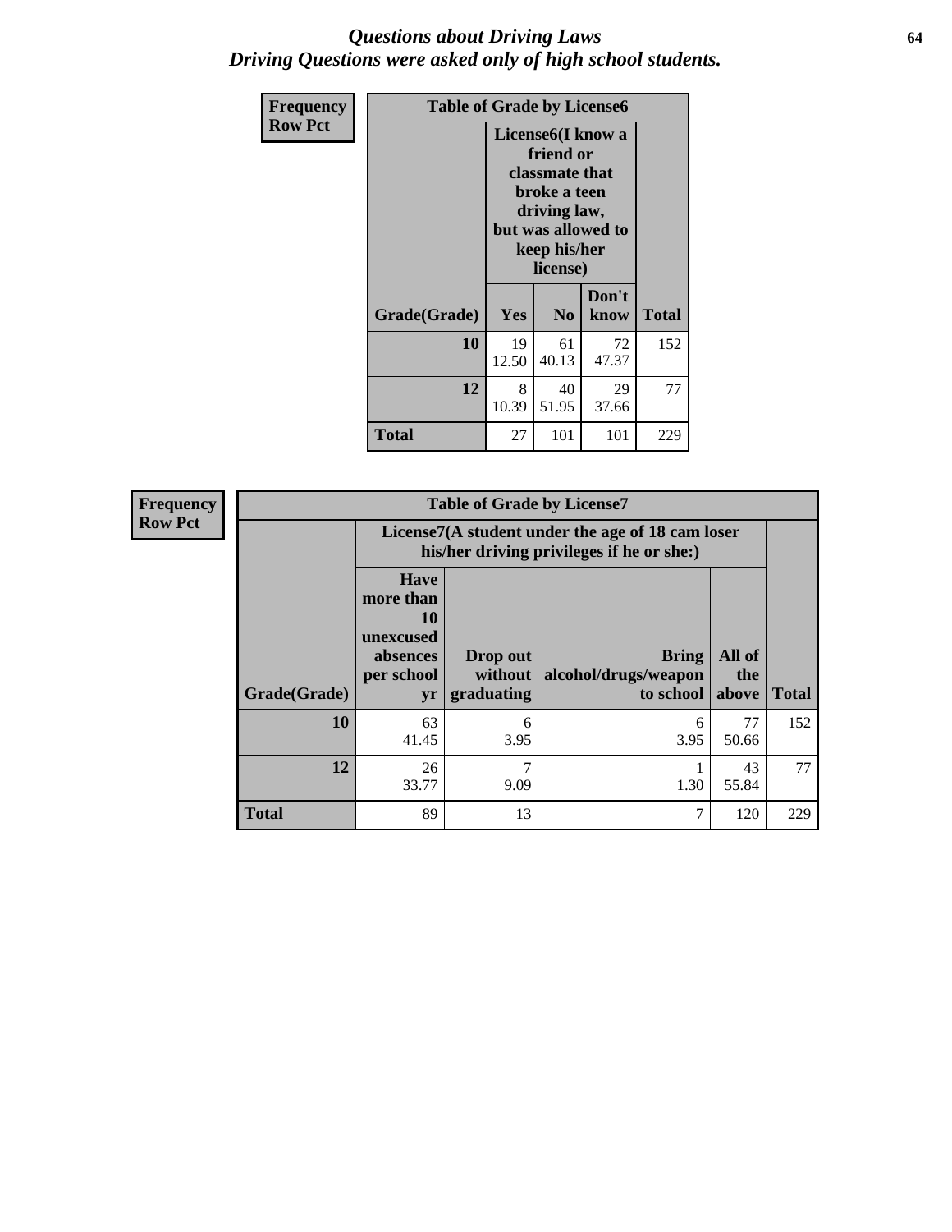# *Questions about Driving Laws*
## *Driving Questions were asked only of high school students.*

| Frequency<br>Row Pct | Table of Grade by License6 | | | |
|---|---|---|---|---|
| | License6(I know a friend or classmate that broke a teen driving law, but was allowed to keep his/her license) | | | |
| Grade(Grade) | Yes | No | Don't know | Total |
| 10 | 19<br>12.50 | 61<br>40.13 | 72<br>47.37 | 152 |
| 12 | 8<br>10.39 | 40<br>51.95 | 29<br>37.66 | 77 |
| Total | 27 | 101 | 101 | 229 |

| Frequency<br>Row Pct | Table of Grade by License7 | | | | |
|---|---|---|---|---|---|
| | License7(A student under the age of 18 cam loser his/her driving privileges if he or she:) | | | | |
| Grade(Grade) | Have more than 10 unexcused absences per school yr | Drop out without graduating | Bring alcohol/drugs/weapon to school | All of the above | Total |
| 10 | 63<br>41.45 | 6<br>3.95 | 6<br>3.95 | 77<br>50.66 | 152 |
| 12 | 26<br>33.77 | 7<br>9.09 | 1<br>1.30 | 43<br>55.84 | 77 |
| Total | 89 | 13 | 7 | 120 | 229 |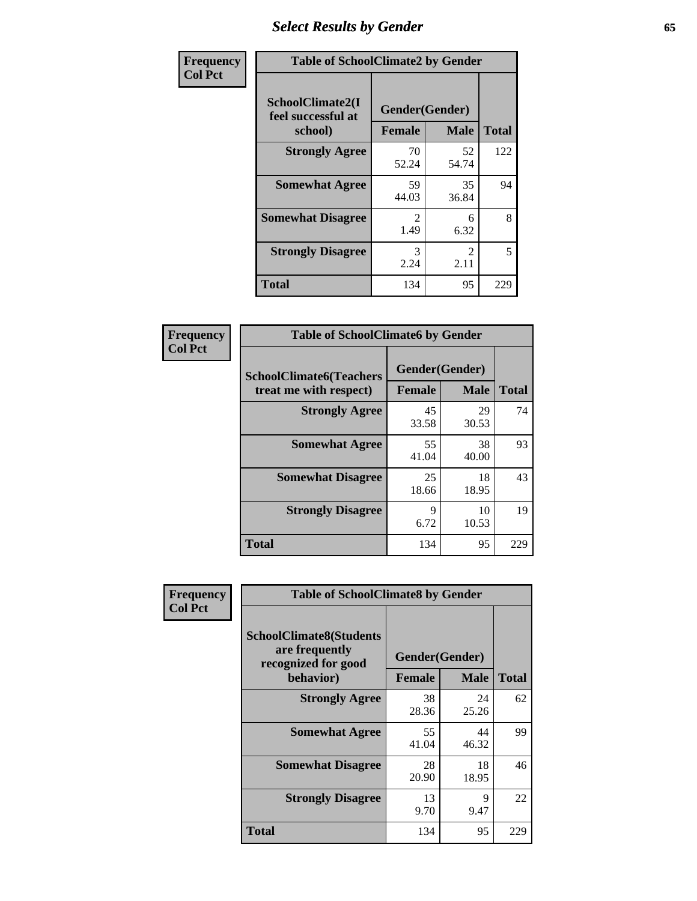# Select Results by Gender

**Frequency / Col Pct**

| SchoolClimate2(I feel successful at school) | Gender(Gender) | | |
|---|---|---|---|
| | Female | Male | Total |
| **Strongly Agree** | 70<br>52.24 | 52<br>54.74 | 122 |
| **Somewhat Agree** | 59<br>44.03 | 35<br>36.84 | 94 |
| **Somewhat Disagree** | 2<br>1.49 | 6<br>6.32 | 8 |
| **Strongly Disagree** | 3<br>2.24 | 2<br>2.11 | 5 |
| **Total** | 134 | 95 | 229 |

Table of SchoolClimate2 by Gender

**Frequency / Col Pct**

| SchoolClimate6(Teachers treat me with respect) | Gender(Gender) | | |
|---|---|---|---|
| | Female | Male | Total |
| **Strongly Agree** | 45<br>33.58 | 29<br>30.53 | 74 |
| **Somewhat Agree** | 55<br>41.04 | 38<br>40.00 | 93 |
| **Somewhat Disagree** | 25<br>18.66 | 18<br>18.95 | 43 |
| **Strongly Disagree** | 9<br>6.72 | 10<br>10.53 | 19 |
| **Total** | 134 | 95 | 229 |

Table of SchoolClimate6 by Gender

**Frequency / Col Pct**

| SchoolClimate8(Students are frequently recognized for good behavior) | Gender(Gender) | | |
|---|---|---|---|
| | Female | Male | Total |
| **Strongly Agree** | 38<br>28.36 | 24<br>25.26 | 62 |
| **Somewhat Agree** | 55<br>41.04 | 44<br>46.32 | 99 |
| **Somewhat Disagree** | 28<br>20.90 | 18<br>18.95 | 46 |
| **Strongly Disagree** | 13<br>9.70 | 9<br>9.47 | 22 |
| **Total** | 134 | 95 | 229 |

Table of SchoolClimate8 by Gender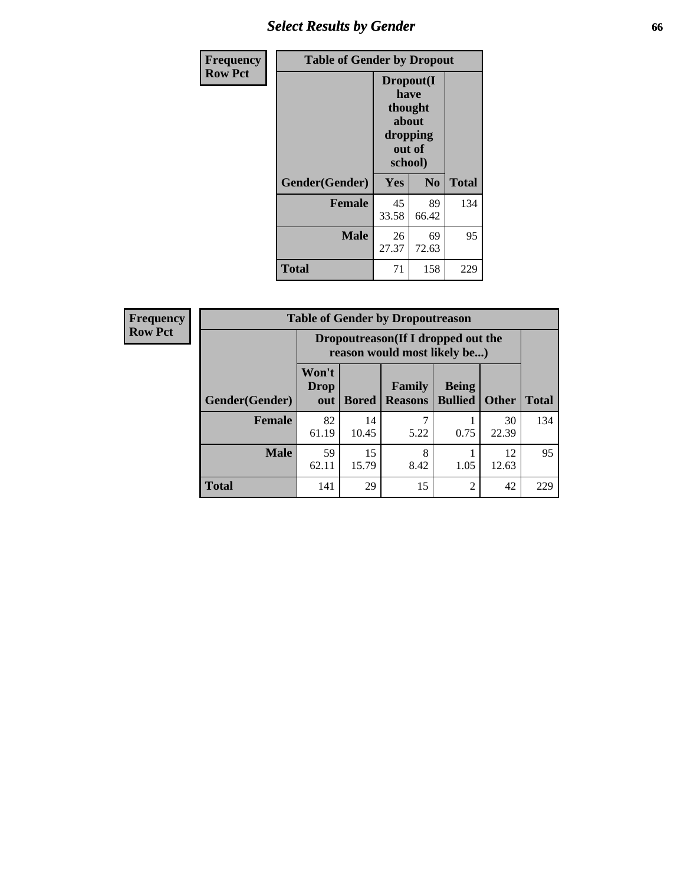| Frequency<br>Row Pct |
|---|

| Table of Gender by Dropout | | | |
|---|---|---|---|
| | Dropout(I have thought about dropping out of school) | | |
| Gender(Gender) | Yes | No | Total |
| Female | 45<br>33.58 | 89<br>66.42 | 134 |
| Male | 26<br>27.37 | 69<br>72.63 | 95 |
| Total | 71 | 158 | 229 |

| Frequency<br>Row Pct |
|---|

| Table of Gender by Dropoutreason | | | | | | |
|---|---|---|---|---|---|---|
| | Dropoutreason(If I dropped out the reason would most likely be...) | | | | | |
| Gender(Gender) | Won't Drop out | Bored | Family Reasons | Being Bullied | Other | Total |
| Female | 82<br>61.19 | 14<br>10.45 | 7<br>5.22 | 1<br>0.75 | 30<br>22.39 | 134 |
| Male | 59<br>62.11 | 15<br>15.79 | 8<br>8.42 | 1<br>1.05 | 12<br>12.63 | 95 |
| Total | 141 | 29 | 15 | 2 | 42 | 229 |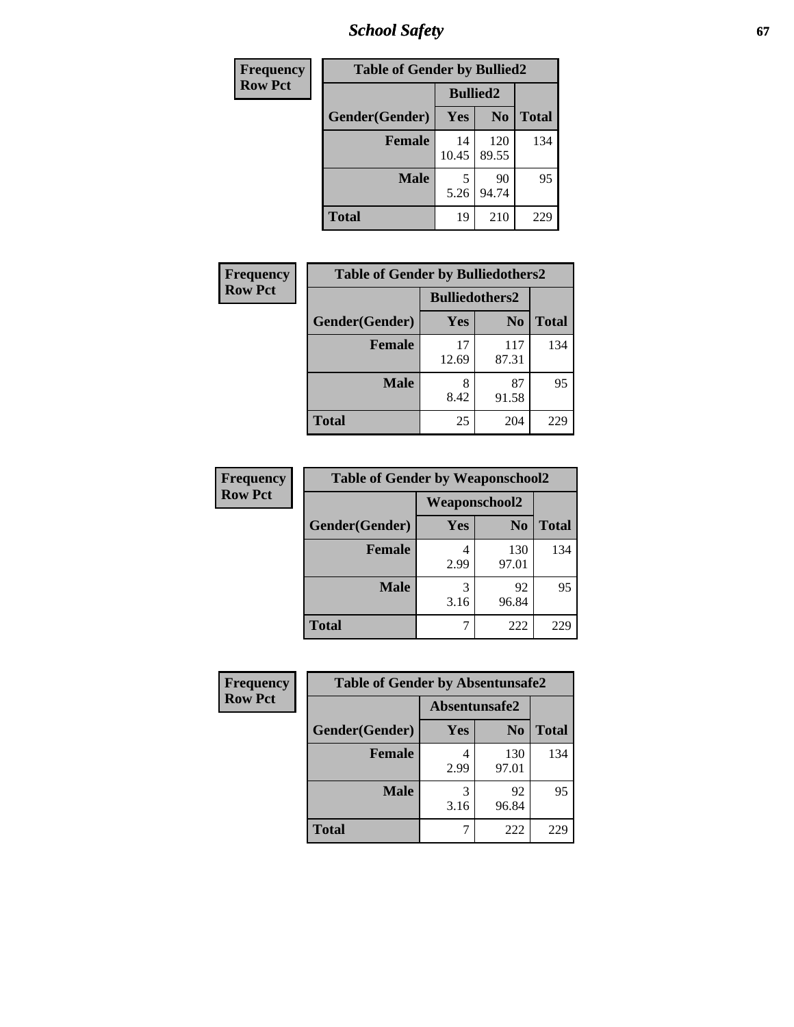# School Safety

| Frequency Row Pct | Table of Gender by Bullied2 | | |
|---|---|---|---|
| | Bullied2 | | |
| Gender(Gender) | Yes | No | Total |
| Female | 14<br>10.45 | 120<br>89.55 | 134 |
| Male | 5<br>5.26 | 90<br>94.74 | 95 |
| Total | 19 | 210 | 229 |

| Frequency Row Pct | Table of Gender by Bulliedothers2 | | |
|---|---|---|---|
| | Bulliedothers2 | | |
| Gender(Gender) | Yes | No | Total |
| Female | 17<br>12.69 | 117<br>87.31 | 134 |
| Male | 8<br>8.42 | 87<br>91.58 | 95 |
| Total | 25 | 204 | 229 |

| Frequency Row Pct | Table of Gender by Weaponschool2 | | |
|---|---|---|---|
| | Weaponschool2 | | |
| Gender(Gender) | Yes | No | Total |
| Female | 4<br>2.99 | 130<br>97.01 | 134 |
| Male | 3<br>3.16 | 92<br>96.84 | 95 |
| Total | 7 | 222 | 229 |

| Frequency Row Pct | Table of Gender by Absentunsafe2 | | |
|---|---|---|---|
| | Absentunsafe2 | | |
| Gender(Gender) | Yes | No | Total |
| Female | 4<br>2.99 | 130<br>97.01 | 134 |
| Male | 3<br>3.16 | 92<br>96.84 | 95 |
| Total | 7 | 222 | 229 |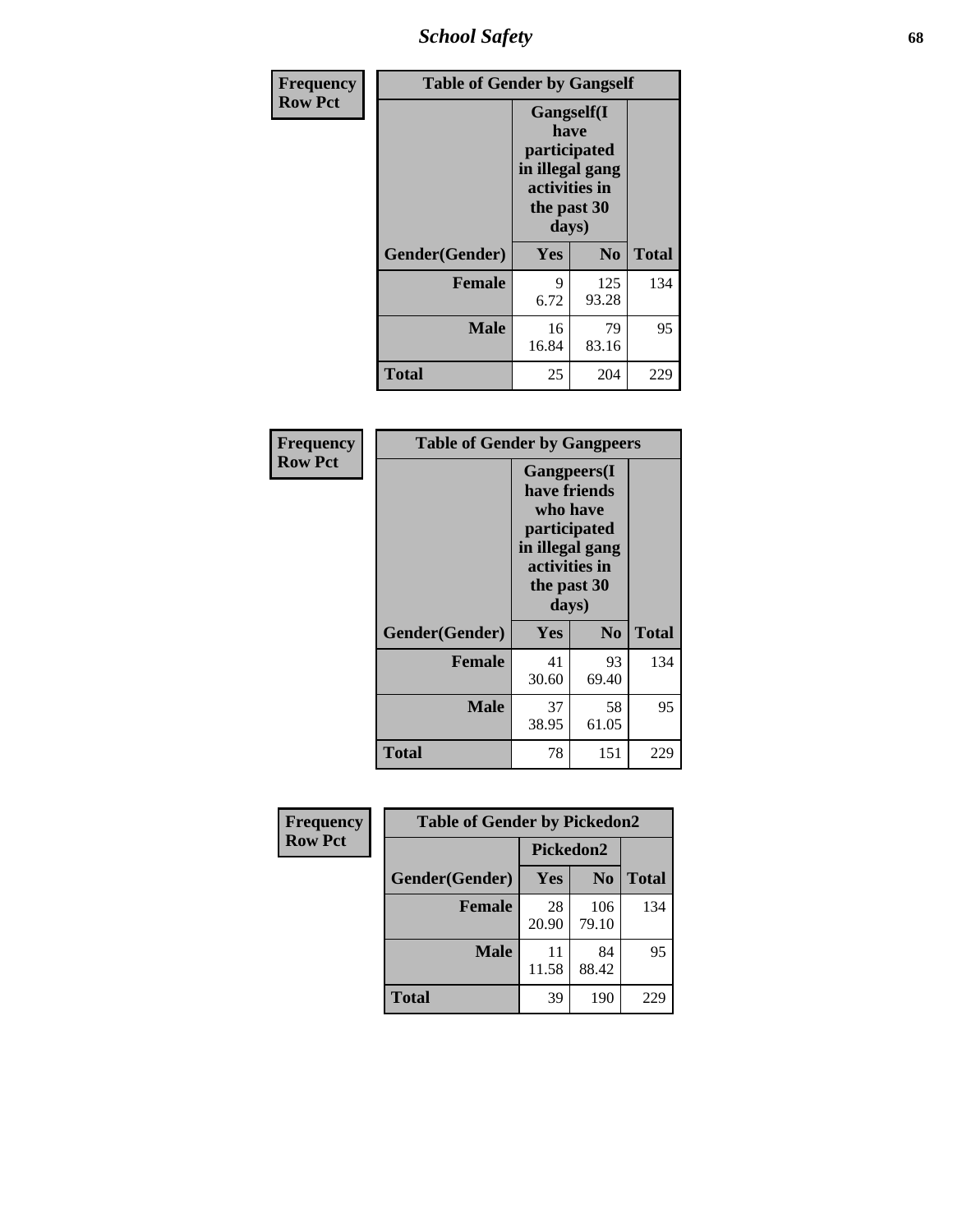| Frequency Row Pct | Table of Gender by Gangself | | |
|---|---|---|---|
| | Gangself(I have participated in illegal gang activities in the past 30 days) | | |
| Gender(Gender) | Yes | No | Total |
| Female | 9<br>6.72 | 125<br>93.28 | 134 |
| Male | 16<br>16.84 | 79<br>83.16 | 95 |
| Total | 25 | 204 | 229 |

| Frequency Row Pct | Table of Gender by Gangpeers | | |
|---|---|---|---|
| | Gangpeers(I have friends who have participated in illegal gang activities in the past 30 days) | | |
| Gender(Gender) | Yes | No | Total |
| Female | 41<br>30.60 | 93<br>69.40 | 134 |
| Male | 37<br>38.95 | 58<br>61.05 | 95 |
| Total | 78 | 151 | 229 |

| Frequency Row Pct | Table of Gender by Pickedon2 | | |
|---|---|---|---|
| | Pickedon2 | | |
| Gender(Gender) | Yes | No | Total |
| Female | 28<br>20.90 | 106<br>79.10 | 134 |
| Male | 11<br>11.58 | 84<br>88.42 | 95 |
| Total | 39 | 190 | 229 |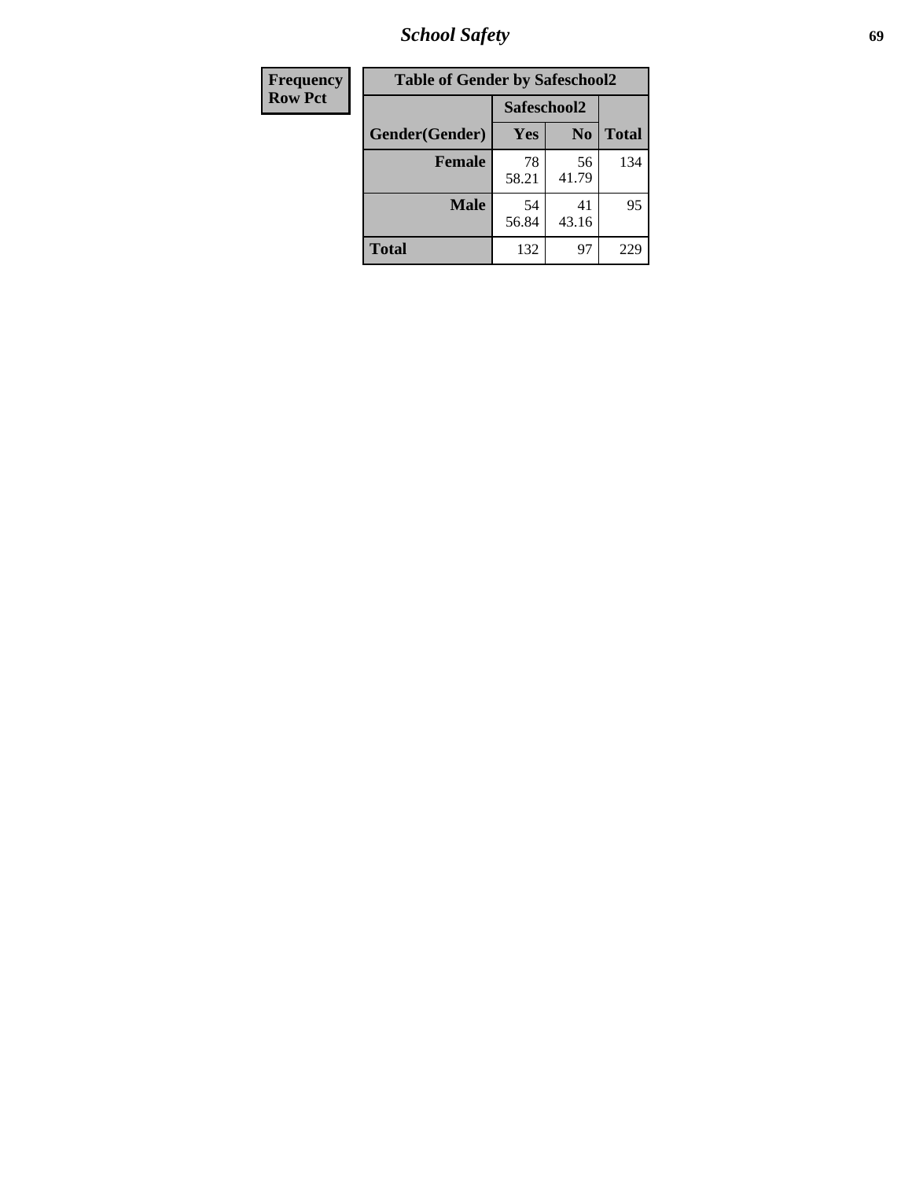| Frequency Row Pct |
|---|

**Table of Gender by Safeschool2**

| Gender(Gender) | Safeschool2 | | |
|---|---|---|---|
| | Yes | No | Total |
| **Female** | 78<br>58.21 | 56<br>41.79 | 134 |
| **Male** | 54<br>56.84 | 41<br>43.16 | 95 |
| **Total** | 132 | 97 | 229 |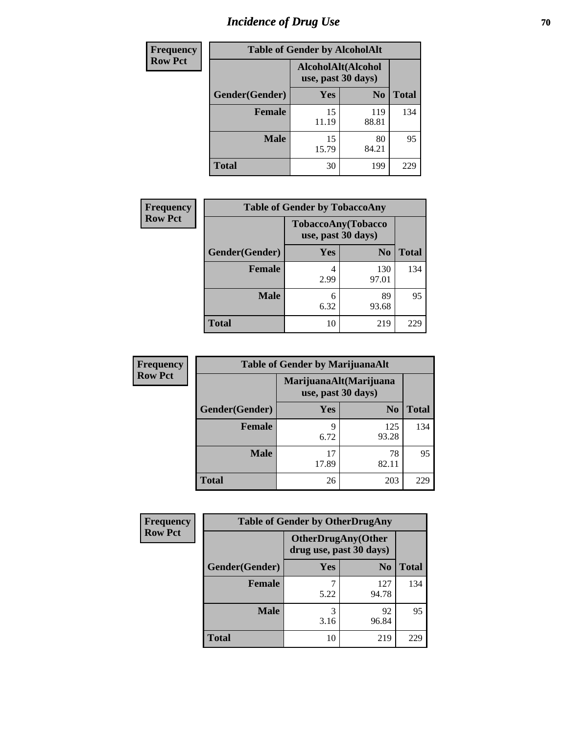# Incidence of Drug Use

**Frequency**
**Row Pct**

| Table of Gender by AlcoholAlt | | | |
|---|---|---|---|
| | AlcoholAlt(Alcohol use, past 30 days) | | |
| Gender(Gender) | Yes | No | Total |
| Female | 15<br>11.19 | 119<br>88.81 | 134 |
| Male | 15<br>15.79 | 80<br>84.21 | 95 |
| Total | 30 | 199 | 229 |

**Frequency**
**Row Pct**

| Table of Gender by TobaccoAny | | | |
|---|---|---|---|
| | TobaccoAny(Tobacco use, past 30 days) | | |
| Gender(Gender) | Yes | No | Total |
| Female | 4<br>2.99 | 130<br>97.01 | 134 |
| Male | 6<br>6.32 | 89<br>93.68 | 95 |
| Total | 10 | 219 | 229 |

**Frequency**
**Row Pct**

| Table of Gender by MarijuanaAlt | | | |
|---|---|---|---|
| | MarijuanaAlt(Marijuana use, past 30 days) | | |
| Gender(Gender) | Yes | No | Total |
| Female | 9<br>6.72 | 125<br>93.28 | 134 |
| Male | 17<br>17.89 | 78<br>82.11 | 95 |
| Total | 26 | 203 | 229 |

**Frequency**
**Row Pct**

| Table of Gender by OtherDrugAny | | | |
|---|---|---|---|
| | OtherDrugAny(Other drug use, past 30 days) | | |
| Gender(Gender) | Yes | No | Total |
| Female | 7<br>5.22 | 127<br>94.78 | 134 |
| Male | 3<br>3.16 | 92<br>96.84 | 95 |
| Total | 10 | 219 | 229 |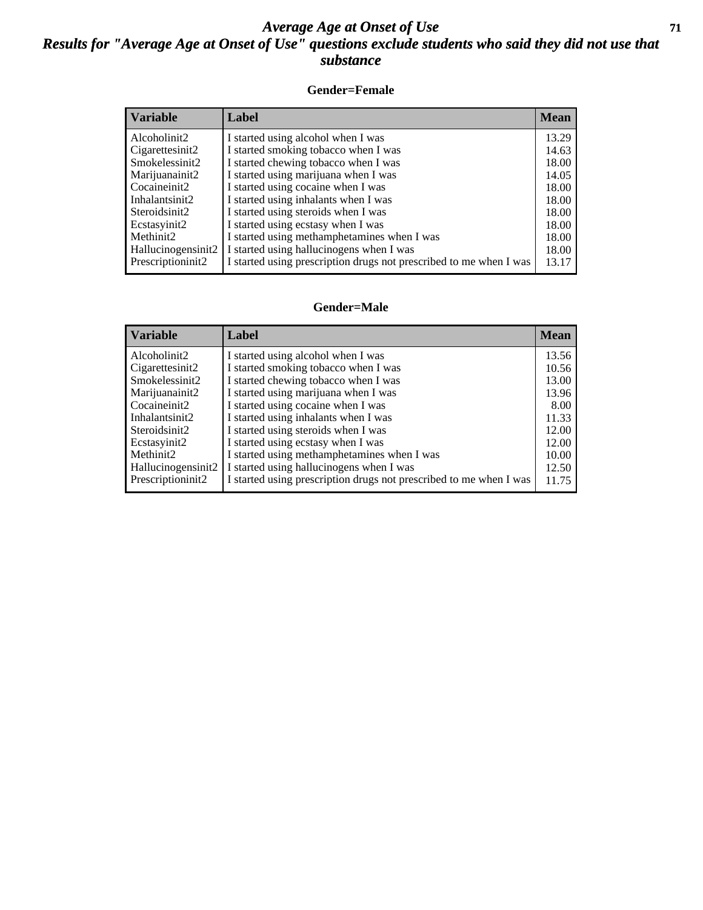# *Average Age at Onset of Use*

## *Results for "Average Age at Onset of Use" questions exclude students who said they did not use that substance*

### Gender=Female

| Variable | Label | Mean |
|---|---|---|
| Alcoholinit2 | I started using alcohol when I was | 13.29 |
| Cigarettesinit2 | I started smoking tobacco when I was | 14.63 |
| Smokelessinit2 | I started chewing tobacco when I was | 18.00 |
| Marijuanainit2 | I started using marijuana when I was | 14.05 |
| Cocaineinit2 | I started using cocaine when I was | 18.00 |
| Inhalantsinit2 | I started using inhalants when I was | 18.00 |
| Steroidsinit2 | I started using steroids when I was | 18.00 |
| Ecstasyinit2 | I started using ecstasy when I was | 18.00 |
| Methinit2 | I started using methamphetamines when I was | 18.00 |
| Hallucinogensinit2 | I started using hallucinogens when I was | 18.00 |
| Prescriptioninit2 | I started using prescription drugs not prescribed to me when I was | 13.17 |

### Gender=Male

| Variable | Label | Mean |
|---|---|---|
| Alcoholinit2 | I started using alcohol when I was | 13.56 |
| Cigarettesinit2 | I started smoking tobacco when I was | 10.56 |
| Smokelessinit2 | I started chewing tobacco when I was | 13.00 |
| Marijuanainit2 | I started using marijuana when I was | 13.96 |
| Cocaineinit2 | I started using cocaine when I was | 8.00 |
| Inhalantsinit2 | I started using inhalants when I was | 11.33 |
| Steroidsinit2 | I started using steroids when I was | 12.00 |
| Ecstasyinit2 | I started using ecstasy when I was | 12.00 |
| Methinit2 | I started using methamphetamines when I was | 10.00 |
| Hallucinogensinit2 | I started using hallucinogens when I was | 12.50 |
| Prescriptioninit2 | I started using prescription drugs not prescribed to me when I was | 11.75 |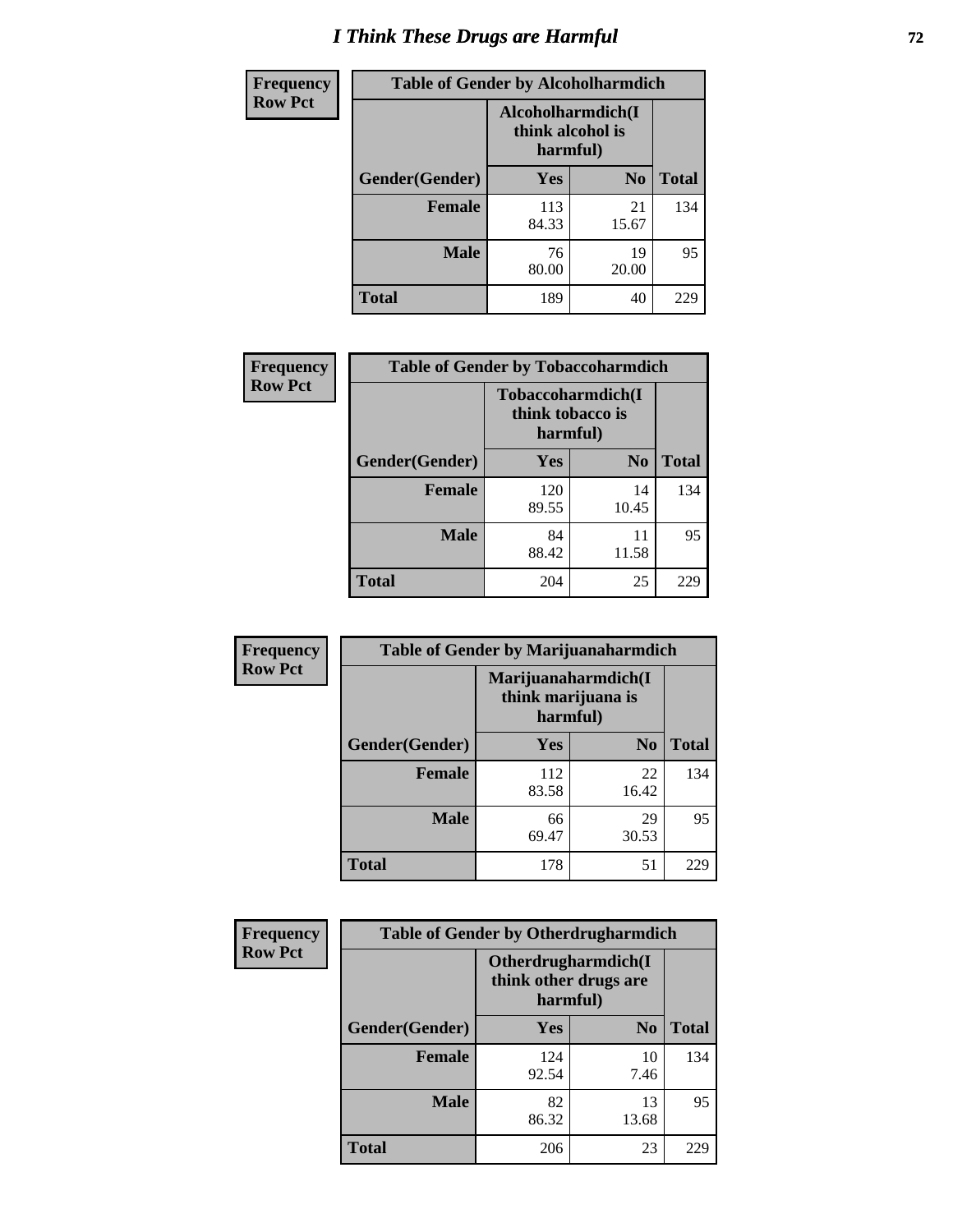# I Think These Drugs are Harmful

| Frequency Row Pct | Table of Gender by Alcoholharmdich | | |
|---|---|---|---|
| | Alcoholharmdich(I think alcohol is harmful) | | |
| Gender(Gender) | Yes | No | Total |
| Female | 113<br>84.33 | 21<br>15.67 | 134 |
| Male | 76<br>80.00 | 19<br>20.00 | 95 |
| Total | 189 | 40 | 229 |

| Frequency Row Pct | Table of Gender by Tobaccoharmdich | | |
|---|---|---|---|
| | Tobaccoharmdich(I think tobacco is harmful) | | |
| Gender(Gender) | Yes | No | Total |
| Female | 120<br>89.55 | 14<br>10.45 | 134 |
| Male | 84<br>88.42 | 11<br>11.58 | 95 |
| Total | 204 | 25 | 229 |

| Frequency Row Pct | Table of Gender by Marijuanaharmdich | | |
|---|---|---|---|
| | Marijuanaharmdich(I think marijuana is harmful) | | |
| Gender(Gender) | Yes | No | Total |
| Female | 112<br>83.58 | 22<br>16.42 | 134 |
| Male | 66<br>69.47 | 29<br>30.53 | 95 |
| Total | 178 | 51 | 229 |

| Frequency Row Pct | Table of Gender by Otherdrugharmdich | | |
|---|---|---|---|
| | Otherdrugharmdich(I think other drugs are harmful) | | |
| Gender(Gender) | Yes | No | Total |
| Female | 124<br>92.54 | 10<br>7.46 | 134 |
| Male | 82<br>86.32 | 13<br>13.68 | 95 |
| Total | 206 | 23 | 229 |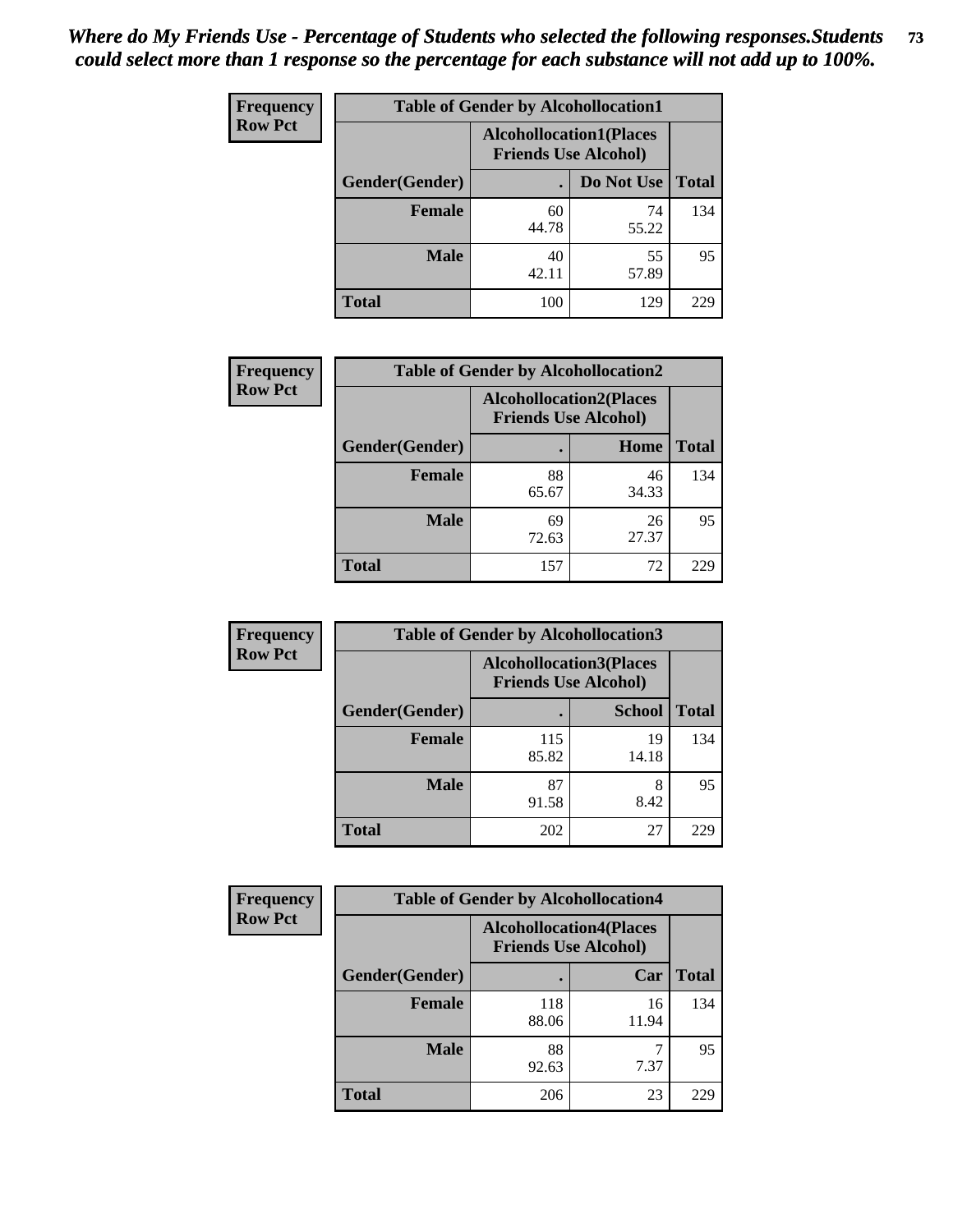*Where do My Friends Use - Percentage of Students who selected the following responses.Students could select more than 1 response so the percentage for each substance will not add up to 100%.*

**Frequency Row Pct**

| Table of Gender by Alcohollocation1 | | | |
|---|---|---|---|
| | Alcohollocation1(Places Friends Use Alcohol) | | |
| Gender(Gender) | . | Do Not Use | Total |
| **Female** | 60<br>44.78 | 74<br>55.22 | 134 |
| **Male** | 40<br>42.11 | 55<br>57.89 | 95 |
| **Total** | 100 | 129 | 229 |

**Frequency Row Pct**

| Table of Gender by Alcohollocation2 | | | |
|---|---|---|---|
| | Alcohollocation2(Places Friends Use Alcohol) | | |
| Gender(Gender) | . | Home | Total |
| **Female** | 88<br>65.67 | 46<br>34.33 | 134 |
| **Male** | 69<br>72.63 | 26<br>27.37 | 95 |
| **Total** | 157 | 72 | 229 |

**Frequency Row Pct**

| Table of Gender by Alcohollocation3 | | | |
|---|---|---|---|
| | Alcohollocation3(Places Friends Use Alcohol) | | |
| Gender(Gender) | . | School | Total |
| **Female** | 115<br>85.82 | 19<br>14.18 | 134 |
| **Male** | 87<br>91.58 | 8<br>8.42 | 95 |
| **Total** | 202 | 27 | 229 |

**Frequency Row Pct**

| Table of Gender by Alcohollocation4 | | | |
|---|---|---|---|
| | Alcohollocation4(Places Friends Use Alcohol) | | |
| Gender(Gender) | . | Car | Total |
| **Female** | 118<br>88.06 | 16<br>11.94 | 134 |
| **Male** | 88<br>92.63 | 7<br>7.37 | 95 |
| **Total** | 206 | 23 | 229 |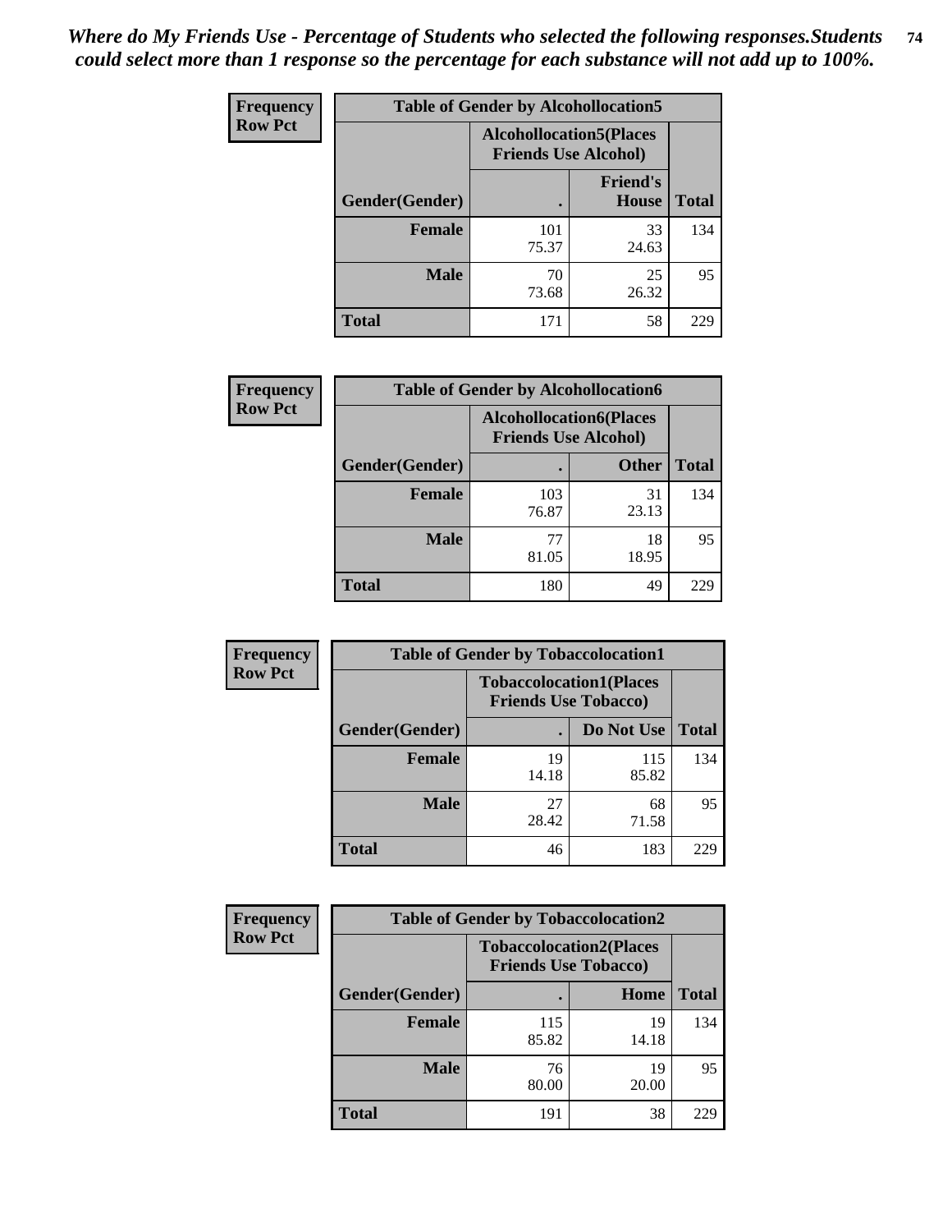*Where do My Friends Use - Percentage of Students who selected the following responses.Students could select more than 1 response so the percentage for each substance will not add up to 100%.*

**Frequency / Row Pct**

| Table of Gender by Alcohollocation5 | | | |
|---|---|---|---|
| | Alcohollocation5(Places Friends Use Alcohol) | | |
| Gender(Gender) | . | Friend's House | Total |
| **Female** | 101<br>75.37 | 33<br>24.63 | 134 |
| **Male** | 70<br>73.68 | 25<br>26.32 | 95 |
| **Total** | 171 | 58 | 229 |

**Frequency / Row Pct**

| Table of Gender by Alcohollocation6 | | | |
|---|---|---|---|
| | Alcohollocation6(Places Friends Use Alcohol) | | |
| Gender(Gender) | . | Other | Total |
| **Female** | 103<br>76.87 | 31<br>23.13 | 134 |
| **Male** | 77<br>81.05 | 18<br>18.95 | 95 |
| **Total** | 180 | 49 | 229 |

**Frequency / Row Pct**

| Table of Gender by Tobaccolocation1 | | | |
|---|---|---|---|
| | Tobaccolocation1(Places Friends Use Tobacco) | | |
| Gender(Gender) | . | Do Not Use | Total |
| **Female** | 19<br>14.18 | 115<br>85.82 | 134 |
| **Male** | 27<br>28.42 | 68<br>71.58 | 95 |
| **Total** | 46 | 183 | 229 |

**Frequency / Row Pct**

| Table of Gender by Tobaccolocation2 | | | |
|---|---|---|---|
| | Tobaccolocation2(Places Friends Use Tobacco) | | |
| Gender(Gender) | . | Home | Total |
| **Female** | 115<br>85.82 | 19<br>14.18 | 134 |
| **Male** | 76<br>80.00 | 19<br>20.00 | 95 |
| **Total** | 191 | 38 | 229 |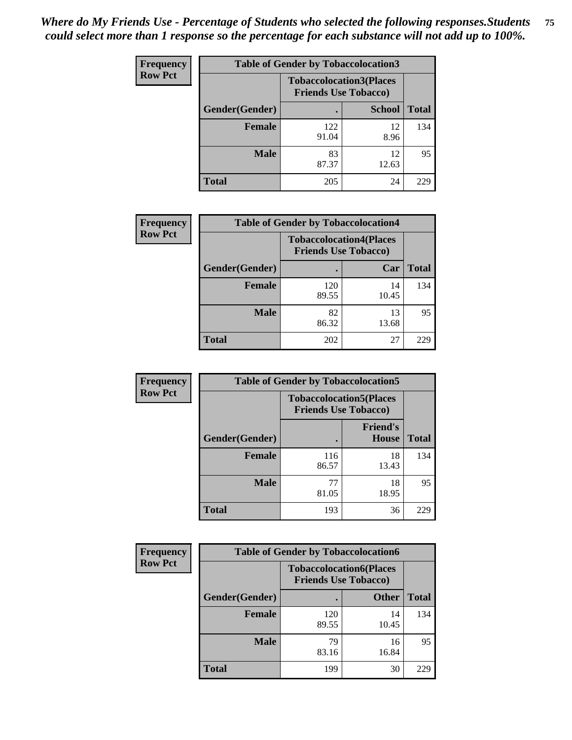*Where do My Friends Use - Percentage of Students who selected the following responses.Students could select more than 1 response so the percentage for each substance will not add up to 100%.*

**Frequency / Row Pct**

| Table of Gender by Tobaccolocation3 | | | |
|---|---|---|---|
| | Tobaccolocation3(Places Friends Use Tobacco) | | |
| Gender(Gender) | . | School | Total |
| Female | 122<br>91.04 | 12<br>8.96 | 134 |
| Male | 83<br>87.37 | 12<br>12.63 | 95 |
| Total | 205 | 24 | 229 |

**Frequency / Row Pct**

| Table of Gender by Tobaccolocation4 | | | |
|---|---|---|---|
| | Tobaccolocation4(Places Friends Use Tobacco) | | |
| Gender(Gender) | . | Car | Total |
| Female | 120<br>89.55 | 14<br>10.45 | 134 |
| Male | 82<br>86.32 | 13<br>13.68 | 95 |
| Total | 202 | 27 | 229 |

**Frequency / Row Pct**

| Table of Gender by Tobaccolocation5 | | | |
|---|---|---|---|
| | Tobaccolocation5(Places Friends Use Tobacco) | | |
| Gender(Gender) | . | Friend's House | Total |
| Female | 116<br>86.57 | 18<br>13.43 | 134 |
| Male | 77<br>81.05 | 18<br>18.95 | 95 |
| Total | 193 | 36 | 229 |

**Frequency / Row Pct**

| Table of Gender by Tobaccolocation6 | | | |
|---|---|---|---|
| | Tobaccolocation6(Places Friends Use Tobacco) | | |
| Gender(Gender) | . | Other | Total |
| Female | 120<br>89.55 | 14<br>10.45 | 134 |
| Male | 79<br>83.16 | 16<br>16.84 | 95 |
| Total | 199 | 30 | 229 |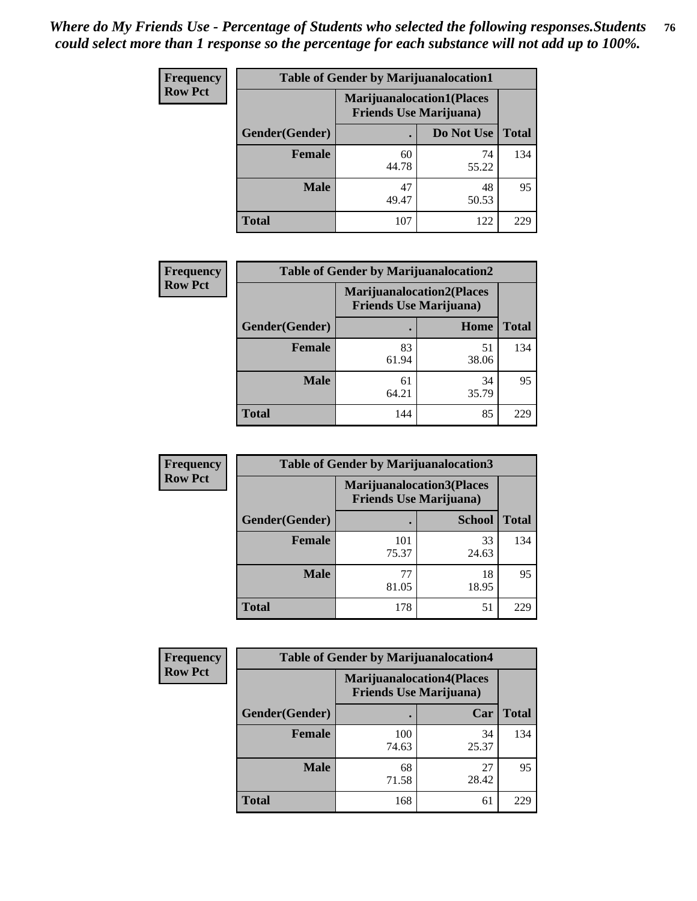*Where do My Friends Use - Percentage of Students who selected the following responses.Students could select more than 1 response so the percentage for each substance will not add up to 100%.*

| Frequency Row Pct | Table of Gender by Marijuanalocation1 | | |
|---|---|---|---|
| | Marijuanalocation1(Places Friends Use Marijuana) | | |
| Gender(Gender) | . | Do Not Use | Total |
| Female | 60<br>44.78 | 74<br>55.22 | 134 |
| Male | 47<br>49.47 | 48<br>50.53 | 95 |
| Total | 107 | 122 | 229 |

| Frequency Row Pct | Table of Gender by Marijuanalocation2 | | |
|---|---|---|---|
| | Marijuanalocation2(Places Friends Use Marijuana) | | |
| Gender(Gender) | . | Home | Total |
| Female | 83<br>61.94 | 51<br>38.06 | 134 |
| Male | 61<br>64.21 | 34<br>35.79 | 95 |
| Total | 144 | 85 | 229 |

| Frequency Row Pct | Table of Gender by Marijuanalocation3 | | |
|---|---|---|---|
| | Marijuanalocation3(Places Friends Use Marijuana) | | |
| Gender(Gender) | . | School | Total |
| Female | 101<br>75.37 | 33<br>24.63 | 134 |
| Male | 77<br>81.05 | 18<br>18.95 | 95 |
| Total | 178 | 51 | 229 |

| Frequency Row Pct | Table of Gender by Marijuanalocation4 | | |
|---|---|---|---|
| | Marijuanalocation4(Places Friends Use Marijuana) | | |
| Gender(Gender) | . | Car | Total |
| Female | 100<br>74.63 | 34<br>25.37 | 134 |
| Male | 68<br>71.58 | 27<br>28.42 | 95 |
| Total | 168 | 61 | 229 |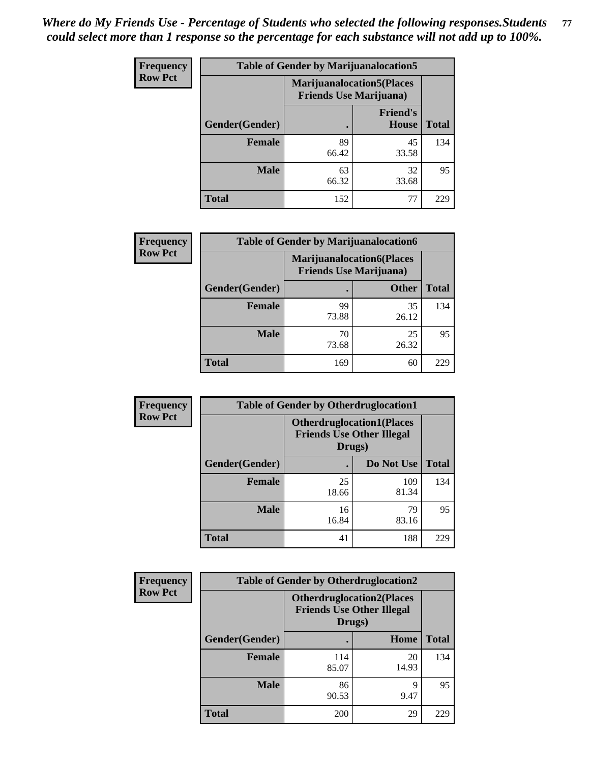*Where do My Friends Use - Percentage of Students who selected the following responses.Students could select more than 1 response so the percentage for each substance will not add up to 100%.*

**Frequency**
**Row Pct**

| Table of Gender by Marijuanalocation5 | | | |
|---|---|---|---|
| | Marijuanalocation5(Places Friends Use Marijuana) | | |
| Gender(Gender) | . | Friend's House | Total |
| **Female** | 89<br>66.42 | 45<br>33.58 | 134 |
| **Male** | 63<br>66.32 | 32<br>33.68 | 95 |
| **Total** | 152 | 77 | 229 |

**Frequency**
**Row Pct**

| Table of Gender by Marijuanalocation6 | | | |
|---|---|---|---|
| | Marijuanalocation6(Places Friends Use Marijuana) | | |
| Gender(Gender) | . | Other | Total |
| **Female** | 99<br>73.88 | 35<br>26.12 | 134 |
| **Male** | 70<br>73.68 | 25<br>26.32 | 95 |
| **Total** | 169 | 60 | 229 |

**Frequency**
**Row Pct**

| Table of Gender by Otherdruglocation1 | | | |
|---|---|---|---|
| | Otherdruglocation1(Places Friends Use Other Illegal Drugs) | | |
| Gender(Gender) | . | Do Not Use | Total |
| **Female** | 25<br>18.66 | 109<br>81.34 | 134 |
| **Male** | 16<br>16.84 | 79<br>83.16 | 95 |
| **Total** | 41 | 188 | 229 |

**Frequency**
**Row Pct**

| Table of Gender by Otherdruglocation2 | | | |
|---|---|---|---|
| | Otherdruglocation2(Places Friends Use Other Illegal Drugs) | | |
| Gender(Gender) | . | Home | Total |
| **Female** | 114<br>85.07 | 20<br>14.93 | 134 |
| **Male** | 86<br>90.53 | 9<br>9.47 | 95 |
| **Total** | 200 | 29 | 229 |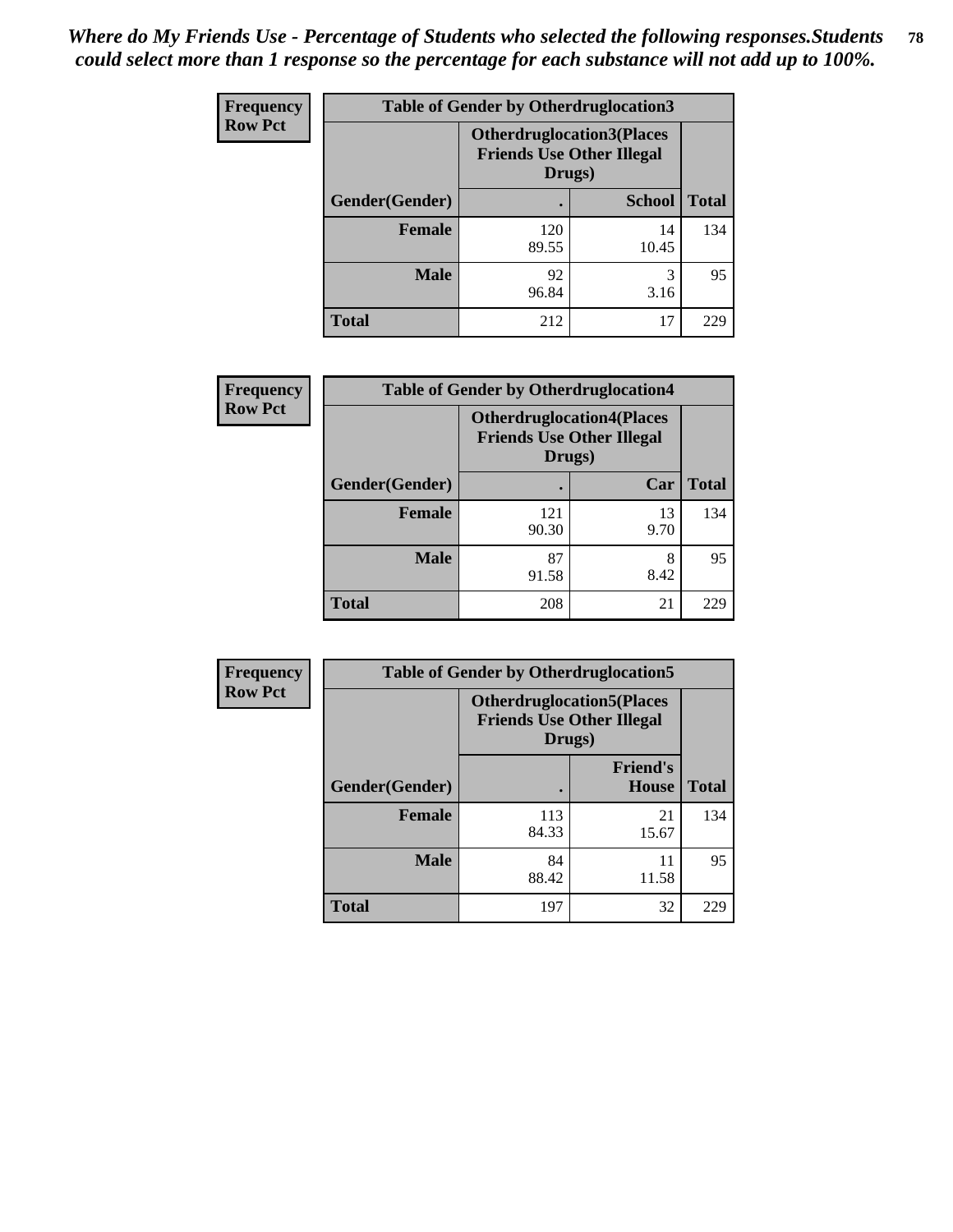*Where do My Friends Use - Percentage of Students who selected the following responses.Students could select more than 1 response so the percentage for each substance will not add up to 100%.*

**Frequency**
**Row Pct**

| Table of Gender by Otherdruglocation3 | | | |
|---|---|---|---|
| | Otherdruglocation3(Places Friends Use Other Illegal Drugs) | | |
| Gender(Gender) | . | School | Total |
| Female | 120<br>89.55 | 14<br>10.45 | 134 |
| Male | 92<br>96.84 | 3<br>3.16 | 95 |
| Total | 212 | 17 | 229 |

**Frequency**
**Row Pct**

| Table of Gender by Otherdruglocation4 | | | |
|---|---|---|---|
| | Otherdruglocation4(Places Friends Use Other Illegal Drugs) | | |
| Gender(Gender) | . | Car | Total |
| Female | 121<br>90.30 | 13<br>9.70 | 134 |
| Male | 87<br>91.58 | 8<br>8.42 | 95 |
| Total | 208 | 21 | 229 |

**Frequency**
**Row Pct**

| Table of Gender by Otherdruglocation5 | | | |
|---|---|---|---|
| | Otherdruglocation5(Places Friends Use Other Illegal Drugs) | | |
| Gender(Gender) | . | Friend's House | Total |
| Female | 113<br>84.33 | 21<br>15.67 | 134 |
| Male | 84<br>88.42 | 11<br>11.58 | 95 |
| Total | 197 | 32 | 229 |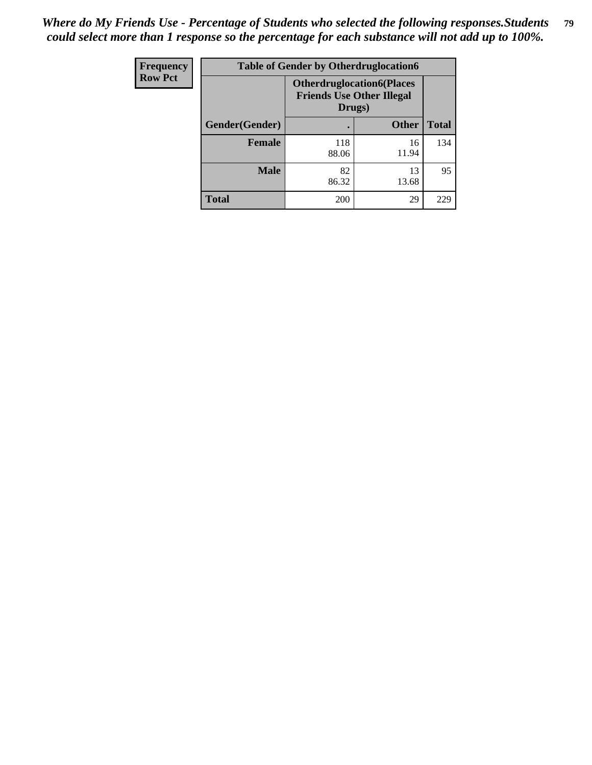*Where do My Friends Use - Percentage of Students who selected the following responses.Students could select more than 1 response so the percentage for each substance will not add up to 100%.*

| Frequency<br>Row Pct | Table of Gender by Otherdruglocation6 | | |
|---|---|---|---|
| | Otherdruglocation6(Places Friends Use Other Illegal Drugs) | | |
| Gender(Gender) | . | Other | Total |
| Female | 118<br>88.06 | 16<br>11.94 | 134 |
| Male | 82<br>86.32 | 13<br>13.68 | 95 |
| Total | 200 | 29 | 229 |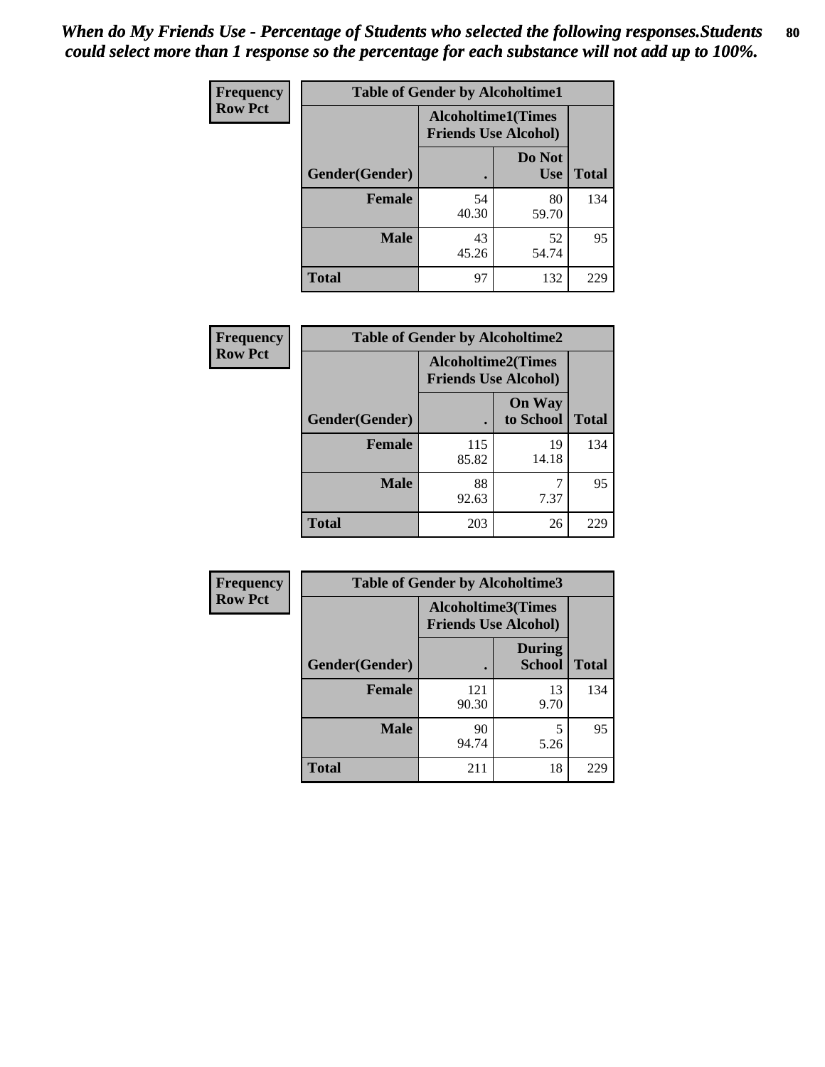*When do My Friends Use - Percentage of Students who selected the following responses.Students could select more than 1 response so the percentage for each substance will not add up to 100%.*

**Frequency**
**Row Pct**

| Table of Gender by Alcoholtime1 | | | |
|---|---|---|---|
| | Alcoholtime1(Times Friends Use Alcohol) | | |
| Gender(Gender) | . | Do Not Use | Total |
| **Female** | 54<br>40.30 | 80<br>59.70 | 134 |
| **Male** | 43<br>45.26 | 52<br>54.74 | 95 |
| **Total** | 97 | 132 | 229 |

**Frequency**
**Row Pct**

| Table of Gender by Alcoholtime2 | | | |
|---|---|---|---|
| | Alcoholtime2(Times Friends Use Alcohol) | | |
| Gender(Gender) | . | On Way to School | Total |
| **Female** | 115<br>85.82 | 19<br>14.18 | 134 |
| **Male** | 88<br>92.63 | 7<br>7.37 | 95 |
| **Total** | 203 | 26 | 229 |

**Frequency**
**Row Pct**

| Table of Gender by Alcoholtime3 | | | |
|---|---|---|---|
| | Alcoholtime3(Times Friends Use Alcohol) | | |
| Gender(Gender) | . | During School | Total |
| **Female** | 121<br>90.30 | 13<br>9.70 | 134 |
| **Male** | 90<br>94.74 | 5<br>5.26 | 95 |
| **Total** | 211 | 18 | 229 |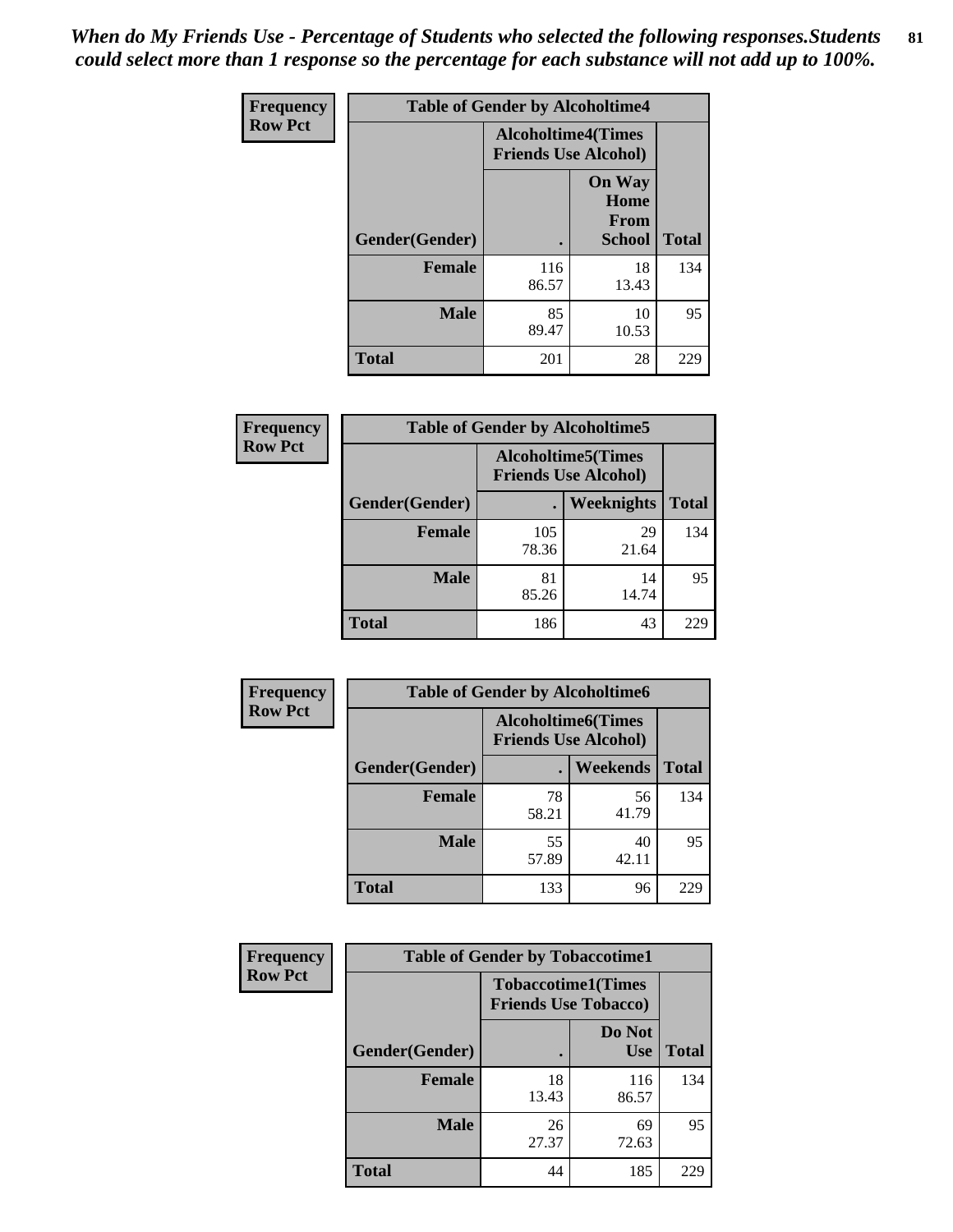*When do My Friends Use - Percentage of Students who selected the following responses.Students could select more than 1 response so the percentage for each substance will not add up to 100%.*

**Frequency**
**Row Pct**

| Table of Gender by Alcoholtime4 | | | |
|---|---|---|---|
| | Alcoholtime4(Times Friends Use Alcohol) | | |
| Gender(Gender) | . | On Way Home From School | Total |
| **Female** | 116<br>86.57 | 18<br>13.43 | 134 |
| **Male** | 85<br>89.47 | 10<br>10.53 | 95 |
| **Total** | 201 | 28 | 229 |

**Frequency**
**Row Pct**

| Table of Gender by Alcoholtime5 | | | |
|---|---|---|---|
| | Alcoholtime5(Times Friends Use Alcohol) | | |
| Gender(Gender) | . | Weeknights | Total |
| **Female** | 105<br>78.36 | 29<br>21.64 | 134 |
| **Male** | 81<br>85.26 | 14<br>14.74 | 95 |
| **Total** | 186 | 43 | 229 |

**Frequency**
**Row Pct**

| Table of Gender by Alcoholtime6 | | | |
|---|---|---|---|
| | Alcoholtime6(Times Friends Use Alcohol) | | |
| Gender(Gender) | . | Weekends | Total |
| **Female** | 78<br>58.21 | 56<br>41.79 | 134 |
| **Male** | 55<br>57.89 | 40<br>42.11 | 95 |
| **Total** | 133 | 96 | 229 |

**Frequency**
**Row Pct**

| Table of Gender by Tobaccotime1 | | | |
|---|---|---|---|
| | Tobaccotime1(Times Friends Use Tobacco) | | |
| Gender(Gender) | . | Do Not Use | Total |
| **Female** | 18<br>13.43 | 116<br>86.57 | 134 |
| **Male** | 26<br>27.37 | 69<br>72.63 | 95 |
| **Total** | 44 | 185 | 229 |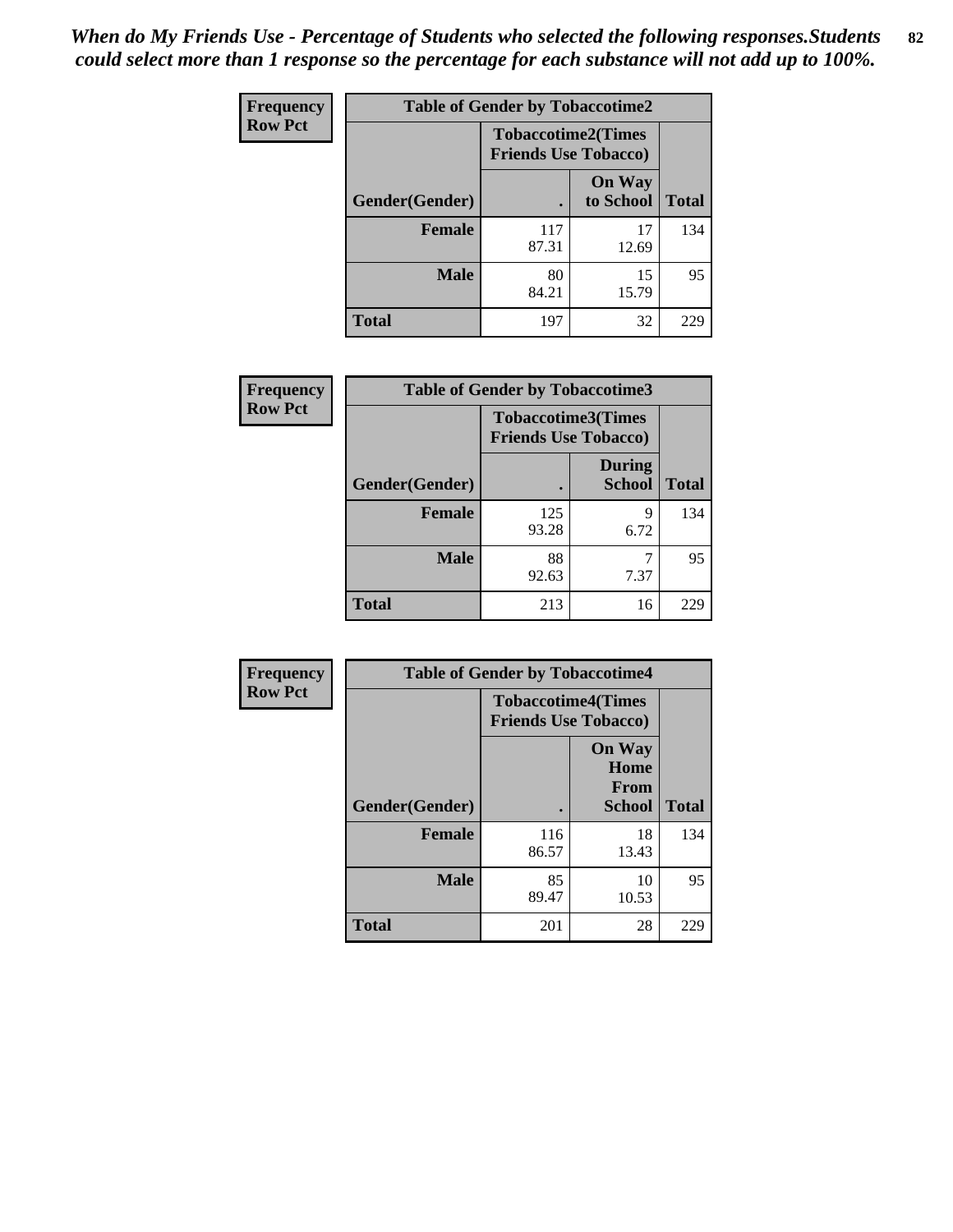*When do My Friends Use - Percentage of Students who selected the following responses.Students could select more than 1 response so the percentage for each substance will not add up to 100%.*

**Frequency**
**Row Pct**

| Table of Gender by Tobaccotime2 | | | |
|---|---|---|---|
| | Tobaccotime2(Times Friends Use Tobacco) | | |
| Gender(Gender) | . | On Way to School | Total |
| **Female** | 117<br>87.31 | 17<br>12.69 | 134 |
| **Male** | 80<br>84.21 | 15<br>15.79 | 95 |
| **Total** | 197 | 32 | 229 |

**Frequency**
**Row Pct**

| Table of Gender by Tobaccotime3 | | | |
|---|---|---|---|
| | Tobaccotime3(Times Friends Use Tobacco) | | |
| Gender(Gender) | . | During School | Total |
| **Female** | 125<br>93.28 | 9<br>6.72 | 134 |
| **Male** | 88<br>92.63 | 7<br>7.37 | 95 |
| **Total** | 213 | 16 | 229 |

**Frequency**
**Row Pct**

| Table of Gender by Tobaccotime4 | | | |
|---|---|---|---|
| | Tobaccotime4(Times Friends Use Tobacco) | | |
| Gender(Gender) | . | On Way Home From School | Total |
| **Female** | 116<br>86.57 | 18<br>13.43 | 134 |
| **Male** | 85<br>89.47 | 10<br>10.53 | 95 |
| **Total** | 201 | 28 | 229 |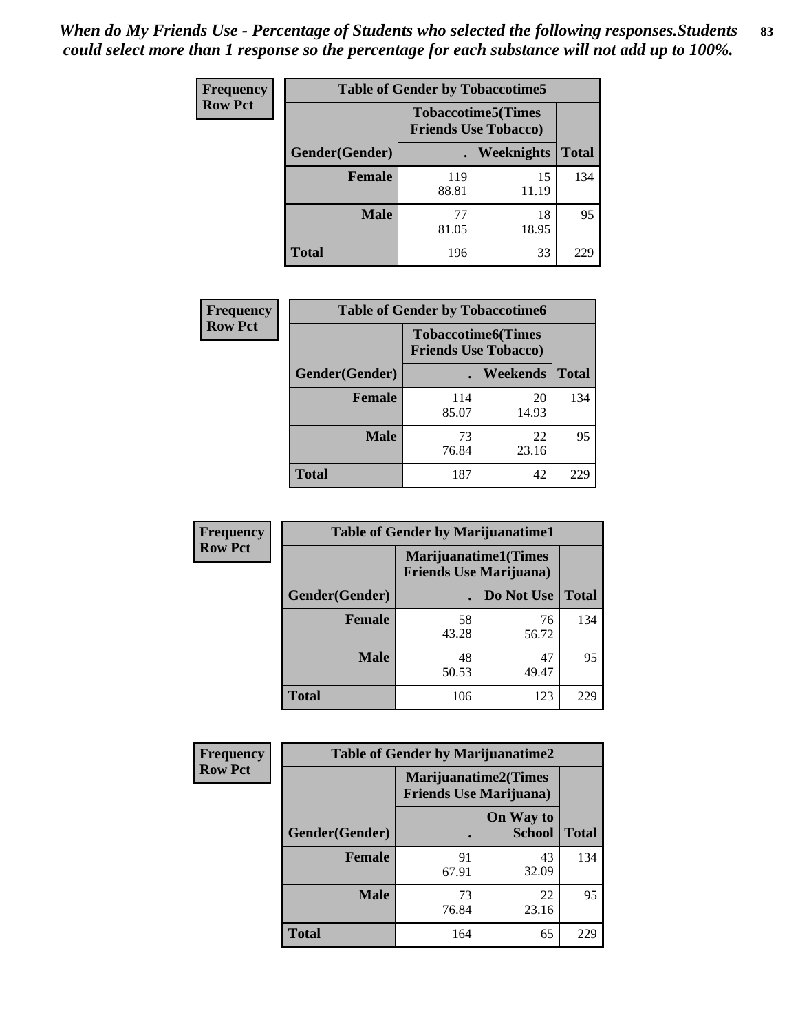*When do My Friends Use - Percentage of Students who selected the following responses.Students could select more than 1 response so the percentage for each substance will not add up to 100%.*

**Frequency**
**Row Pct**

| Table of Gender by Tobaccotime5 | | | |
|---|---|---|---|
| | Tobaccotime5(Times Friends Use Tobacco) | | |
| Gender(Gender) | . | Weeknights | Total |
| **Female** | 119<br>88.81 | 15<br>11.19 | 134 |
| **Male** | 77<br>81.05 | 18<br>18.95 | 95 |
| **Total** | 196 | 33 | 229 |

**Frequency**
**Row Pct**

| Table of Gender by Tobaccotime6 | | | |
|---|---|---|---|
| | Tobaccotime6(Times Friends Use Tobacco) | | |
| Gender(Gender) | . | Weekends | Total |
| **Female** | 114<br>85.07 | 20<br>14.93 | 134 |
| **Male** | 73<br>76.84 | 22<br>23.16 | 95 |
| **Total** | 187 | 42 | 229 |

**Frequency**
**Row Pct**

| Table of Gender by Marijuanatime1 | | | |
|---|---|---|---|
| | Marijuanatime1(Times Friends Use Marijuana) | | |
| Gender(Gender) | . | Do Not Use | Total |
| **Female** | 58<br>43.28 | 76<br>56.72 | 134 |
| **Male** | 48<br>50.53 | 47<br>49.47 | 95 |
| **Total** | 106 | 123 | 229 |

**Frequency**
**Row Pct**

| Table of Gender by Marijuanatime2 | | | |
|---|---|---|---|
| | Marijuanatime2(Times Friends Use Marijuana) | | |
| Gender(Gender) | . | On Way to School | Total |
| **Female** | 91<br>67.91 | 43<br>32.09 | 134 |
| **Male** | 73<br>76.84 | 22<br>23.16 | 95 |
| **Total** | 164 | 65 | 229 |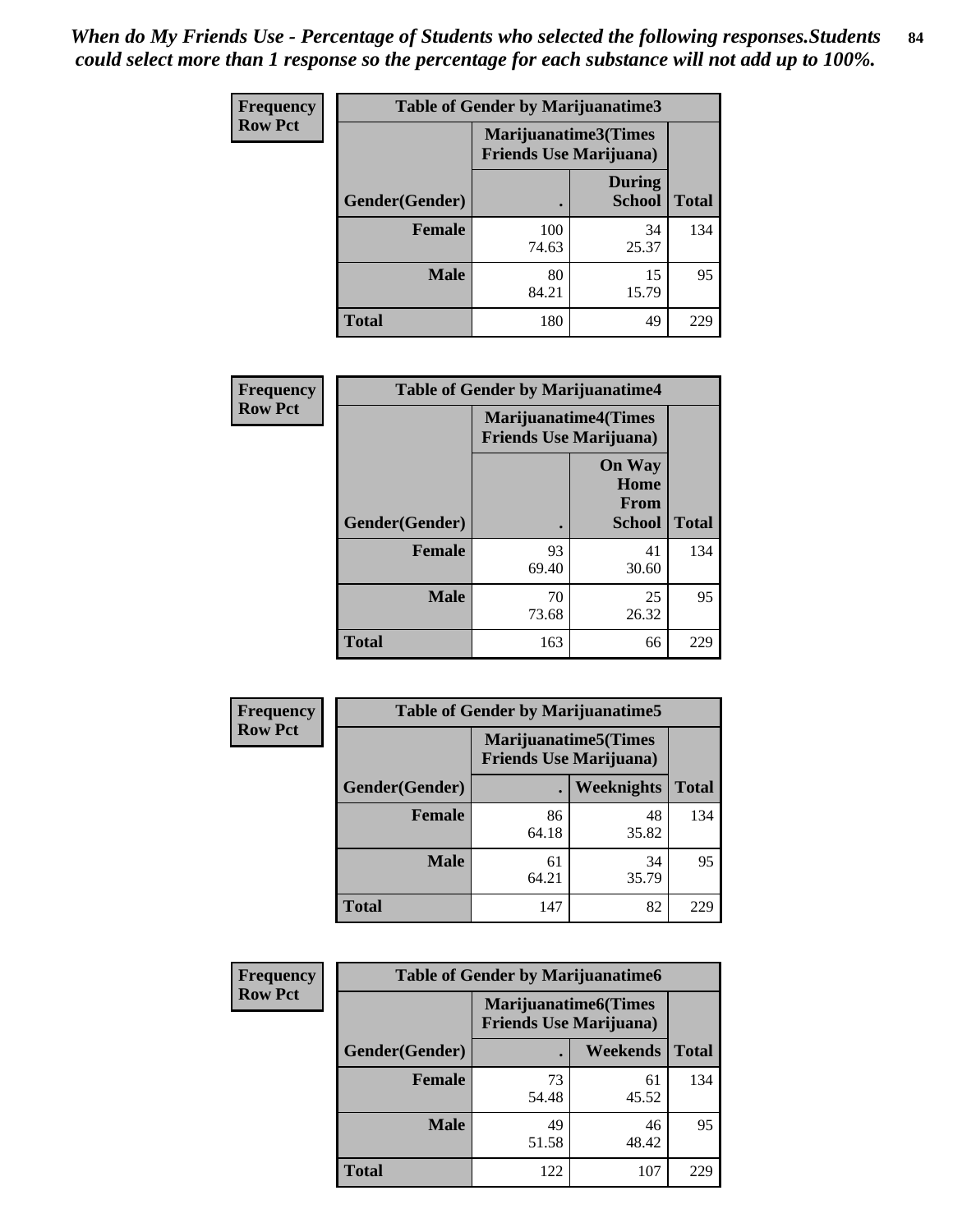*When do My Friends Use - Percentage of Students who selected the following responses.Students could select more than 1 response so the percentage for each substance will not add up to 100%.*

**Frequency**
**Row Pct**

| Table of Gender by Marijuanatime3 | | | |
|---|---|---|---|
| | Marijuanatime3(Times Friends Use Marijuana) | | |
| Gender(Gender) | . | During School | Total |
| Female | 100<br>74.63 | 34<br>25.37 | 134 |
| Male | 80<br>84.21 | 15<br>15.79 | 95 |
| Total | 180 | 49 | 229 |

**Frequency**
**Row Pct**

| Table of Gender by Marijuanatime4 | | | |
|---|---|---|---|
| | Marijuanatime4(Times Friends Use Marijuana) | | |
| Gender(Gender) | . | On Way Home From School | Total |
| Female | 93<br>69.40 | 41<br>30.60 | 134 |
| Male | 70<br>73.68 | 25<br>26.32 | 95 |
| Total | 163 | 66 | 229 |

**Frequency**
**Row Pct**

| Table of Gender by Marijuanatime5 | | | |
|---|---|---|---|
| | Marijuanatime5(Times Friends Use Marijuana) | | |
| Gender(Gender) | . | Weeknights | Total |
| Female | 86<br>64.18 | 48<br>35.82 | 134 |
| Male | 61<br>64.21 | 34<br>35.79 | 95 |
| Total | 147 | 82 | 229 |

**Frequency**
**Row Pct**

| Table of Gender by Marijuanatime6 | | | |
|---|---|---|---|
| | Marijuanatime6(Times Friends Use Marijuana) | | |
| Gender(Gender) | . | Weekends | Total |
| Female | 73<br>54.48 | 61<br>45.52 | 134 |
| Male | 49<br>51.58 | 46<br>48.42 | 95 |
| Total | 122 | 107 | 229 |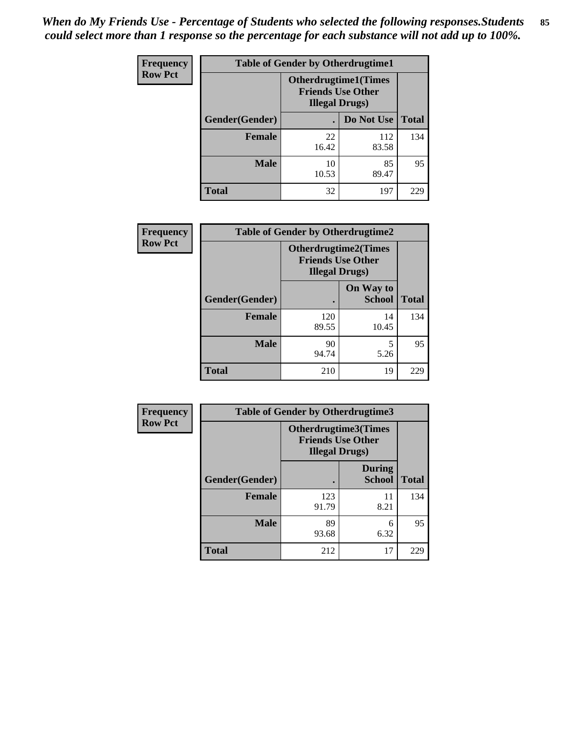*When do My Friends Use - Percentage of Students who selected the following responses.Students could select more than 1 response so the percentage for each substance will not add up to 100%.*

**Frequency**
**Row Pct**

**Table of Gender by Otherdrugtime1**

| Gender(Gender) | Otherdrugtime1(Times Friends Use Other Illegal Drugs) . | Do Not Use | Total |
|---|---|---|---|
| **Female** | 22<br>16.42 | 112<br>83.58 | 134 |
| **Male** | 10<br>10.53 | 85<br>89.47 | 95 |
| **Total** | 32 | 197 | 229 |

**Frequency**
**Row Pct**

**Table of Gender by Otherdrugtime2**

| Gender(Gender) | Otherdrugtime2(Times Friends Use Other Illegal Drugs) . | On Way to School | Total |
|---|---|---|---|
| **Female** | 120<br>89.55 | 14<br>10.45 | 134 |
| **Male** | 90<br>94.74 | 5<br>5.26 | 95 |
| **Total** | 210 | 19 | 229 |

**Frequency**
**Row Pct**

**Table of Gender by Otherdrugtime3**

| Gender(Gender) | Otherdrugtime3(Times Friends Use Other Illegal Drugs) . | During School | Total |
|---|---|---|---|
| **Female** | 123<br>91.79 | 11<br>8.21 | 134 |
| **Male** | 89<br>93.68 | 6<br>6.32 | 95 |
| **Total** | 212 | 17 | 229 |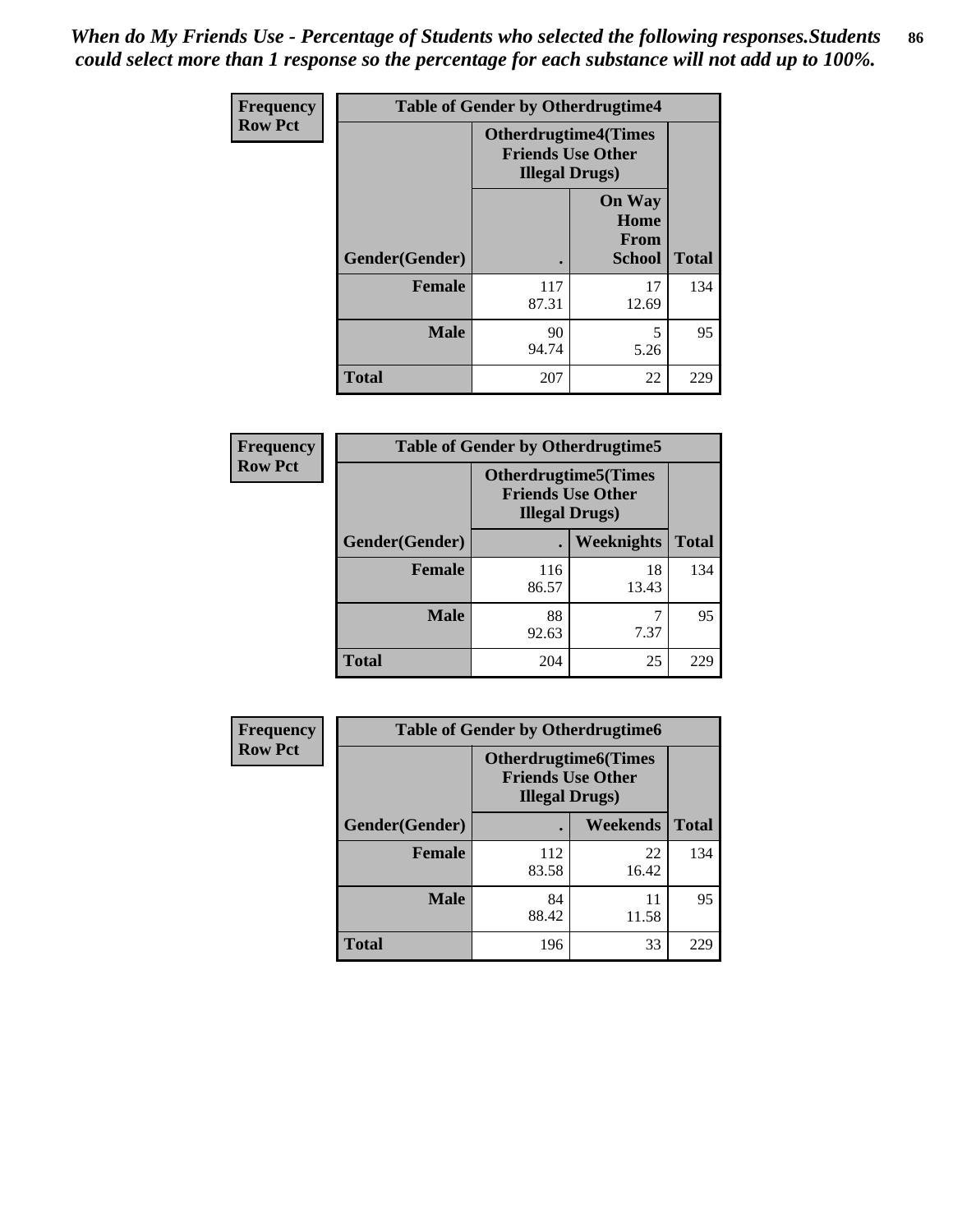*When do My Friends Use - Percentage of Students who selected the following responses.Students could select more than 1 response so the percentage for each substance will not add up to 100%.*

**Frequency**
**Row Pct**

| Table of Gender by Otherdrugtime4 | | | |
|---|---|---|---|
| | Otherdrugtime4(Times Friends Use Other Illegal Drugs) | | |
| Gender(Gender) | . | On Way Home From School | Total |
| **Female** | 117<br>87.31 | 17<br>12.69 | 134 |
| **Male** | 90<br>94.74 | 5<br>5.26 | 95 |
| **Total** | 207 | 22 | 229 |

**Frequency**
**Row Pct**

| Table of Gender by Otherdrugtime5 | | | |
|---|---|---|---|
| | Otherdrugtime5(Times Friends Use Other Illegal Drugs) | | |
| Gender(Gender) | . | Weeknights | Total |
| **Female** | 116<br>86.57 | 18<br>13.43 | 134 |
| **Male** | 88<br>92.63 | 7<br>7.37 | 95 |
| **Total** | 204 | 25 | 229 |

**Frequency**
**Row Pct**

| Table of Gender by Otherdrugtime6 | | | |
|---|---|---|---|
| | Otherdrugtime6(Times Friends Use Other Illegal Drugs) | | |
| Gender(Gender) | . | Weekends | Total |
| **Female** | 112<br>83.58 | 22<br>16.42 | 134 |
| **Male** | 84<br>88.42 | 11<br>11.58 | 95 |
| **Total** | 196 | 33 | 229 |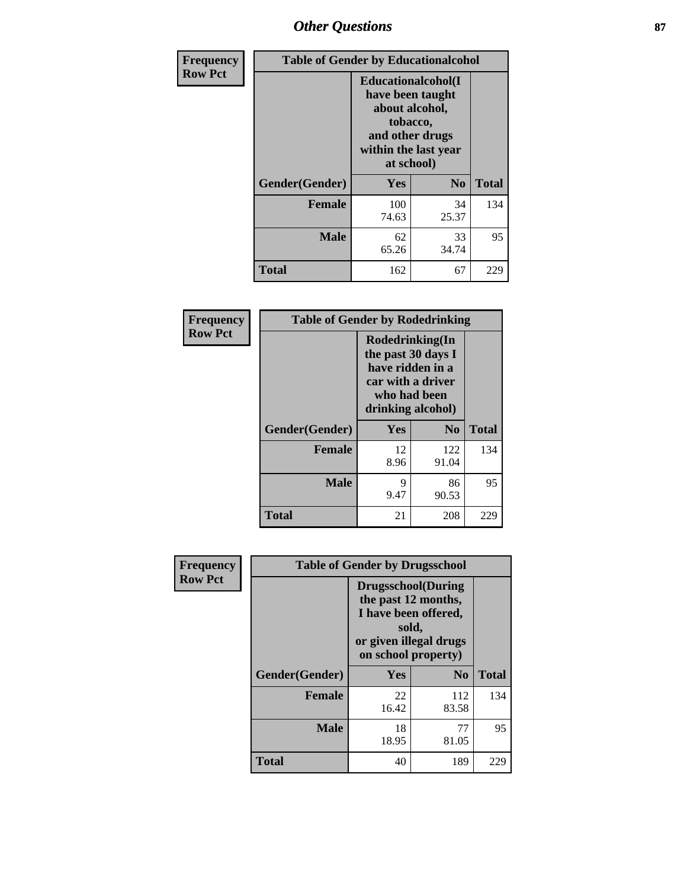# Other Questions

**Frequency**
**Row Pct**

| Table of Gender by Educationalcohol | | | |
|---|---|---|---|
| | Educationalcohol(I have been taught about alcohol, tobacco, and other drugs within the last year at school) | | |
| Gender(Gender) | Yes | No | Total |
| Female | 100<br>74.63 | 34<br>25.37 | 134 |
| Male | 62<br>65.26 | 33<br>34.74 | 95 |
| Total | 162 | 67 | 229 |

**Frequency**
**Row Pct**

| Table of Gender by Rodedrinking | | | |
|---|---|---|---|
| | Rodedrinking(In the past 30 days I have ridden in a car with a driver who had been drinking alcohol) | | |
| Gender(Gender) | Yes | No | Total |
| Female | 12<br>8.96 | 122<br>91.04 | 134 |
| Male | 9<br>9.47 | 86<br>90.53 | 95 |
| Total | 21 | 208 | 229 |

**Frequency**
**Row Pct**

| Table of Gender by Drugsschool | | | |
|---|---|---|---|
| | Drugsschool(During the past 12 months, I have been offered, sold, or given illegal drugs on school property) | | |
| Gender(Gender) | Yes | No | Total |
| Female | 22<br>16.42 | 112<br>83.58 | 134 |
| Male | 18<br>18.95 | 77<br>81.05 | 95 |
| Total | 40 | 189 | 229 |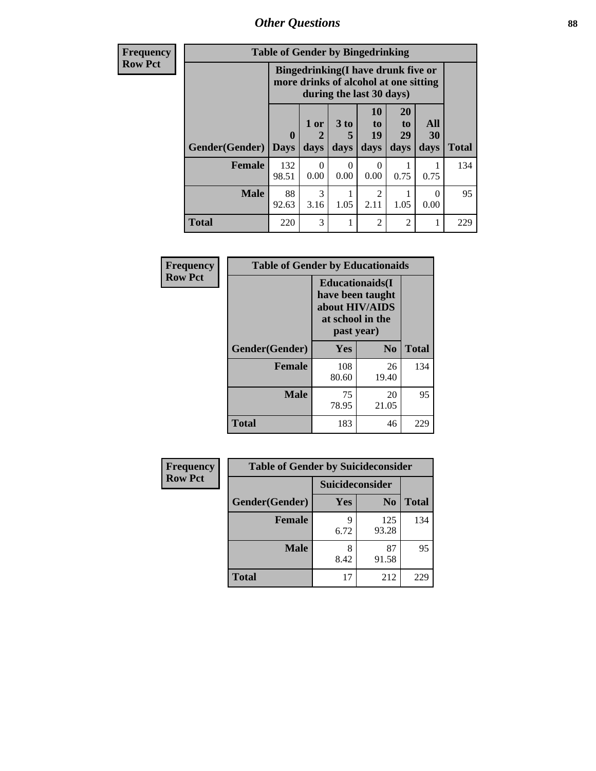## Other Questions

**Frequency**
**Row Pct**

| Table of Gender by Bingedrinking | | | | | | | |
|---|---|---|---|---|---|---|---|
| | Bingedrinking(I have drunk five or more drinks of alcohol at one sitting during the last 30 days) | | | | | | |
| Gender(Gender) | 0 Days | 1 or 2 days | 3 to 5 days | 10 to 19 days | 20 to 29 days | All 30 days | Total |
| **Female** | 132<br>98.51 | 0<br>0.00 | 0<br>0.00 | 0<br>0.00 | 1<br>0.75 | 1<br>0.75 | 134 |
| **Male** | 88<br>92.63 | 3<br>3.16 | 1<br>1.05 | 2<br>2.11 | 1<br>1.05 | 0<br>0.00 | 95 |
| **Total** | 220 | 3 | 1 | 2 | 2 | 1 | 229 |

**Frequency**
**Row Pct**

| Table of Gender by Educationaids | | | |
|---|---|---|---|
| | Educationaids(I have been taught about HIV/AIDS at school in the past year) | | |
| Gender(Gender) | Yes | No | Total |
| **Female** | 108<br>80.60 | 26<br>19.40 | 134 |
| **Male** | 75<br>78.95 | 20<br>21.05 | 95 |
| **Total** | 183 | 46 | 229 |

**Frequency**
**Row Pct**

| Table of Gender by Suicideconsider | | | |
|---|---|---|---|
| | Suicideconsider | | |
| Gender(Gender) | Yes | No | Total |
| **Female** | 9<br>6.72 | 125<br>93.28 | 134 |
| **Male** | 8<br>8.42 | 87<br>91.58 | 95 |
| **Total** | 17 | 212 | 229 |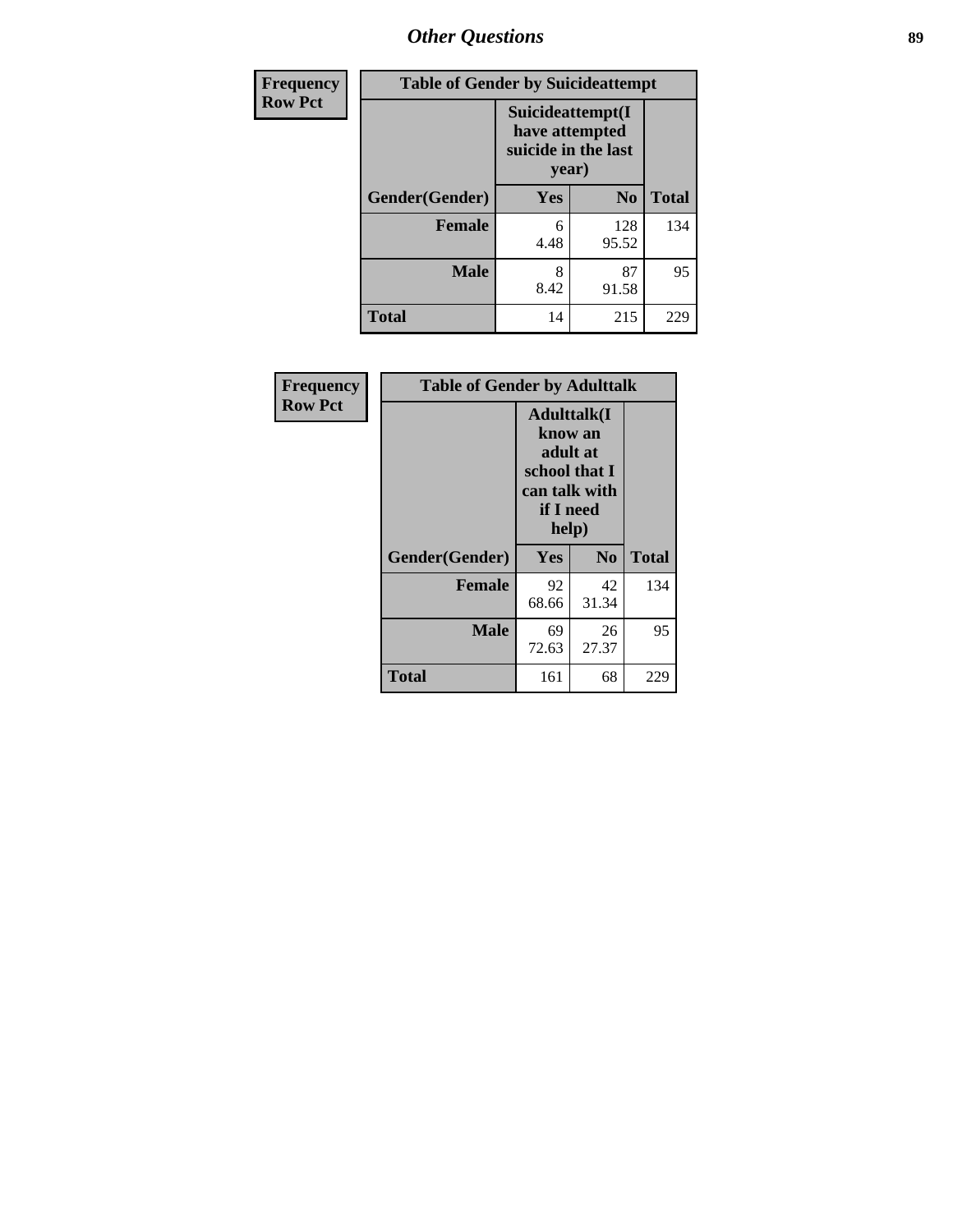# Other Questions

| Frequency Row Pct | Table of Gender by Suicideattempt | | |
|---|---|---|---|
| | Suicideattempt(I have attempted suicide in the last year) | | |
| Gender(Gender) | Yes | No | Total |
| Female | 6<br>4.48 | 128<br>95.52 | 134 |
| Male | 8<br>8.42 | 87<br>91.58 | 95 |
| Total | 14 | 215 | 229 |

| Frequency Row Pct | Table of Gender by Adulttalk | | |
|---|---|---|---|
| | Adulttalk(I know an adult at school that I can talk with if I need help) | | |
| Gender(Gender) | Yes | No | Total |
| Female | 92<br>68.66 | 42<br>31.34 | 134 |
| Male | 69<br>72.63 | 26<br>27.37 | 95 |
| Total | 161 | 68 | 229 |